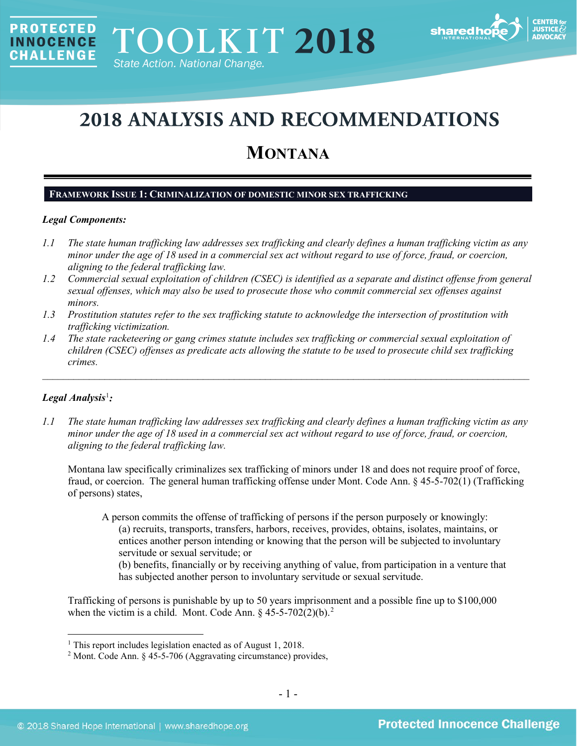# 2018 ANALYSIS AND RECOMMENDATIONS

## MONTANA

### FRAMEWORK ISSUE 1: CRIMINALIZATION OF DOMESTIC MINOR SEX TRAFFICKING

***Legal Components:***

*1.1 The state human trafficking law addresses sex trafficking and clearly defines a human trafficking victim as any minor under the age of 18 used in a commercial sex act without regard to use of force, fraud, or coercion, aligning to the federal trafficking law.*

*1.2 Commercial sexual exploitation of children (CSEC) is identified as a separate and distinct offense from general sexual offenses, which may also be used to prosecute those who commit commercial sex offenses against minors.*

*1.3 Prostitution statutes refer to the sex trafficking statute to acknowledge the intersection of prostitution with trafficking victimization.*

*1.4 The state racketeering or gang crimes statute includes sex trafficking or commercial sexual exploitation of children (CSEC) offenses as predicate acts allowing the statute to be used to prosecute child sex trafficking crimes.*

---

***Legal Analysis***[1]***:***

*1.1 The state human trafficking law addresses sex trafficking and clearly defines a human trafficking victim as any minor under the age of 18 used in a commercial sex act without regard to use of force, fraud, or coercion, aligning to the federal trafficking law.*

Montana law specifically criminalizes sex trafficking of minors under 18 and does not require proof of force, fraud, or coercion. The general human trafficking offense under Mont. Code Ann. § 45-5-702(1) (Trafficking of persons) states,

> A person commits the offense of trafficking of persons if the person purposely or knowingly:
> (a) recruits, transports, transfers, harbors, receives, provides, obtains, isolates, maintains, or entices another person intending or knowing that the person will be subjected to involuntary servitude or sexual servitude; or
> (b) benefits, financially or by receiving anything of value, from participation in a venture that has subjected another person to involuntary servitude or sexual servitude.

Trafficking of persons is punishable by up to 50 years imprisonment and a possible fine up to $100,000 when the victim is a child. Mont. Code Ann. § 45-5-702(2)(b).[2]

---

[1] This report includes legislation enacted as of August 1, 2018.

[2] Mont. Code Ann. § 45-5-706 (Aggravating circumstance) provides,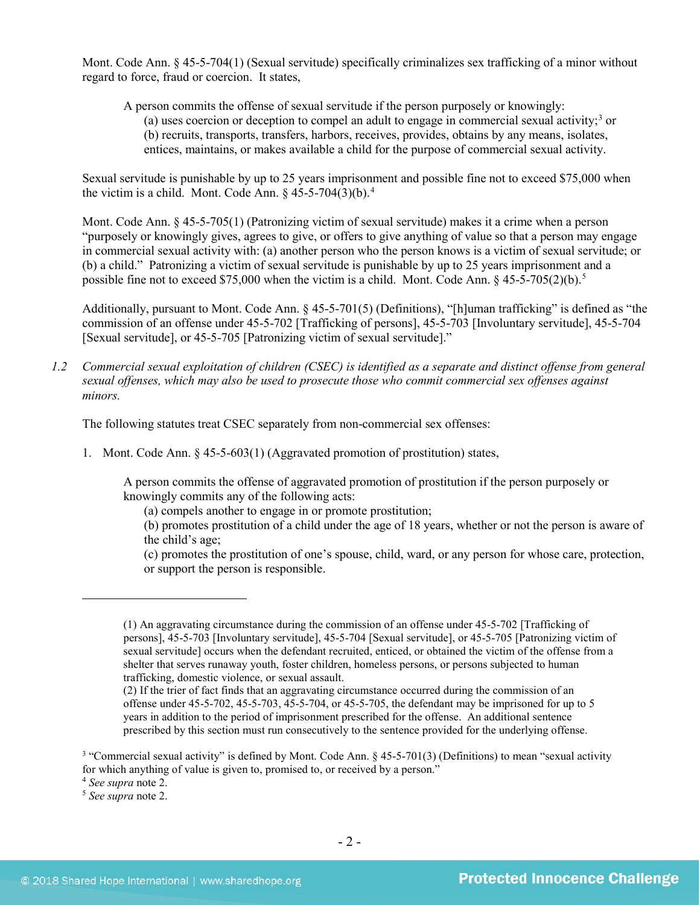Mont. Code Ann. § 45-5-704(1) (Sexual servitude) specifically criminalizes sex trafficking of a minor without regard to force, fraud or coercion. It states,

> A person commits the offense of sexual servitude if the person purposely or knowingly:
> (a) uses coercion or deception to compel an adult to engage in commercial sexual activity;[3] or
> (b) recruits, transports, transfers, harbors, receives, provides, obtains by any means, isolates, entices, maintains, or makes available a child for the purpose of commercial sexual activity.

Sexual servitude is punishable by up to 25 years imprisonment and possible fine not to exceed $75,000 when the victim is a child. Mont. Code Ann. § 45-5-704(3)(b).[4]

Mont. Code Ann. § 45-5-705(1) (Patronizing victim of sexual servitude) makes it a crime when a person "purposely or knowingly gives, agrees to give, or offers to give anything of value so that a person may engage in commercial sexual activity with: (a) another person who the person knows is a victim of sexual servitude; or (b) a child." Patronizing a victim of sexual servitude is punishable by up to 25 years imprisonment and a possible fine not to exceed $75,000 when the victim is a child. Mont. Code Ann. § 45-5-705(2)(b).[5]

Additionally, pursuant to Mont. Code Ann. § 45-5-701(5) (Definitions), "[h]uman trafficking" is defined as "the commission of an offense under 45-5-702 [Trafficking of persons], 45-5-703 [Involuntary servitude], 45-5-704 [Sexual servitude], or 45-5-705 [Patronizing victim of sexual servitude]."

*1.2 Commercial sexual exploitation of children (CSEC) is identified as a separate and distinct offense from general sexual offenses, which may also be used to prosecute those who commit commercial sex offenses against minors.*

The following statutes treat CSEC separately from non-commercial sex offenses:

1. Mont. Code Ann. § 45-5-603(1) (Aggravated promotion of prostitution) states,

> A person commits the offense of aggravated promotion of prostitution if the person purposely or knowingly commits any of the following acts:
> (a) compels another to engage in or promote prostitution;
> (b) promotes prostitution of a child under the age of 18 years, whether or not the person is aware of the child's age;
> (c) promotes the prostitution of one's spouse, child, ward, or any person for whose care, protection, or support the person is responsible.

---

> (1) An aggravating circumstance during the commission of an offense under 45-5-702 [Trafficking of persons], 45-5-703 [Involuntary servitude], 45-5-704 [Sexual servitude], or 45-5-705 [Patronizing victim of sexual servitude] occurs when the defendant recruited, enticed, or obtained the victim of the offense from a shelter that serves runaway youth, foster children, homeless persons, or persons subjected to human trafficking, domestic violence, or sexual assault.
> (2) If the trier of fact finds that an aggravating circumstance occurred during the commission of an offense under 45-5-702, 45-5-703, 45-5-704, or 45-5-705, the defendant may be imprisoned for up to 5 years in addition to the period of imprisonment prescribed for the offense. An additional sentence prescribed by this section must run consecutively to the sentence provided for the underlying offense.

[3] "Commercial sexual activity" is defined by Mont. Code Ann. § 45-5-701(3) (Definitions) to mean "sexual activity for which anything of value is given to, promised to, or received by a person."

[4] *See supra* note 2.

[5] *See supra* note 2.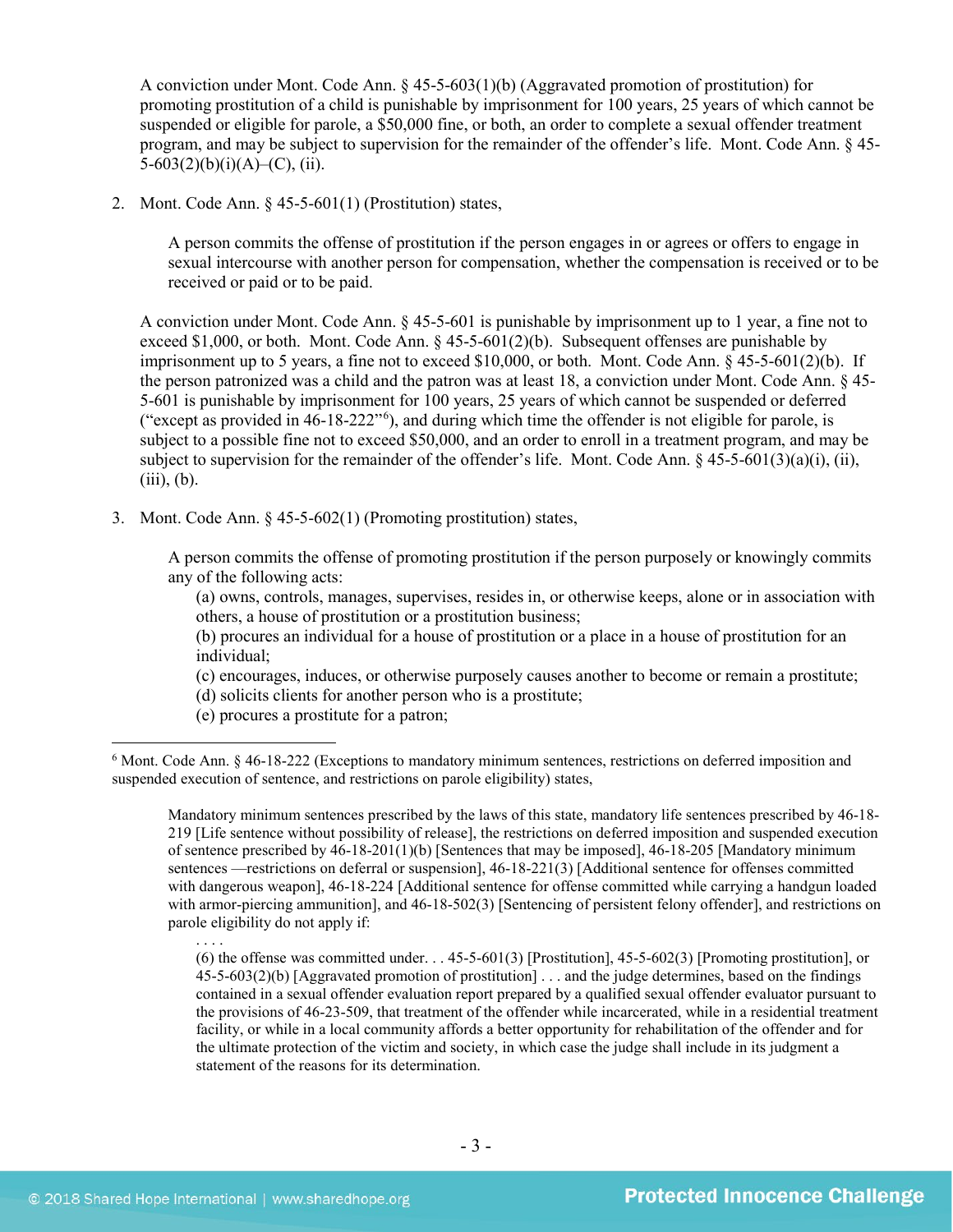A conviction under Mont. Code Ann. § 45-5-603(1)(b) (Aggravated promotion of prostitution) for promoting prostitution of a child is punishable by imprisonment for 100 years, 25 years of which cannot be suspended or eligible for parole, a $50,000 fine, or both, an order to complete a sexual offender treatment program, and may be subject to supervision for the remainder of the offender's life. Mont. Code Ann. § 45-5-603(2)(b)(i)(A)–(C), (ii).

2. Mont. Code Ann. § 45-5-601(1) (Prostitution) states,

   > A person commits the offense of prostitution if the person engages in or agrees or offers to engage in sexual intercourse with another person for compensation, whether the compensation is received or to be received or paid or to be paid.

   A conviction under Mont. Code Ann. § 45-5-601 is punishable by imprisonment up to 1 year, a fine not to exceed $1,000, or both. Mont. Code Ann. § 45-5-601(2)(b). Subsequent offenses are punishable by imprisonment up to 5 years, a fine not to exceed $10,000, or both. Mont. Code Ann. § 45-5-601(2)(b). If the person patronized was a child and the patron was at least 18, a conviction under Mont. Code Ann. § 45-5-601 is punishable by imprisonment for 100 years, 25 years of which cannot be suspended or deferred ("except as provided in 46-18-222"[6]), and during which time the offender is not eligible for parole, is subject to a possible fine not to exceed $50,000, and an order to enroll in a treatment program, and may be subject to supervision for the remainder of the offender's life. Mont. Code Ann. § 45-5-601(3)(a)(i), (ii), (iii), (b).

3. Mont. Code Ann. § 45-5-602(1) (Promoting prostitution) states,

   > A person commits the offense of promoting prostitution if the person purposely or knowingly commits any of the following acts:
   > (a) owns, controls, manages, supervises, resides in, or otherwise keeps, alone or in association with others, a house of prostitution or a prostitution business;
   > (b) procures an individual for a house of prostitution or a place in a house of prostitution for an individual;
   > (c) encourages, induces, or otherwise purposely causes another to become or remain a prostitute;
   > (d) solicits clients for another person who is a prostitute;
   > (e) procures a prostitute for a patron;

---

[6] Mont. Code Ann. § 46-18-222 (Exceptions to mandatory minimum sentences, restrictions on deferred imposition and suspended execution of sentence, and restrictions on parole eligibility) states,

> Mandatory minimum sentences prescribed by the laws of this state, mandatory life sentences prescribed by 46-18-219 [Life sentence without possibility of release], the restrictions on deferred imposition and suspended execution of sentence prescribed by 46-18-201(1)(b) [Sentences that may be imposed], 46-18-205 [Mandatory minimum sentences —restrictions on deferral or suspension], 46-18-221(3) [Additional sentence for offenses committed with dangerous weapon], 46-18-224 [Additional sentence for offense committed while carrying a handgun loaded with armor-piercing ammunition], and 46-18-502(3) [Sentencing of persistent felony offender], and restrictions on parole eligibility do not apply if:
> . . . .
> (6) the offense was committed under. . . 45-5-601(3) [Prostitution], 45-5-602(3) [Promoting prostitution], or 45-5-603(2)(b) [Aggravated promotion of prostitution] . . . and the judge determines, based on the findings contained in a sexual offender evaluation report prepared by a qualified sexual offender evaluator pursuant to the provisions of 46-23-509, that treatment of the offender while incarcerated, while in a residential treatment facility, or while in a local community affords a better opportunity for rehabilitation of the offender and for the ultimate protection of the victim and society, in which case the judge shall include in its judgment a statement of the reasons for its determination.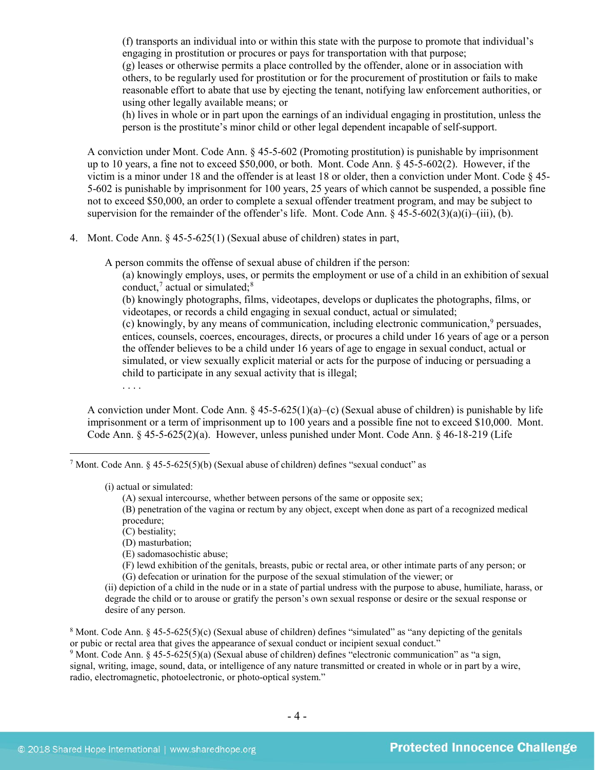(f) transports an individual into or within this state with the purpose to promote that individual's engaging in prostitution or procures or pays for transportation with that purpose;
(g) leases or otherwise permits a place controlled by the offender, alone or in association with others, to be regularly used for prostitution or for the procurement of prostitution or fails to make reasonable effort to abate that use by ejecting the tenant, notifying law enforcement authorities, or using other legally available means; or
(h) lives in whole or in part upon the earnings of an individual engaging in prostitution, unless the person is the prostitute's minor child or other legal dependent incapable of self-support.

A conviction under Mont. Code Ann. § 45-5-602 (Promoting prostitution) is punishable by imprisonment up to 10 years, a fine not to exceed $50,000, or both. Mont. Code Ann. § 45-5-602(2). However, if the victim is a minor under 18 and the offender is at least 18 or older, then a conviction under Mont. Code § 45-5-602 is punishable by imprisonment for 100 years, 25 years of which cannot be suspended, a possible fine not to exceed $50,000, an order to complete a sexual offender treatment program, and may be subject to supervision for the remainder of the offender's life. Mont. Code Ann. § 45-5-602(3)(a)(i)–(iii), (b).

4. Mont. Code Ann. § 45-5-625(1) (Sexual abuse of children) states in part,

   A person commits the offense of sexual abuse of children if the person:
   (a) knowingly employs, uses, or permits the employment or use of a child in an exhibition of sexual conduct,[7] actual or simulated;[8]
   (b) knowingly photographs, films, videotapes, develops or duplicates the photographs, films, or videotapes, or records a child engaging in sexual conduct, actual or simulated;
   (c) knowingly, by any means of communication, including electronic communication,[9] persuades, entices, counsels, coerces, encourages, directs, or procures a child under 16 years of age or a person the offender believes to be a child under 16 years of age to engage in sexual conduct, actual or simulated, or view sexually explicit material or acts for the purpose of inducing or persuading a child to participate in any sexual activity that is illegal;
   . . . .

A conviction under Mont. Code Ann. § 45-5-625(1)(a)–(c) (Sexual abuse of children) is punishable by life imprisonment or a term of imprisonment up to 100 years and a possible fine not to exceed $10,000. Mont. Code Ann. § 45-5-625(2)(a). However, unless punished under Mont. Code Ann. § 46-18-219 (Life

---

[7] Mont. Code Ann. § 45-5-625(5)(b) (Sexual abuse of children) defines "sexual conduct" as

(i) actual or simulated:
   (A) sexual intercourse, whether between persons of the same or opposite sex;
   (B) penetration of the vagina or rectum by any object, except when done as part of a recognized medical procedure;
   (C) bestiality;
   (D) masturbation;
   (E) sadomasochistic abuse;
   (F) lewd exhibition of the genitals, breasts, pubic or rectal area, or other intimate parts of any person; or
   (G) defecation or urination for the sexual stimulation of the viewer; or
(ii) depiction of a child in the nude or in a state of partial undress with the purpose to abuse, humiliate, harass, or degrade the child or to arouse or gratify the person's own sexual response or desire or the sexual response or desire of any person.

[8] Mont. Code Ann. § 45-5-625(5)(c) (Sexual abuse of children) defines "simulated" as "any depicting of the genitals or pubic or rectal area that gives the appearance of sexual conduct or incipient sexual conduct."

[9] Mont. Code Ann. § 45-5-625(5)(a) (Sexual abuse of children) defines "electronic communication" as "a sign, signal, writing, image, sound, data, or intelligence of any nature transmitted or created in whole or in part by a wire, radio, electromagnetic, photoelectronic, or photo-optical system."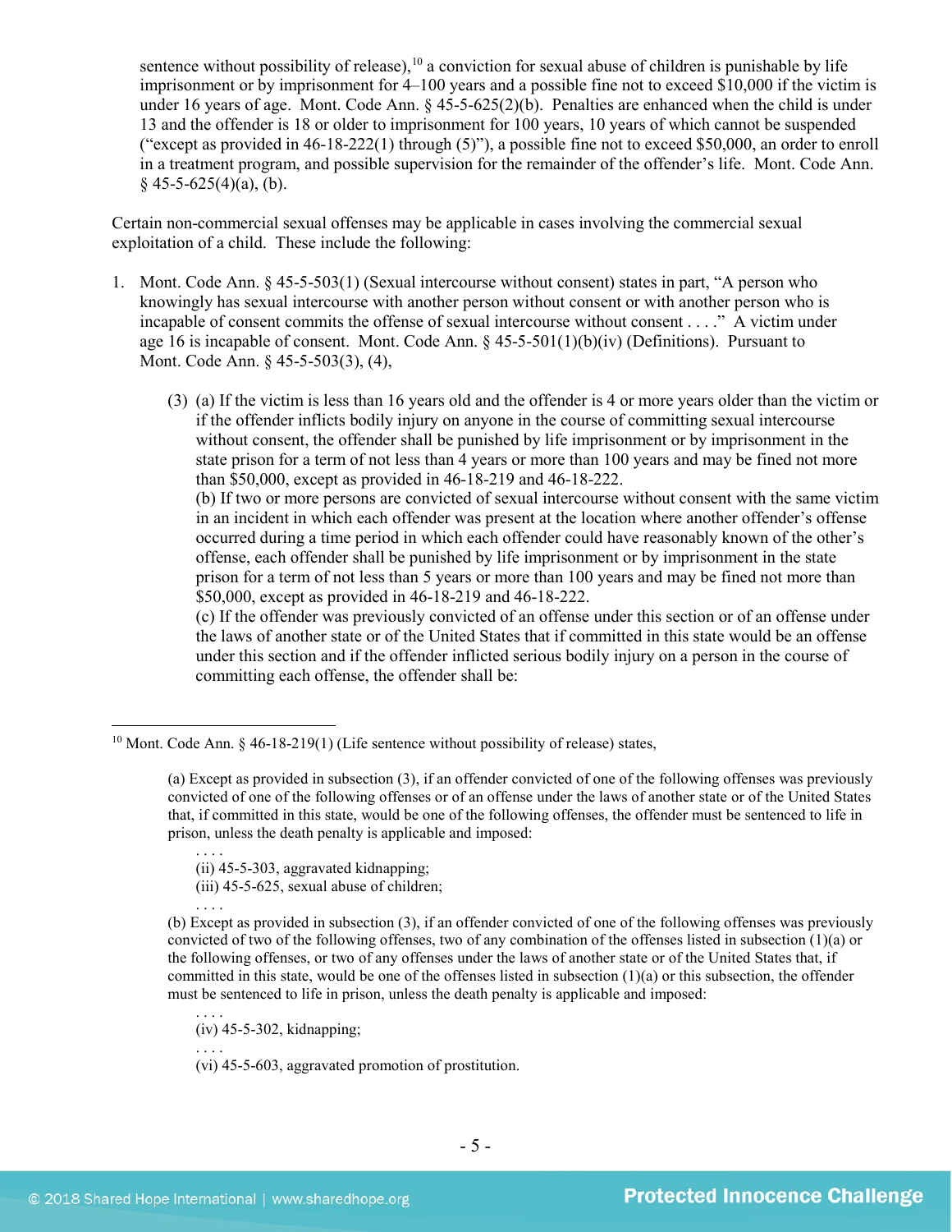sentence without possibility of release),[10] a conviction for sexual abuse of children is punishable by life imprisonment or by imprisonment for 4–100 years and a possible fine not to exceed $10,000 if the victim is under 16 years of age. Mont. Code Ann. § 45-5-625(2)(b). Penalties are enhanced when the child is under 13 and the offender is 18 or older to imprisonment for 100 years, 10 years of which cannot be suspended ("except as provided in 46-18-222(1) through (5)"), a possible fine not to exceed $50,000, an order to enroll in a treatment program, and possible supervision for the remainder of the offender's life. Mont. Code Ann. § 45-5-625(4)(a), (b).

Certain non-commercial sexual offenses may be applicable in cases involving the commercial sexual exploitation of a child. These include the following:

1. Mont. Code Ann. § 45-5-503(1) (Sexual intercourse without consent) states in part, "A person who knowingly has sexual intercourse with another person without consent or with another person who is incapable of consent commits the offense of sexual intercourse without consent . . . ." A victim under age 16 is incapable of consent. Mont. Code Ann. § 45-5-501(1)(b)(iv) (Definitions). Pursuant to Mont. Code Ann. § 45-5-503(3), (4),

    > (3) (a) If the victim is less than 16 years old and the offender is 4 or more years older than the victim or if the offender inflicts bodily injury on anyone in the course of committing sexual intercourse without consent, the offender shall be punished by life imprisonment or by imprisonment in the state prison for a term of not less than 4 years or more than 100 years and may be fined not more than $50,000, except as provided in 46-18-219 and 46-18-222.
    > (b) If two or more persons are convicted of sexual intercourse without consent with the same victim in an incident in which each offender was present at the location where another offender's offense occurred during a time period in which each offender could have reasonably known of the other's offense, each offender shall be punished by life imprisonment or by imprisonment in the state prison for a term of not less than 5 years or more than 100 years and may be fined not more than $50,000, except as provided in 46-18-219 and 46-18-222.
    > (c) If the offender was previously convicted of an offense under this section or of an offense under the laws of another state or of the United States that if committed in this state would be an offense under this section and if the offender inflicted serious bodily injury on a person in the course of committing each offense, the offender shall be:

---

[10] Mont. Code Ann. § 46-18-219(1) (Life sentence without possibility of release) states,

> (a) Except as provided in subsection (3), if an offender convicted of one of the following offenses was previously convicted of one of the following offenses or of an offense under the laws of another state or of the United States that, if committed in this state, would be one of the following offenses, the offender must be sentenced to life in prison, unless the death penalty is applicable and imposed:
>
> . . . .
> (ii) 45-5-303, aggravated kidnapping;
> (iii) 45-5-625, sexual abuse of children;
> . . . .
>
> (b) Except as provided in subsection (3), if an offender convicted of one of the following offenses was previously convicted of two of the following offenses, two of any combination of the offenses listed in subsection (1)(a) or the following offenses, or two of any offenses under the laws of another state or of the United States that, if committed in this state, would be one of the offenses listed in subsection (1)(a) or this subsection, the offender must be sentenced to life in prison, unless the death penalty is applicable and imposed:
>
> . . . .
> (iv) 45-5-302, kidnapping;
> . . . .
> (vi) 45-5-603, aggravated promotion of prostitution.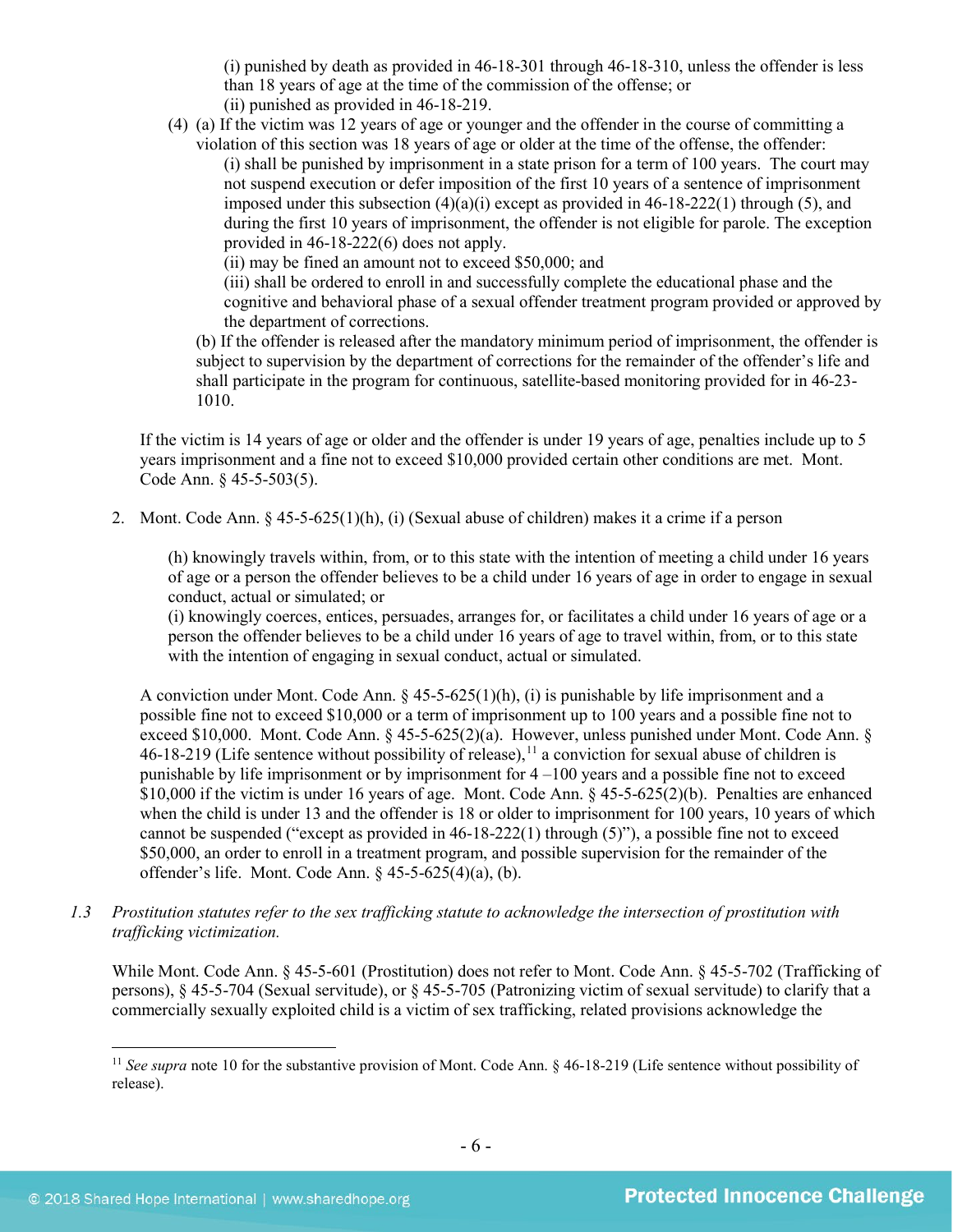(i) punished by death as provided in 46-18-301 through 46-18-310, unless the offender is less than 18 years of age at the time of the commission of the offense; or
(ii) punished as provided in 46-18-219.

(4) (a) If the victim was 12 years of age or younger and the offender in the course of committing a violation of this section was 18 years of age or older at the time of the offense, the offender:
(i) shall be punished by imprisonment in a state prison for a term of 100 years. The court may not suspend execution or defer imposition of the first 10 years of a sentence of imprisonment imposed under this subsection (4)(a)(i) except as provided in 46-18-222(1) through (5), and during the first 10 years of imprisonment, the offender is not eligible for parole. The exception provided in 46-18-222(6) does not apply.
(ii) may be fined an amount not to exceed $50,000; and
(iii) shall be ordered to enroll in and successfully complete the educational phase and the cognitive and behavioral phase of a sexual offender treatment program provided or approved by the department of corrections.
(b) If the offender is released after the mandatory minimum period of imprisonment, the offender is subject to supervision by the department of corrections for the remainder of the offender's life and shall participate in the program for continuous, satellite-based monitoring provided for in 46-23-1010.

If the victim is 14 years of age or older and the offender is under 19 years of age, penalties include up to 5 years imprisonment and a fine not to exceed $10,000 provided certain other conditions are met. Mont. Code Ann. § 45-5-503(5).

2. Mont. Code Ann. § 45-5-625(1)(h), (i) (Sexual abuse of children) makes it a crime if a person

   (h) knowingly travels within, from, or to this state with the intention of meeting a child under 16 years of age or a person the offender believes to be a child under 16 years of age in order to engage in sexual conduct, actual or simulated; or
   (i) knowingly coerces, entices, persuades, arranges for, or facilitates a child under 16 years of age or a person the offender believes to be a child under 16 years of age to travel within, from, or to this state with the intention of engaging in sexual conduct, actual or simulated.

   A conviction under Mont. Code Ann. § 45-5-625(1)(h), (i) is punishable by life imprisonment and a possible fine not to exceed $10,000 or a term of imprisonment up to 100 years and a possible fine not to exceed $10,000. Mont. Code Ann. § 45-5-625(2)(a). However, unless punished under Mont. Code Ann. § 46-18-219 (Life sentence without possibility of release),[11] a conviction for sexual abuse of children is punishable by life imprisonment or by imprisonment for 4 –100 years and a possible fine not to exceed $10,000 if the victim is under 16 years of age. Mont. Code Ann. § 45-5-625(2)(b). Penalties are enhanced when the child is under 13 and the offender is 18 or older to imprisonment for 100 years, 10 years of which cannot be suspended ("except as provided in 46-18-222(1) through (5)"), a possible fine not to exceed $50,000, an order to enroll in a treatment program, and possible supervision for the remainder of the offender's life. Mont. Code Ann. § 45-5-625(4)(a), (b).

*1.3 Prostitution statutes refer to the sex trafficking statute to acknowledge the intersection of prostitution with trafficking victimization.*

While Mont. Code Ann. § 45-5-601 (Prostitution) does not refer to Mont. Code Ann. § 45-5-702 (Trafficking of persons), § 45-5-704 (Sexual servitude), or § 45-5-705 (Patronizing victim of sexual servitude) to clarify that a commercially sexually exploited child is a victim of sex trafficking, related provisions acknowledge the

---

[11] *See supra* note 10 for the substantive provision of Mont. Code Ann. § 46-18-219 (Life sentence without possibility of release).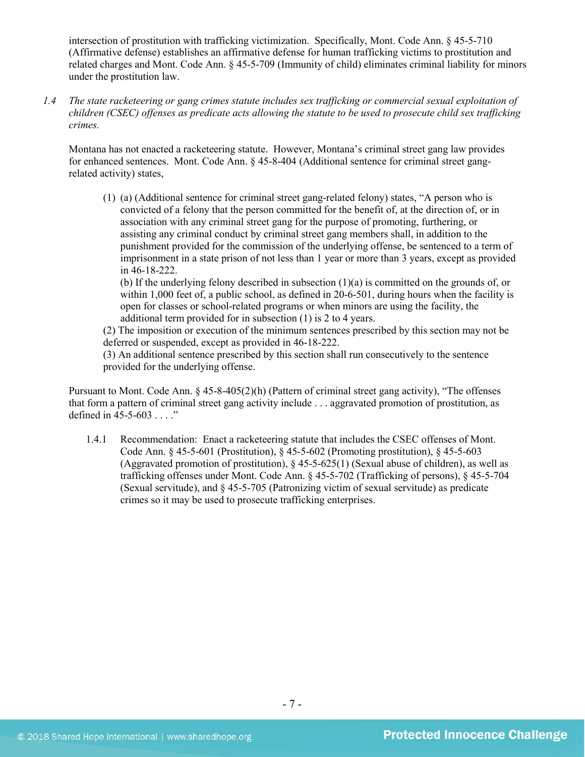intersection of prostitution with trafficking victimization. Specifically, Mont. Code Ann. § 45-5-710 (Affirmative defense) establishes an affirmative defense for human trafficking victims to prostitution and related charges and Mont. Code Ann. § 45-5-709 (Immunity of child) eliminates criminal liability for minors under the prostitution law.

1.4 *The state racketeering or gang crimes statute includes sex trafficking or commercial sexual exploitation of children (CSEC) offenses as predicate acts allowing the statute to be used to prosecute child sex trafficking crimes.*

Montana has not enacted a racketeering statute. However, Montana's criminal street gang law provides for enhanced sentences. Mont. Code Ann. § 45-8-404 (Additional sentence for criminal street gang-related activity) states,

> (1) (a) (Additional sentence for criminal street gang-related felony) states, "A person who is convicted of a felony that the person committed for the benefit of, at the direction of, or in association with any criminal street gang for the purpose of promoting, furthering, or assisting any criminal conduct by criminal street gang members shall, in addition to the punishment provided for the commission of the underlying offense, be sentenced to a term of imprisonment in a state prison of not less than 1 year or more than 3 years, except as provided in 46-18-222.
> (b) If the underlying felony described in subsection (1)(a) is committed on the grounds of, or within 1,000 feet of, a public school, as defined in 20-6-501, during hours when the facility is open for classes or school-related programs or when minors are using the facility, the additional term provided for in subsection (1) is 2 to 4 years.
> (2) The imposition or execution of the minimum sentences prescribed by this section may not be deferred or suspended, except as provided in 46-18-222.
> (3) An additional sentence prescribed by this section shall run consecutively to the sentence provided for the underlying offense.

Pursuant to Mont. Code Ann. § 45-8-405(2)(h) (Pattern of criminal street gang activity), "The offenses that form a pattern of criminal street gang activity include . . . aggravated promotion of prostitution, as defined in 45-5-603 . . . ."

1.4.1 Recommendation: Enact a racketeering statute that includes the CSEC offenses of Mont. Code Ann. § 45-5-601 (Prostitution), § 45-5-602 (Promoting prostitution), § 45-5-603 (Aggravated promotion of prostitution), § 45-5-625(1) (Sexual abuse of children), as well as trafficking offenses under Mont. Code Ann. § 45-5-702 (Trafficking of persons), § 45-5-704 (Sexual servitude), and § 45-5-705 (Patronizing victim of sexual servitude) as predicate crimes so it may be used to prosecute trafficking enterprises.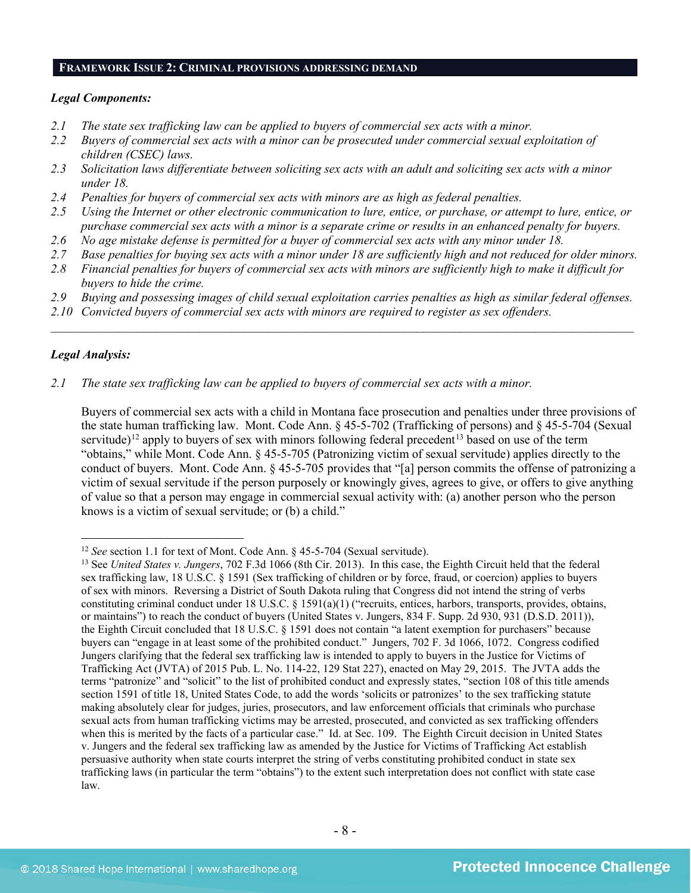## FRAMEWORK ISSUE 2: CRIMINAL PROVISIONS ADDRESSING DEMAND

***Legal Components:***

*2.1 The state sex trafficking law can be applied to buyers of commercial sex acts with a minor.*
*2.2 Buyers of commercial sex acts with a minor can be prosecuted under commercial sexual exploitation of children (CSEC) laws.*
*2.3 Solicitation laws differentiate between soliciting sex acts with an adult and soliciting sex acts with a minor under 18.*
*2.4 Penalties for buyers of commercial sex acts with minors are as high as federal penalties.*
*2.5 Using the Internet or other electronic communication to lure, entice, or purchase, or attempt to lure, entice, or purchase commercial sex acts with a minor is a separate crime or results in an enhanced penalty for buyers.*
*2.6 No age mistake defense is permitted for a buyer of commercial sex acts with any minor under 18.*
*2.7 Base penalties for buying sex acts with a minor under 18 are sufficiently high and not reduced for older minors.*
*2.8 Financial penalties for buyers of commercial sex acts with minors are sufficiently high to make it difficult for buyers to hide the crime.*
*2.9 Buying and possessing images of child sexual exploitation carries penalties as high as similar federal offenses.*
*2.10 Convicted buyers of commercial sex acts with minors are required to register as sex offenders.*

---

***Legal Analysis:***

*2.1 The state sex trafficking law can be applied to buyers of commercial sex acts with a minor.*

Buyers of commercial sex acts with a child in Montana face prosecution and penalties under three provisions of the state human trafficking law. Mont. Code Ann. § 45-5-702 (Trafficking of persons) and § 45-5-704 (Sexual servitude)[12] apply to buyers of sex with minors following federal precedent[13] based on use of the term "obtains," while Mont. Code Ann. § 45-5-705 (Patronizing victim of sexual servitude) applies directly to the conduct of buyers. Mont. Code Ann. § 45-5-705 provides that "[a] person commits the offense of patronizing a victim of sexual servitude if the person purposely or knowingly gives, agrees to give, or offers to give anything of value so that a person may engage in commercial sexual activity with: (a) another person who the person knows is a victim of sexual servitude; or (b) a child."

---

[12] *See* section 1.1 for text of Mont. Code Ann. § 45-5-704 (Sexual servitude).

[13] See *United States v. Jungers*, 702 F.3d 1066 (8th Cir. 2013). In this case, the Eighth Circuit held that the federal sex trafficking law, 18 U.S.C. § 1591 (Sex trafficking of children or by force, fraud, or coercion) applies to buyers of sex with minors. Reversing a District of South Dakota ruling that Congress did not intend the string of verbs constituting criminal conduct under 18 U.S.C. § 1591(a)(1) ("recruits, entices, harbors, transports, provides, obtains, or maintains") to reach the conduct of buyers (United States v. Jungers, 834 F. Supp. 2d 930, 931 (D.S.D. 2011)), the Eighth Circuit concluded that 18 U.S.C. § 1591 does not contain "a latent exemption for purchasers" because buyers can "engage in at least some of the prohibited conduct." Jungers, 702 F. 3d 1066, 1072. Congress codified Jungers clarifying that the federal sex trafficking law is intended to apply to buyers in the Justice for Victims of Trafficking Act (JVTA) of 2015 Pub. L. No. 114-22, 129 Stat 227), enacted on May 29, 2015. The JVTA adds the terms "patronize" and "solicit" to the list of prohibited conduct and expressly states, "section 108 of this title amends section 1591 of title 18, United States Code, to add the words 'solicits or patronizes' to the sex trafficking statute making absolutely clear for judges, juries, prosecutors, and law enforcement officials that criminals who purchase sexual acts from human trafficking victims may be arrested, prosecuted, and convicted as sex trafficking offenders when this is merited by the facts of a particular case." Id. at Sec. 109. The Eighth Circuit decision in United States v. Jungers and the federal sex trafficking law as amended by the Justice for Victims of Trafficking Act establish persuasive authority when state courts interpret the string of verbs constituting prohibited conduct in state sex trafficking laws (in particular the term "obtains") to the extent such interpretation does not conflict with state case law.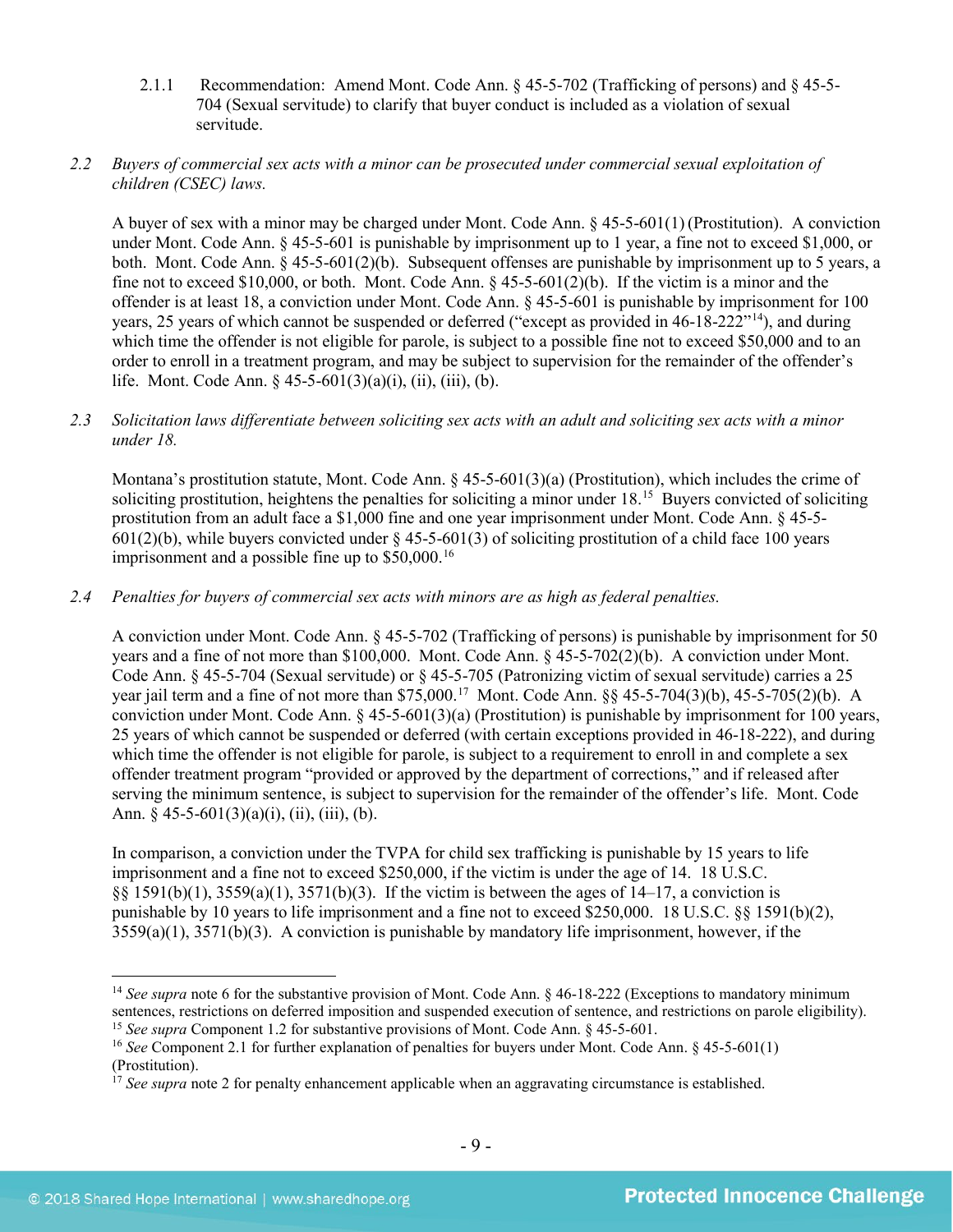2.1.1 Recommendation: Amend Mont. Code Ann. § 45-5-702 (Trafficking of persons) and § 45-5-704 (Sexual servitude) to clarify that buyer conduct is included as a violation of sexual servitude.

*2.2 Buyers of commercial sex acts with a minor can be prosecuted under commercial sexual exploitation of children (CSEC) laws.*

A buyer of sex with a minor may be charged under Mont. Code Ann. § 45-5-601(1) (Prostitution). A conviction under Mont. Code Ann. § 45-5-601 is punishable by imprisonment up to 1 year, a fine not to exceed $1,000, or both. Mont. Code Ann. § 45-5-601(2)(b). Subsequent offenses are punishable by imprisonment up to 5 years, a fine not to exceed $10,000, or both. Mont. Code Ann. § 45-5-601(2)(b). If the victim is a minor and the offender is at least 18, a conviction under Mont. Code Ann. § 45-5-601 is punishable by imprisonment for 100 years, 25 years of which cannot be suspended or deferred ("except as provided in 46-18-222"[14]), and during which time the offender is not eligible for parole, is subject to a possible fine not to exceed $50,000 and to an order to enroll in a treatment program, and may be subject to supervision for the remainder of the offender's life. Mont. Code Ann. § 45-5-601(3)(a)(i), (ii), (iii), (b).

*2.3 Solicitation laws differentiate between soliciting sex acts with an adult and soliciting sex acts with a minor under 18.*

Montana's prostitution statute, Mont. Code Ann. § 45-5-601(3)(a) (Prostitution), which includes the crime of soliciting prostitution, heightens the penalties for soliciting a minor under 18.[15] Buyers convicted of soliciting prostitution from an adult face a $1,000 fine and one year imprisonment under Mont. Code Ann. § 45-5-601(2)(b), while buyers convicted under § 45-5-601(3) of soliciting prostitution of a child face 100 years imprisonment and a possible fine up to $50,000.[16]

*2.4 Penalties for buyers of commercial sex acts with minors are as high as federal penalties.*

A conviction under Mont. Code Ann. § 45-5-702 (Trafficking of persons) is punishable by imprisonment for 50 years and a fine of not more than $100,000. Mont. Code Ann. § 45-5-702(2)(b). A conviction under Mont. Code Ann. § 45-5-704 (Sexual servitude) or § 45-5-705 (Patronizing victim of sexual servitude) carries a 25 year jail term and a fine of not more than $75,000.[17] Mont. Code Ann. §§ 45-5-704(3)(b), 45-5-705(2)(b). A conviction under Mont. Code Ann. § 45-5-601(3)(a) (Prostitution) is punishable by imprisonment for 100 years, 25 years of which cannot be suspended or deferred (with certain exceptions provided in 46-18-222), and during which time the offender is not eligible for parole, is subject to a requirement to enroll in and complete a sex offender treatment program "provided or approved by the department of corrections," and if released after serving the minimum sentence, is subject to supervision for the remainder of the offender's life. Mont. Code Ann. § 45-5-601(3)(a)(i), (ii), (iii), (b).

In comparison, a conviction under the TVPA for child sex trafficking is punishable by 15 years to life imprisonment and a fine not to exceed $250,000, if the victim is under the age of 14. 18 U.S.C. §§ 1591(b)(1), 3559(a)(1), 3571(b)(3). If the victim is between the ages of 14–17, a conviction is punishable by 10 years to life imprisonment and a fine not to exceed $250,000. 18 U.S.C. §§ 1591(b)(2), 3559(a)(1), 3571(b)(3). A conviction is punishable by mandatory life imprisonment, however, if the

---

[14] *See supra* note 6 for the substantive provision of Mont. Code Ann. § 46-18-222 (Exceptions to mandatory minimum sentences, restrictions on deferred imposition and suspended execution of sentence, and restrictions on parole eligibility).

[15] *See supra* Component 1.2 for substantive provisions of Mont. Code Ann. § 45-5-601.

[16] *See* Component 2.1 for further explanation of penalties for buyers under Mont. Code Ann. § 45-5-601(1) (Prostitution).

[17] *See supra* note 2 for penalty enhancement applicable when an aggravating circumstance is established.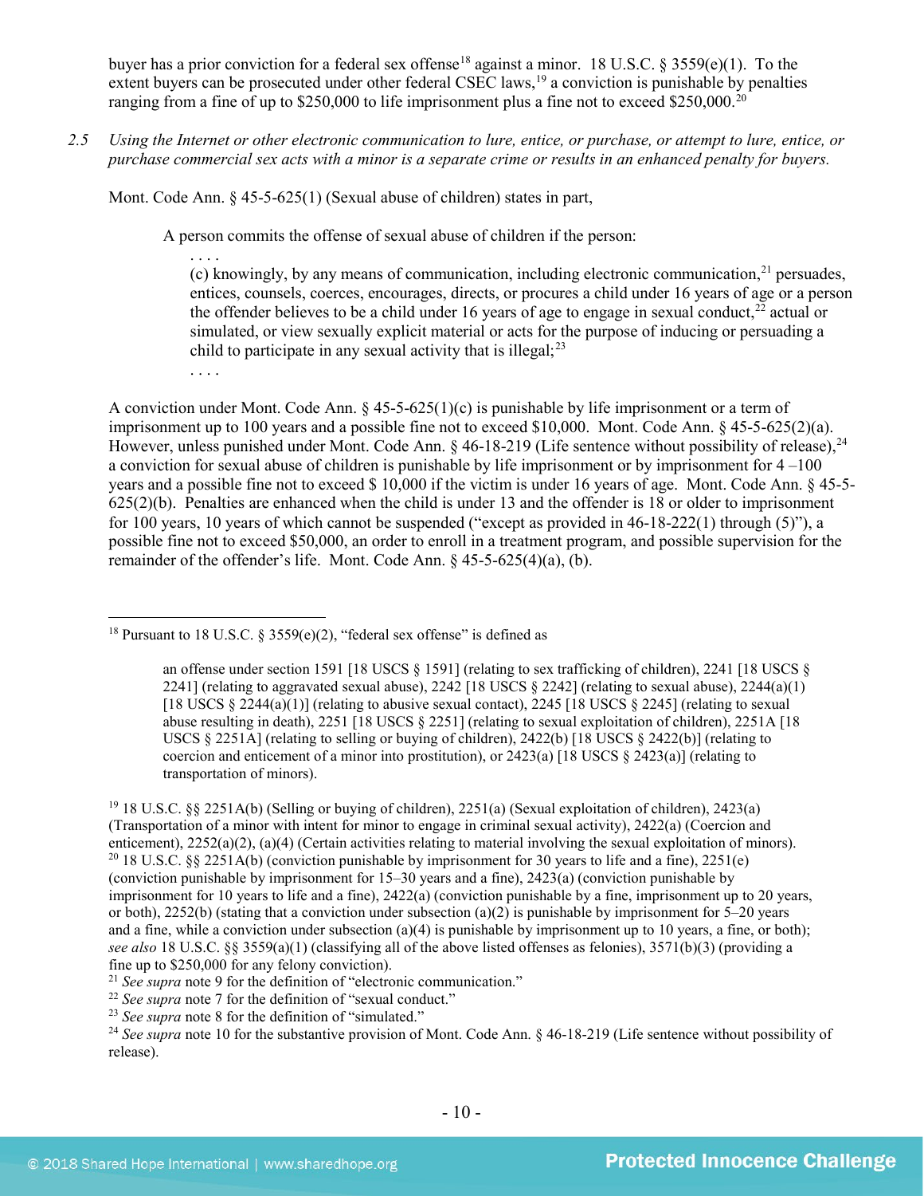buyer has a prior conviction for a federal sex offense[18] against a minor. 18 U.S.C. § 3559(e)(1). To the extent buyers can be prosecuted under other federal CSEC laws,[19] a conviction is punishable by penalties ranging from a fine of up to $250,000 to life imprisonment plus a fine not to exceed $250,000.[20]

2.5 *Using the Internet or other electronic communication to lure, entice, or purchase, or attempt to lure, entice, or purchase commercial sex acts with a minor is a separate crime or results in an enhanced penalty for buyers.*

Mont. Code Ann. § 45-5-625(1) (Sexual abuse of children) states in part,

> A person commits the offense of sexual abuse of children if the person:
>
> . . . .
>
> (c) knowingly, by any means of communication, including electronic communication,[21] persuades, entices, counsels, coerces, encourages, directs, or procures a child under 16 years of age or a person the offender believes to be a child under 16 years of age to engage in sexual conduct,[22] actual or simulated, or view sexually explicit material or acts for the purpose of inducing or persuading a child to participate in any sexual activity that is illegal;[23]
>
> . . . .

A conviction under Mont. Code Ann. § 45-5-625(1)(c) is punishable by life imprisonment or a term of imprisonment up to 100 years and a possible fine not to exceed $10,000. Mont. Code Ann. § 45-5-625(2)(a). However, unless punished under Mont. Code Ann. § 46-18-219 (Life sentence without possibility of release),[24] a conviction for sexual abuse of children is punishable by life imprisonment or by imprisonment for 4 –100 years and a possible fine not to exceed $ 10,000 if the victim is under 16 years of age. Mont. Code Ann. § 45-5-625(2)(b). Penalties are enhanced when the child is under 13 and the offender is 18 or older to imprisonment for 100 years, 10 years of which cannot be suspended ("except as provided in 46-18-222(1) through (5)"), a possible fine not to exceed $50,000, an order to enroll in a treatment program, and possible supervision for the remainder of the offender's life. Mont. Code Ann. § 45-5-625(4)(a), (b).

---

[18] Pursuant to 18 U.S.C. § 3559(e)(2), "federal sex offense" is defined as

> an offense under section 1591 [18 USCS § 1591] (relating to sex trafficking of children), 2241 [18 USCS § 2241] (relating to aggravated sexual abuse), 2242 [18 USCS § 2242] (relating to sexual abuse), 2244(a)(1) [18 USCS § 2244(a)(1)] (relating to abusive sexual contact), 2245 [18 USCS § 2245] (relating to sexual abuse resulting in death), 2251 [18 USCS § 2251] (relating to sexual exploitation of children), 2251A [18 USCS § 2251A] (relating to selling or buying of children), 2422(b) [18 USCS § 2422(b)] (relating to coercion and enticement of a minor into prostitution), or 2423(a) [18 USCS § 2423(a)] (relating to transportation of minors).

[19] 18 U.S.C. §§ 2251A(b) (Selling or buying of children), 2251(a) (Sexual exploitation of children), 2423(a) (Transportation of a minor with intent for minor to engage in criminal sexual activity), 2422(a) (Coercion and enticement), 2252(a)(2), (a)(4) (Certain activities relating to material involving the sexual exploitation of minors).

[20] 18 U.S.C. §§ 2251A(b) (conviction punishable by imprisonment for 30 years to life and a fine), 2251(e) (conviction punishable by imprisonment for 15–30 years and a fine), 2423(a) (conviction punishable by imprisonment for 10 years to life and a fine), 2422(a) (conviction punishable by a fine, imprisonment up to 20 years, or both), 2252(b) (stating that a conviction under subsection (a)(2) is punishable by imprisonment for 5–20 years and a fine, while a conviction under subsection (a)(4) is punishable by imprisonment up to 10 years, a fine, or both); *see also* 18 U.S.C. §§ 3559(a)(1) (classifying all of the above listed offenses as felonies), 3571(b)(3) (providing a fine up to $250,000 for any felony conviction).

[21] *See supra* note 9 for the definition of "electronic communication."

[22] *See supra* note 7 for the definition of "sexual conduct."

[23] *See supra* note 8 for the definition of "simulated."

[24] *See supra* note 10 for the substantive provision of Mont. Code Ann. § 46-18-219 (Life sentence without possibility of release).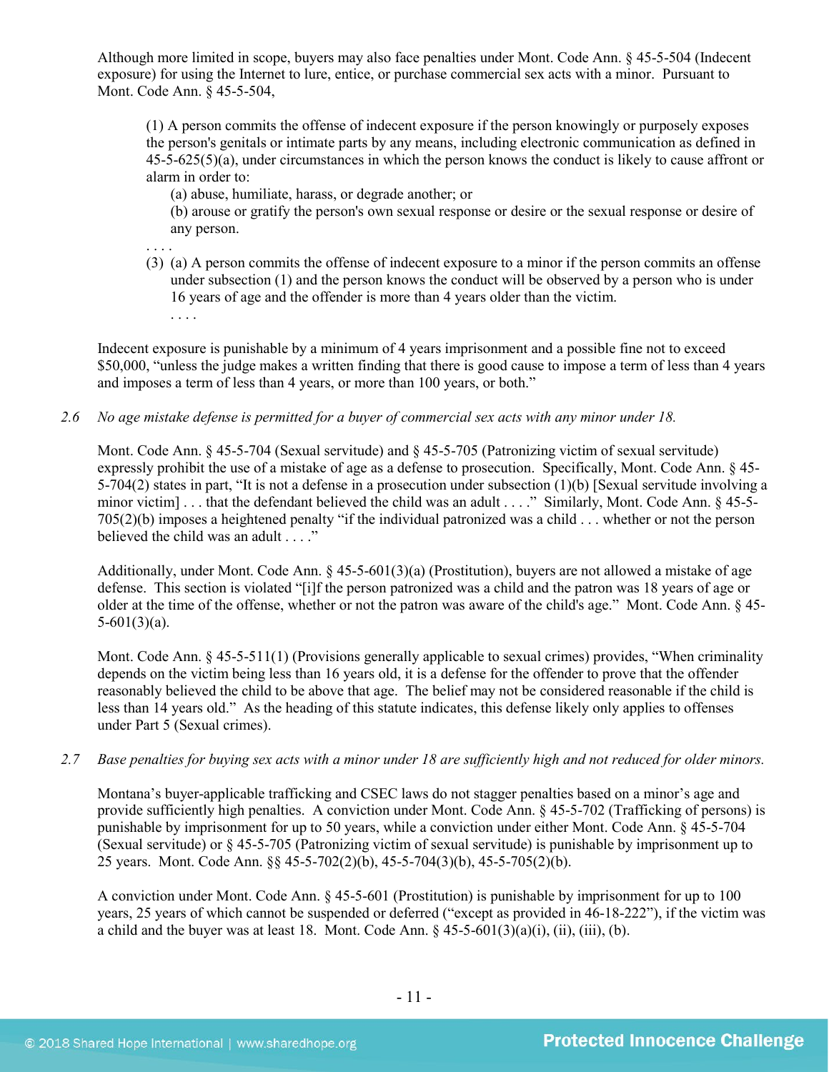Although more limited in scope, buyers may also face penalties under Mont. Code Ann. § 45-5-504 (Indecent exposure) for using the Internet to lure, entice, or purchase commercial sex acts with a minor. Pursuant to Mont. Code Ann. § 45-5-504,

> (1) A person commits the offense of indecent exposure if the person knowingly or purposely exposes the person's genitals or intimate parts by any means, including electronic communication as defined in 45-5-625(5)(a), under circumstances in which the person knows the conduct is likely to cause affront or alarm in order to:
>
> (a) abuse, humiliate, harass, or degrade another; or
>
> (b) arouse or gratify the person's own sexual response or desire or the sexual response or desire of any person.
>
> . . . .
>
> (3) (a) A person commits the offense of indecent exposure to a minor if the person commits an offense under subsection (1) and the person knows the conduct will be observed by a person who is under 16 years of age and the offender is more than 4 years older than the victim.
>
> . . . .

Indecent exposure is punishable by a minimum of 4 years imprisonment and a possible fine not to exceed $50,000, "unless the judge makes a written finding that there is good cause to impose a term of less than 4 years and imposes a term of less than 4 years, or more than 100 years, or both."

*2.6 No age mistake defense is permitted for a buyer of commercial sex acts with any minor under 18.*

Mont. Code Ann. § 45-5-704 (Sexual servitude) and § 45-5-705 (Patronizing victim of sexual servitude) expressly prohibit the use of a mistake of age as a defense to prosecution. Specifically, Mont. Code Ann. § 45-5-704(2) states in part, "It is not a defense in a prosecution under subsection (1)(b) [Sexual servitude involving a minor victim] . . . that the defendant believed the child was an adult . . . ." Similarly, Mont. Code Ann. § 45-5-705(2)(b) imposes a heightened penalty "if the individual patronized was a child . . . whether or not the person believed the child was an adult . . . ."

Additionally, under Mont. Code Ann. § 45-5-601(3)(a) (Prostitution), buyers are not allowed a mistake of age defense. This section is violated "[i]f the person patronized was a child and the patron was 18 years of age or older at the time of the offense, whether or not the patron was aware of the child's age." Mont. Code Ann. § 45-5-601(3)(a).

Mont. Code Ann. § 45-5-511(1) (Provisions generally applicable to sexual crimes) provides, "When criminality depends on the victim being less than 16 years old, it is a defense for the offender to prove that the offender reasonably believed the child to be above that age. The belief may not be considered reasonable if the child is less than 14 years old." As the heading of this statute indicates, this defense likely only applies to offenses under Part 5 (Sexual crimes).

*2.7 Base penalties for buying sex acts with a minor under 18 are sufficiently high and not reduced for older minors.*

Montana's buyer-applicable trafficking and CSEC laws do not stagger penalties based on a minor's age and provide sufficiently high penalties. A conviction under Mont. Code Ann. § 45-5-702 (Trafficking of persons) is punishable by imprisonment for up to 50 years, while a conviction under either Mont. Code Ann. § 45-5-704 (Sexual servitude) or § 45-5-705 (Patronizing victim of sexual servitude) is punishable by imprisonment up to 25 years. Mont. Code Ann. §§ 45-5-702(2)(b), 45-5-704(3)(b), 45-5-705(2)(b).

A conviction under Mont. Code Ann. § 45-5-601 (Prostitution) is punishable by imprisonment for up to 100 years, 25 years of which cannot be suspended or deferred ("except as provided in 46-18-222"), if the victim was a child and the buyer was at least 18. Mont. Code Ann. § 45-5-601(3)(a)(i), (ii), (iii), (b).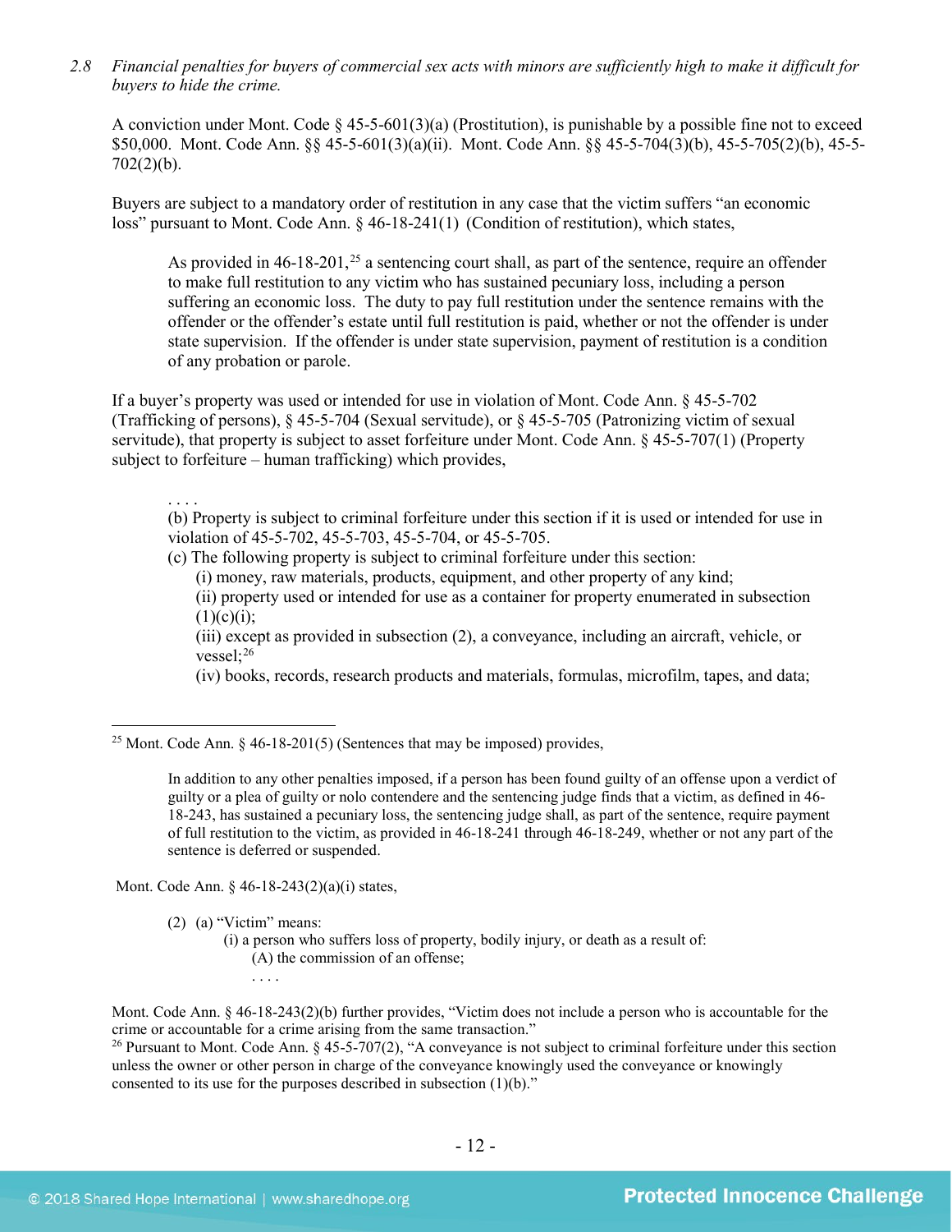*2.8 Financial penalties for buyers of commercial sex acts with minors are sufficiently high to make it difficult for buyers to hide the crime.*

A conviction under Mont. Code § 45-5-601(3)(a) (Prostitution), is punishable by a possible fine not to exceed $50,000. Mont. Code Ann. §§ 45-5-601(3)(a)(ii). Mont. Code Ann. §§ 45-5-704(3)(b), 45-5-705(2)(b), 45-5-702(2)(b).

Buyers are subject to a mandatory order of restitution in any case that the victim suffers "an economic loss" pursuant to Mont. Code Ann. § 46-18-241(1) (Condition of restitution), which states,

> As provided in 46-18-201,[25] a sentencing court shall, as part of the sentence, require an offender to make full restitution to any victim who has sustained pecuniary loss, including a person suffering an economic loss. The duty to pay full restitution under the sentence remains with the offender or the offender's estate until full restitution is paid, whether or not the offender is under state supervision. If the offender is under state supervision, payment of restitution is a condition of any probation or parole.

If a buyer's property was used or intended for use in violation of Mont. Code Ann. § 45-5-702 (Trafficking of persons), § 45-5-704 (Sexual servitude), or § 45-5-705 (Patronizing victim of sexual servitude), that property is subject to asset forfeiture under Mont. Code Ann. § 45-5-707(1) (Property subject to forfeiture – human trafficking) which provides,

> . . . .
> (b) Property is subject to criminal forfeiture under this section if it is used or intended for use in violation of 45-5-702, 45-5-703, 45-5-704, or 45-5-705.
> (c) The following property is subject to criminal forfeiture under this section:
> (i) money, raw materials, products, equipment, and other property of any kind;
> (ii) property used or intended for use as a container for property enumerated in subsection (1)(c)(i);
> (iii) except as provided in subsection (2), a conveyance, including an aircraft, vehicle, or vessel;[26]
> (iv) books, records, research products and materials, formulas, microfilm, tapes, and data;

---

[25] Mont. Code Ann. § 46-18-201(5) (Sentences that may be imposed) provides,

> In addition to any other penalties imposed, if a person has been found guilty of an offense upon a verdict of guilty or a plea of guilty or nolo contendere and the sentencing judge finds that a victim, as defined in 46-18-243, has sustained a pecuniary loss, the sentencing judge shall, as part of the sentence, require payment of full restitution to the victim, as provided in 46-18-241 through 46-18-249, whether or not any part of the sentence is deferred or suspended.

Mont. Code Ann. § 46-18-243(2)(a)(i) states,

> (2) (a) "Victim" means:
> (i) a person who suffers loss of property, bodily injury, or death as a result of:
> (A) the commission of an offense;
> . . . .

Mont. Code Ann. § 46-18-243(2)(b) further provides, "Victim does not include a person who is accountable for the crime or accountable for a crime arising from the same transaction."

[26] Pursuant to Mont. Code Ann. § 45-5-707(2), "A conveyance is not subject to criminal forfeiture under this section unless the owner or other person in charge of the conveyance knowingly used the conveyance or knowingly consented to its use for the purposes described in subsection (1)(b)."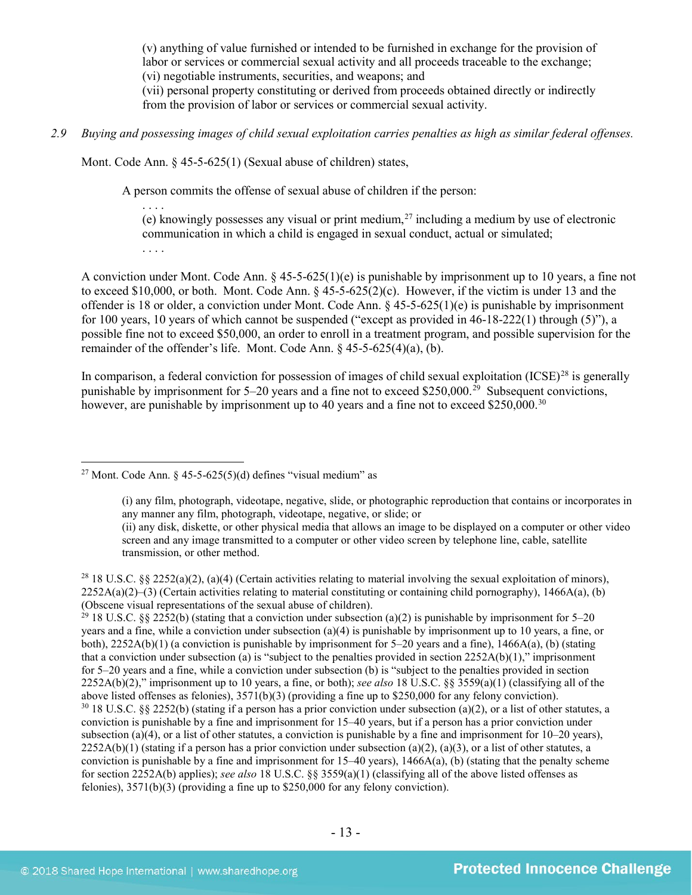(v) anything of value furnished or intended to be furnished in exchange for the provision of labor or services or commercial sexual activity and all proceeds traceable to the exchange;
(vi) negotiable instruments, securities, and weapons; and
(vii) personal property constituting or derived from proceeds obtained directly or indirectly from the provision of labor or services or commercial sexual activity.

*2.9 Buying and possessing images of child sexual exploitation carries penalties as high as similar federal offenses.*

Mont. Code Ann. § 45-5-625(1) (Sexual abuse of children) states,

> A person commits the offense of sexual abuse of children if the person:
>
> . . . .
>
> (e) knowingly possesses any visual or print medium,[27] including a medium by use of electronic communication in which a child is engaged in sexual conduct, actual or simulated;
>
> . . . .

A conviction under Mont. Code Ann. § 45-5-625(1)(e) is punishable by imprisonment up to 10 years, a fine not to exceed $10,000, or both. Mont. Code Ann. § 45-5-625(2)(c). However, if the victim is under 13 and the offender is 18 or older, a conviction under Mont. Code Ann. § 45-5-625(1)(e) is punishable by imprisonment for 100 years, 10 years of which cannot be suspended ("except as provided in 46-18-222(1) through (5)"), a possible fine not to exceed $50,000, an order to enroll in a treatment program, and possible supervision for the remainder of the offender's life. Mont. Code Ann. § 45-5-625(4)(a), (b).

In comparison, a federal conviction for possession of images of child sexual exploitation (ICSE)[28] is generally punishable by imprisonment for 5–20 years and a fine not to exceed $250,000.[29] Subsequent convictions, however, are punishable by imprisonment up to 40 years and a fine not to exceed $250,000.[30]

---

[27] Mont. Code Ann. § 45-5-625(5)(d) defines "visual medium" as

> (i) any film, photograph, videotape, negative, slide, or photographic reproduction that contains or incorporates in any manner any film, photograph, videotape, negative, or slide; or
> (ii) any disk, diskette, or other physical media that allows an image to be displayed on a computer or other video screen and any image transmitted to a computer or other video screen by telephone line, cable, satellite transmission, or other method.

[28] 18 U.S.C. §§ 2252(a)(2), (a)(4) (Certain activities relating to material involving the sexual exploitation of minors), 2252A(a)(2)–(3) (Certain activities relating to material constituting or containing child pornography), 1466A(a), (b) (Obscene visual representations of the sexual abuse of children).

[29] 18 U.S.C. §§ 2252(b) (stating that a conviction under subsection (a)(2) is punishable by imprisonment for 5–20 years and a fine, while a conviction under subsection (a)(4) is punishable by imprisonment up to 10 years, a fine, or both), 2252A(b)(1) (a conviction is punishable by imprisonment for 5–20 years and a fine), 1466A(a), (b) (stating that a conviction under subsection (a) is "subject to the penalties provided in section 2252A(b)(1)," imprisonment for 5–20 years and a fine, while a conviction under subsection (b) is "subject to the penalties provided in section 2252A(b)(2)," imprisonment up to 10 years, a fine, or both); *see also* 18 U.S.C. §§ 3559(a)(1) (classifying all of the above listed offenses as felonies), 3571(b)(3) (providing a fine up to $250,000 for any felony conviction).

[30] 18 U.S.C. §§ 2252(b) (stating if a person has a prior conviction under subsection (a)(2), or a list of other statutes, a conviction is punishable by a fine and imprisonment for 15–40 years, but if a person has a prior conviction under subsection (a)(4), or a list of other statutes, a conviction is punishable by a fine and imprisonment for 10–20 years), 2252A(b)(1) (stating if a person has a prior conviction under subsection (a)(2), (a)(3), or a list of other statutes, a conviction is punishable by a fine and imprisonment for 15–40 years), 1466A(a), (b) (stating that the penalty scheme for section 2252A(b) applies); *see also* 18 U.S.C. §§ 3559(a)(1) (classifying all of the above listed offenses as felonies), 3571(b)(3) (providing a fine up to $250,000 for any felony conviction).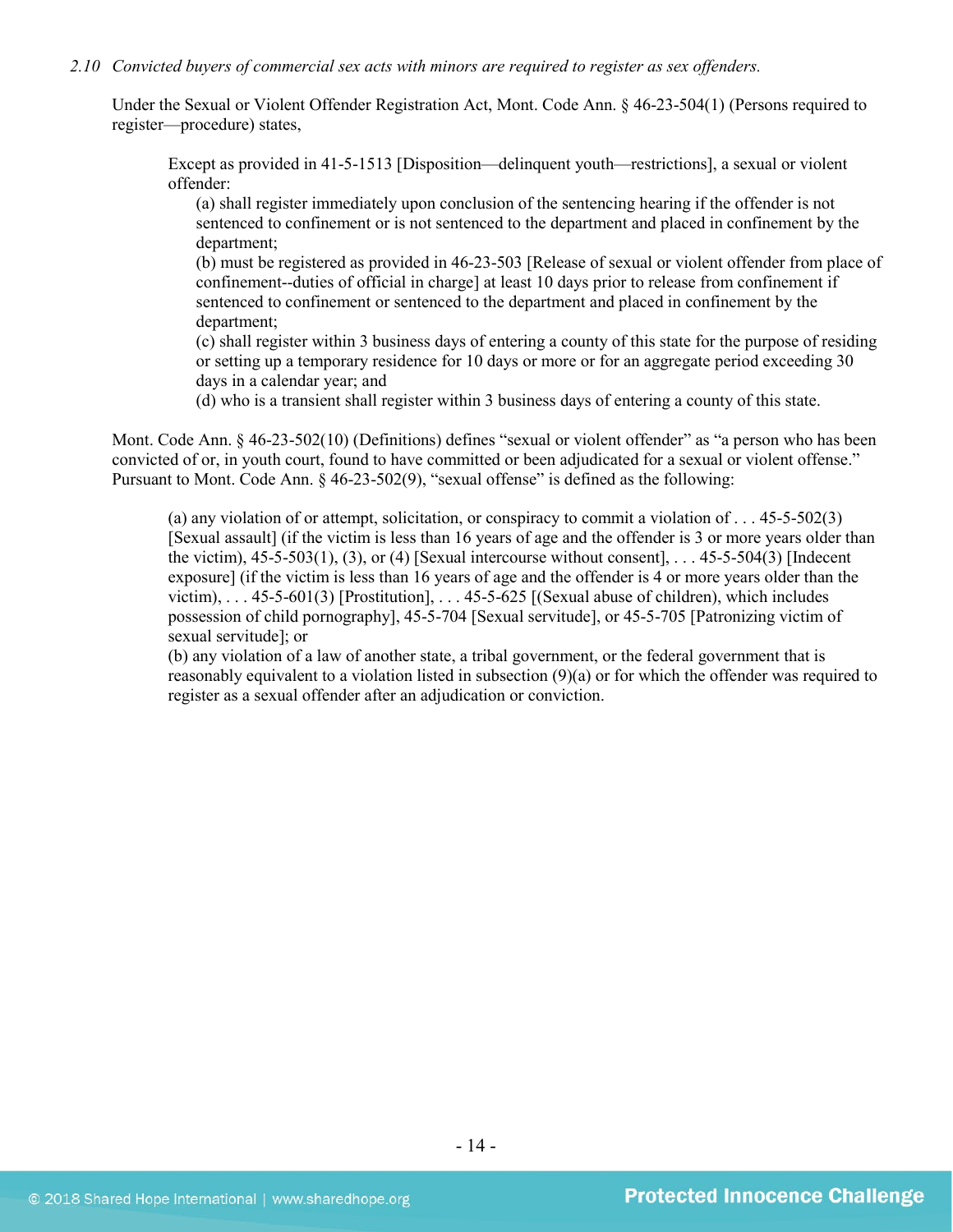*2.10 Convicted buyers of commercial sex acts with minors are required to register as sex offenders.*

Under the Sexual or Violent Offender Registration Act, Mont. Code Ann. § 46-23-504(1) (Persons required to register—procedure) states,

> Except as provided in 41-5-1513 [Disposition—delinquent youth—restrictions], a sexual or violent offender:
>
> (a) shall register immediately upon conclusion of the sentencing hearing if the offender is not sentenced to confinement or is not sentenced to the department and placed in confinement by the department;
>
> (b) must be registered as provided in 46-23-503 [Release of sexual or violent offender from place of confinement--duties of official in charge] at least 10 days prior to release from confinement if sentenced to confinement or sentenced to the department and placed in confinement by the department;
>
> (c) shall register within 3 business days of entering a county of this state for the purpose of residing or setting up a temporary residence for 10 days or more or for an aggregate period exceeding 30 days in a calendar year; and
>
> (d) who is a transient shall register within 3 business days of entering a county of this state.

Mont. Code Ann. § 46-23-502(10) (Definitions) defines "sexual or violent offender" as "a person who has been convicted of or, in youth court, found to have committed or been adjudicated for a sexual or violent offense." Pursuant to Mont. Code Ann. § 46-23-502(9), "sexual offense" is defined as the following:

> (a) any violation of or attempt, solicitation, or conspiracy to commit a violation of . . . 45-5-502(3) [Sexual assault] (if the victim is less than 16 years of age and the offender is 3 or more years older than the victim), 45-5-503(1), (3), or (4) [Sexual intercourse without consent], . . . 45-5-504(3) [Indecent exposure] (if the victim is less than 16 years of age and the offender is 4 or more years older than the victim), . . . 45-5-601(3) [Prostitution], . . . 45-5-625 [(Sexual abuse of children), which includes possession of child pornography], 45-5-704 [Sexual servitude], or 45-5-705 [Patronizing victim of sexual servitude]; or
>
> (b) any violation of a law of another state, a tribal government, or the federal government that is reasonably equivalent to a violation listed in subsection (9)(a) or for which the offender was required to register as a sexual offender after an adjudication or conviction.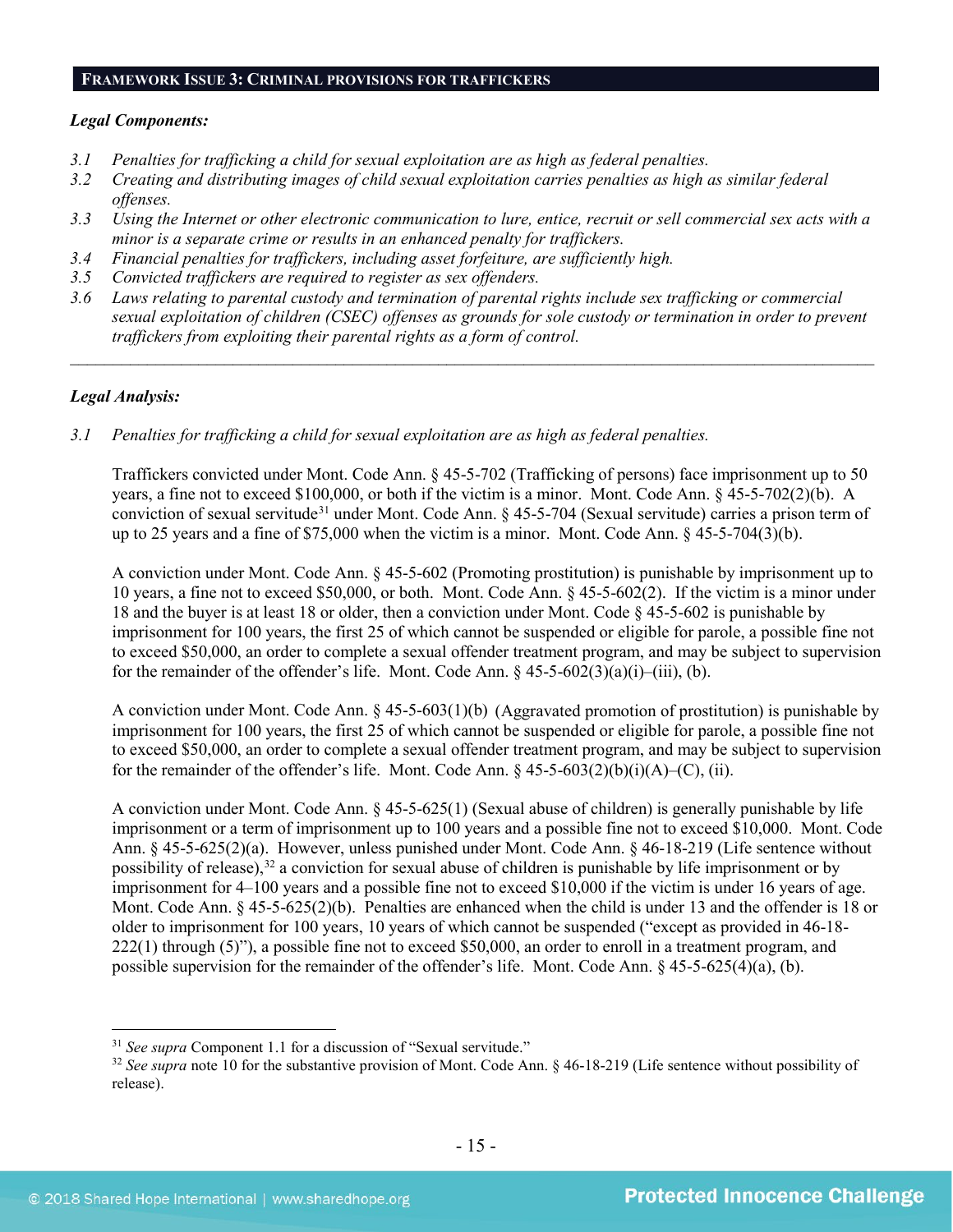## FRAMEWORK ISSUE 3: CRIMINAL PROVISIONS FOR TRAFFICKERS

***Legal Components:***

*3.1 Penalties for trafficking a child for sexual exploitation are as high as federal penalties.*
*3.2 Creating and distributing images of child sexual exploitation carries penalties as high as similar federal offenses.*
*3.3 Using the Internet or other electronic communication to lure, entice, recruit or sell commercial sex acts with a minor is a separate crime or results in an enhanced penalty for traffickers.*
*3.4 Financial penalties for traffickers, including asset forfeiture, are sufficiently high.*
*3.5 Convicted traffickers are required to register as sex offenders.*
*3.6 Laws relating to parental custody and termination of parental rights include sex trafficking or commercial sexual exploitation of children (CSEC) offenses as grounds for sole custody or termination in order to prevent traffickers from exploiting their parental rights as a form of control.*

---

***Legal Analysis:***

*3.1 Penalties for trafficking a child for sexual exploitation are as high as federal penalties.*

Traffickers convicted under Mont. Code Ann. § 45-5-702 (Trafficking of persons) face imprisonment up to 50 years, a fine not to exceed $100,000, or both if the victim is a minor. Mont. Code Ann. § 45-5-702(2)(b). A conviction of sexual servitude[31] under Mont. Code Ann. § 45-5-704 (Sexual servitude) carries a prison term of up to 25 years and a fine of $75,000 when the victim is a minor. Mont. Code Ann. § 45-5-704(3)(b).

A conviction under Mont. Code Ann. § 45-5-602 (Promoting prostitution) is punishable by imprisonment up to 10 years, a fine not to exceed $50,000, or both. Mont. Code Ann. § 45-5-602(2). If the victim is a minor under 18 and the buyer is at least 18 or older, then a conviction under Mont. Code § 45-5-602 is punishable by imprisonment for 100 years, the first 25 of which cannot be suspended or eligible for parole, a possible fine not to exceed $50,000, an order to complete a sexual offender treatment program, and may be subject to supervision for the remainder of the offender's life. Mont. Code Ann. § 45-5-602(3)(a)(i)–(iii), (b).

A conviction under Mont. Code Ann. § 45-5-603(1)(b) (Aggravated promotion of prostitution) is punishable by imprisonment for 100 years, the first 25 of which cannot be suspended or eligible for parole, a possible fine not to exceed $50,000, an order to complete a sexual offender treatment program, and may be subject to supervision for the remainder of the offender's life. Mont. Code Ann. § 45-5-603(2)(b)(i)(A)–(C), (ii).

A conviction under Mont. Code Ann. § 45-5-625(1) (Sexual abuse of children) is generally punishable by life imprisonment or a term of imprisonment up to 100 years and a possible fine not to exceed $10,000. Mont. Code Ann. § 45-5-625(2)(a). However, unless punished under Mont. Code Ann. § 46-18-219 (Life sentence without possibility of release),[32] a conviction for sexual abuse of children is punishable by life imprisonment or by imprisonment for 4–100 years and a possible fine not to exceed $10,000 if the victim is under 16 years of age. Mont. Code Ann. § 45-5-625(2)(b). Penalties are enhanced when the child is under 13 and the offender is 18 or older to imprisonment for 100 years, 10 years of which cannot be suspended ("except as provided in 46-18-222(1) through (5)"), a possible fine not to exceed $50,000, an order to enroll in a treatment program, and possible supervision for the remainder of the offender's life. Mont. Code Ann. § 45-5-625(4)(a), (b).

---

[31] *See supra* Component 1.1 for a discussion of "Sexual servitude."

[32] *See supra* note 10 for the substantive provision of Mont. Code Ann. § 46-18-219 (Life sentence without possibility of release).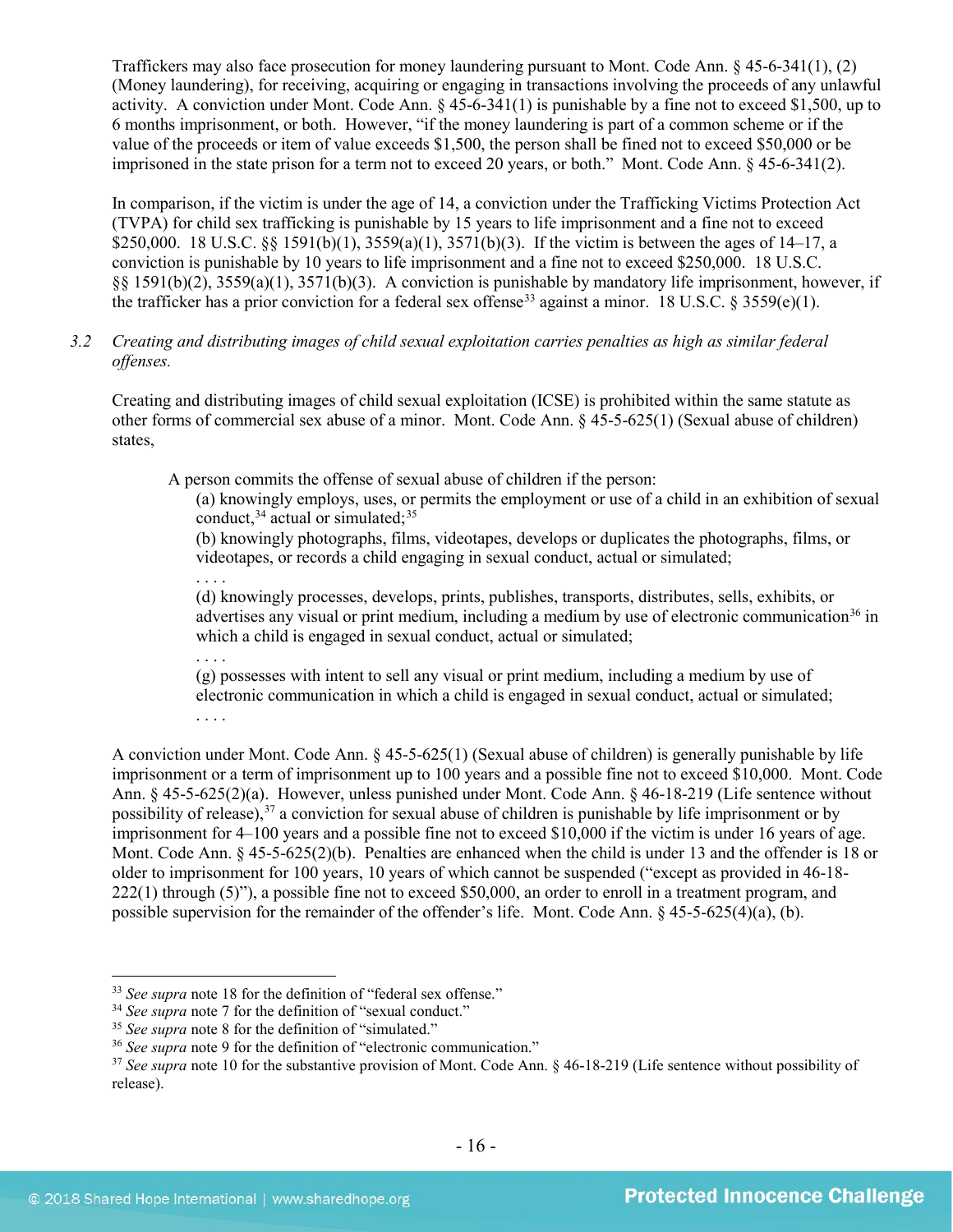Traffickers may also face prosecution for money laundering pursuant to Mont. Code Ann. § 45-6-341(1), (2) (Money laundering), for receiving, acquiring or engaging in transactions involving the proceeds of any unlawful activity. A conviction under Mont. Code Ann. § 45-6-341(1) is punishable by a fine not to exceed $1,500, up to 6 months imprisonment, or both. However, "if the money laundering is part of a common scheme or if the value of the proceeds or item of value exceeds $1,500, the person shall be fined not to exceed $50,000 or be imprisoned in the state prison for a term not to exceed 20 years, or both." Mont. Code Ann. § 45-6-341(2).

In comparison, if the victim is under the age of 14, a conviction under the Trafficking Victims Protection Act (TVPA) for child sex trafficking is punishable by 15 years to life imprisonment and a fine not to exceed $250,000. 18 U.S.C. §§ 1591(b)(1), 3559(a)(1), 3571(b)(3). If the victim is between the ages of 14–17, a conviction is punishable by 10 years to life imprisonment and a fine not to exceed $250,000. 18 U.S.C. §§ 1591(b)(2), 3559(a)(1), 3571(b)(3). A conviction is punishable by mandatory life imprisonment, however, if the trafficker has a prior conviction for a federal sex offense[33] against a minor. 18 U.S.C. § 3559(e)(1).

3.2 *Creating and distributing images of child sexual exploitation carries penalties as high as similar federal offenses.*

Creating and distributing images of child sexual exploitation (ICSE) is prohibited within the same statute as other forms of commercial sex abuse of a minor. Mont. Code Ann. § 45-5-625(1) (Sexual abuse of children) states,

> A person commits the offense of sexual abuse of children if the person:
>
> (a) knowingly employs, uses, or permits the employment or use of a child in an exhibition of sexual conduct,[34] actual or simulated;[35]
>
> (b) knowingly photographs, films, videotapes, develops or duplicates the photographs, films, or videotapes, or records a child engaging in sexual conduct, actual or simulated;
>
> . . . .
>
> (d) knowingly processes, develops, prints, publishes, transports, distributes, sells, exhibits, or advertises any visual or print medium, including a medium by use of electronic communication[36] in which a child is engaged in sexual conduct, actual or simulated;
>
> . . . .
>
> (g) possesses with intent to sell any visual or print medium, including a medium by use of electronic communication in which a child is engaged in sexual conduct, actual or simulated;
>
> . . . .

A conviction under Mont. Code Ann. § 45-5-625(1) (Sexual abuse of children) is generally punishable by life imprisonment or a term of imprisonment up to 100 years and a possible fine not to exceed $10,000. Mont. Code Ann. § 45-5-625(2)(a). However, unless punished under Mont. Code Ann. § 46-18-219 (Life sentence without possibility of release),[37] a conviction for sexual abuse of children is punishable by life imprisonment or by imprisonment for 4–100 years and a possible fine not to exceed $10,000 if the victim is under 16 years of age. Mont. Code Ann. § 45-5-625(2)(b). Penalties are enhanced when the child is under 13 and the offender is 18 or older to imprisonment for 100 years, 10 years of which cannot be suspended ("except as provided in 46-18-222(1) through (5)"), a possible fine not to exceed $50,000, an order to enroll in a treatment program, and possible supervision for the remainder of the offender's life. Mont. Code Ann. § 45-5-625(4)(a), (b).

---

[33] *See supra* note 18 for the definition of "federal sex offense."

[34] *See supra* note 7 for the definition of "sexual conduct."

[35] *See supra* note 8 for the definition of "simulated."

[36] *See supra* note 9 for the definition of "electronic communication."

[37] *See supra* note 10 for the substantive provision of Mont. Code Ann. § 46-18-219 (Life sentence without possibility of release).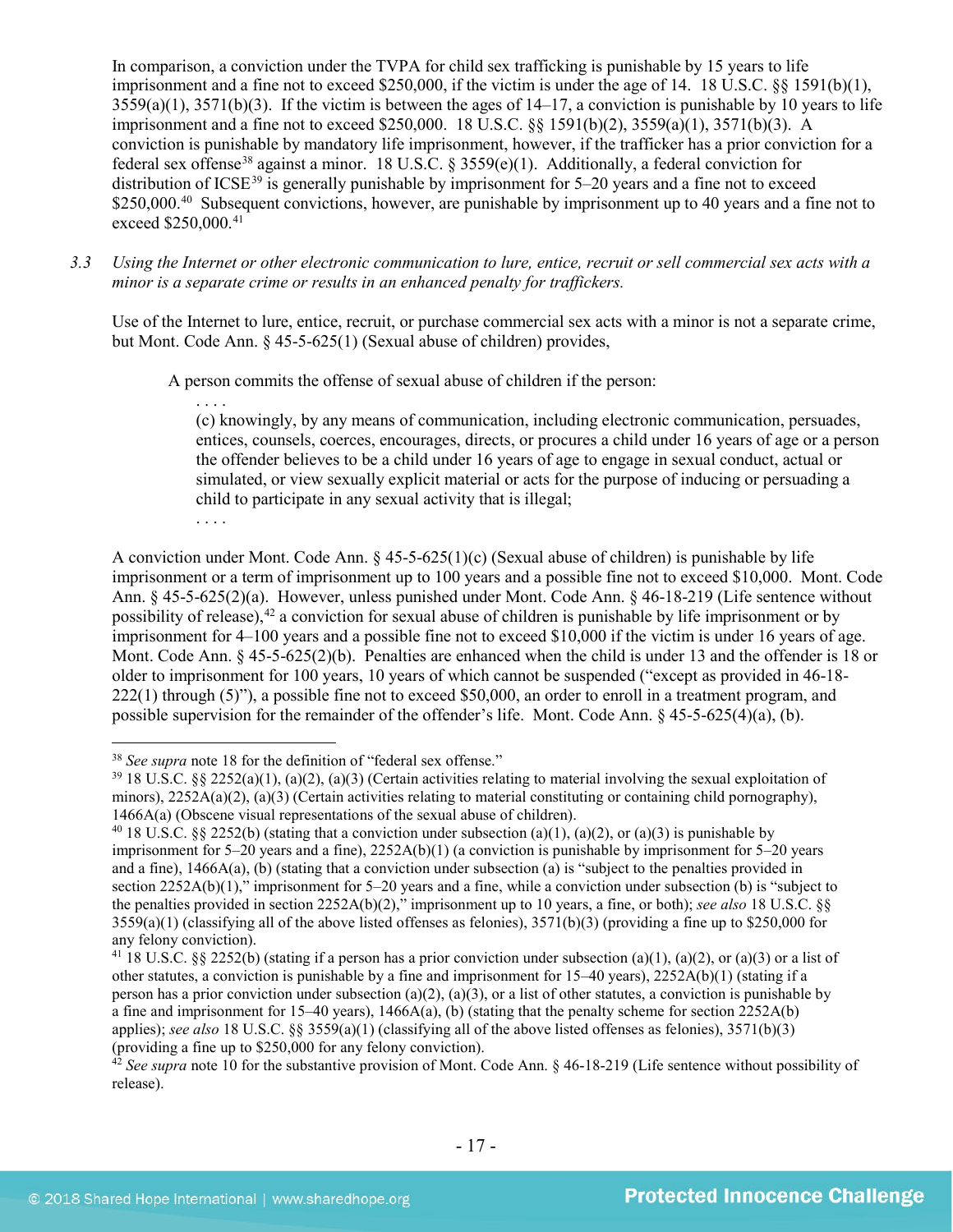In comparison, a conviction under the TVPA for child sex trafficking is punishable by 15 years to life imprisonment and a fine not to exceed $250,000, if the victim is under the age of 14. 18 U.S.C. §§ 1591(b)(1), 3559(a)(1), 3571(b)(3). If the victim is between the ages of 14–17, a conviction is punishable by 10 years to life imprisonment and a fine not to exceed $250,000. 18 U.S.C. §§ 1591(b)(2), 3559(a)(1), 3571(b)(3). A conviction is punishable by mandatory life imprisonment, however, if the trafficker has a prior conviction for a federal sex offense[38] against a minor. 18 U.S.C. § 3559(e)(1). Additionally, a federal conviction for distribution of ICSE[39] is generally punishable by imprisonment for 5–20 years and a fine not to exceed $250,000.[40] Subsequent convictions, however, are punishable by imprisonment up to 40 years and a fine not to exceed $250,000.[41]

3.3 *Using the Internet or other electronic communication to lure, entice, recruit or sell commercial sex acts with a minor is a separate crime or results in an enhanced penalty for traffickers.*

Use of the Internet to lure, entice, recruit, or purchase commercial sex acts with a minor is not a separate crime, but Mont. Code Ann. § 45-5-625(1) (Sexual abuse of children) provides,

> A person commits the offense of sexual abuse of children if the person:
>
> . . . .
>
> (c) knowingly, by any means of communication, including electronic communication, persuades, entices, counsels, coerces, encourages, directs, or procures a child under 16 years of age or a person the offender believes to be a child under 16 years of age to engage in sexual conduct, actual or simulated, or view sexually explicit material or acts for the purpose of inducing or persuading a child to participate in any sexual activity that is illegal;
>
> . . . .

A conviction under Mont. Code Ann. § 45-5-625(1)(c) (Sexual abuse of children) is punishable by life imprisonment or a term of imprisonment up to 100 years and a possible fine not to exceed $10,000. Mont. Code Ann. § 45-5-625(2)(a). However, unless punished under Mont. Code Ann. § 46-18-219 (Life sentence without possibility of release),[42] a conviction for sexual abuse of children is punishable by life imprisonment or by imprisonment for 4–100 years and a possible fine not to exceed $10,000 if the victim is under 16 years of age. Mont. Code Ann. § 45-5-625(2)(b). Penalties are enhanced when the child is under 13 and the offender is 18 or older to imprisonment for 100 years, 10 years of which cannot be suspended ("except as provided in 46-18-222(1) through (5)"), a possible fine not to exceed $50,000, an order to enroll in a treatment program, and possible supervision for the remainder of the offender's life. Mont. Code Ann. § 45-5-625(4)(a), (b).

---

[38] *See supra* note 18 for the definition of "federal sex offense."

[39] 18 U.S.C. §§ 2252(a)(1), (a)(2), (a)(3) (Certain activities relating to material involving the sexual exploitation of minors), 2252A(a)(2), (a)(3) (Certain activities relating to material constituting or containing child pornography), 1466A(a) (Obscene visual representations of the sexual abuse of children).

[40] 18 U.S.C. §§ 2252(b) (stating that a conviction under subsection (a)(1), (a)(2), or (a)(3) is punishable by imprisonment for 5–20 years and a fine), 2252A(b)(1) (a conviction is punishable by imprisonment for 5–20 years and a fine), 1466A(a), (b) (stating that a conviction under subsection (a) is "subject to the penalties provided in section 2252A(b)(1)," imprisonment for 5–20 years and a fine, while a conviction under subsection (b) is "subject to the penalties provided in section 2252A(b)(2)," imprisonment up to 10 years, a fine, or both); *see also* 18 U.S.C. §§ 3559(a)(1) (classifying all of the above listed offenses as felonies), 3571(b)(3) (providing a fine up to $250,000 for any felony conviction).

[41] 18 U.S.C. §§ 2252(b) (stating if a person has a prior conviction under subsection (a)(1), (a)(2), or (a)(3) or a list of other statutes, a conviction is punishable by a fine and imprisonment for 15–40 years), 2252A(b)(1) (stating if a person has a prior conviction under subsection (a)(2), (a)(3), or a list of other statutes, a conviction is punishable by a fine and imprisonment for 15–40 years), 1466A(a), (b) (stating that the penalty scheme for section 2252A(b) applies); *see also* 18 U.S.C. §§ 3559(a)(1) (classifying all of the above listed offenses as felonies), 3571(b)(3) (providing a fine up to $250,000 for any felony conviction).

[42] *See supra* note 10 for the substantive provision of Mont. Code Ann. § 46-18-219 (Life sentence without possibility of release).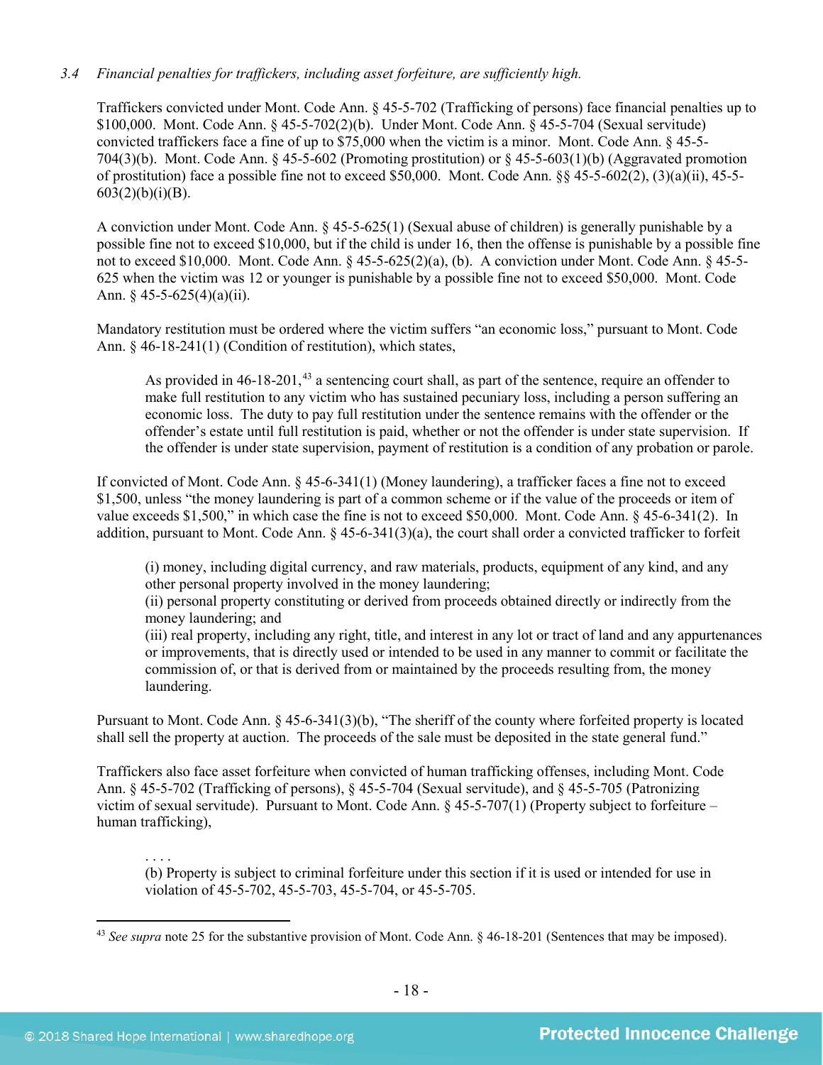*3.4 Financial penalties for traffickers, including asset forfeiture, are sufficiently high.*

Traffickers convicted under Mont. Code Ann. § 45-5-702 (Trafficking of persons) face financial penalties up to $100,000. Mont. Code Ann. § 45-5-702(2)(b). Under Mont. Code Ann. § 45-5-704 (Sexual servitude) convicted traffickers face a fine of up to $75,000 when the victim is a minor. Mont. Code Ann. § 45-5-704(3)(b). Mont. Code Ann. § 45-5-602 (Promoting prostitution) or § 45-5-603(1)(b) (Aggravated promotion of prostitution) face a possible fine not to exceed $50,000. Mont. Code Ann. §§ 45-5-602(2), (3)(a)(ii), 45-5-603(2)(b)(i)(B).

A conviction under Mont. Code Ann. § 45-5-625(1) (Sexual abuse of children) is generally punishable by a possible fine not to exceed $10,000, but if the child is under 16, then the offense is punishable by a possible fine not to exceed $10,000. Mont. Code Ann. § 45-5-625(2)(a), (b). A conviction under Mont. Code Ann. § 45-5-625 when the victim was 12 or younger is punishable by a possible fine not to exceed $50,000. Mont. Code Ann. § 45-5-625(4)(a)(ii).

Mandatory restitution must be ordered where the victim suffers "an economic loss," pursuant to Mont. Code Ann. § 46-18-241(1) (Condition of restitution), which states,

> As provided in 46-18-201,[43] a sentencing court shall, as part of the sentence, require an offender to make full restitution to any victim who has sustained pecuniary loss, including a person suffering an economic loss. The duty to pay full restitution under the sentence remains with the offender or the offender's estate until full restitution is paid, whether or not the offender is under state supervision. If the offender is under state supervision, payment of restitution is a condition of any probation or parole.

If convicted of Mont. Code Ann. § 45-6-341(1) (Money laundering), a trafficker faces a fine not to exceed $1,500, unless "the money laundering is part of a common scheme or if the value of the proceeds or item of value exceeds $1,500," in which case the fine is not to exceed $50,000. Mont. Code Ann. § 45-6-341(2). In addition, pursuant to Mont. Code Ann. § 45-6-341(3)(a), the court shall order a convicted trafficker to forfeit

> (i) money, including digital currency, and raw materials, products, equipment of any kind, and any other personal property involved in the money laundering;
> (ii) personal property constituting or derived from proceeds obtained directly or indirectly from the money laundering; and
> (iii) real property, including any right, title, and interest in any lot or tract of land and any appurtenances or improvements, that is directly used or intended to be used in any manner to commit or facilitate the commission of, or that is derived from or maintained by the proceeds resulting from, the money laundering.

Pursuant to Mont. Code Ann. § 45-6-341(3)(b), "The sheriff of the county where forfeited property is located shall sell the property at auction. The proceeds of the sale must be deposited in the state general fund."

Traffickers also face asset forfeiture when convicted of human trafficking offenses, including Mont. Code Ann. § 45-5-702 (Trafficking of persons), § 45-5-704 (Sexual servitude), and § 45-5-705 (Patronizing victim of sexual servitude). Pursuant to Mont. Code Ann. § 45-5-707(1) (Property subject to forfeiture – human trafficking),

> . . . .
> (b) Property is subject to criminal forfeiture under this section if it is used or intended for use in violation of 45-5-702, 45-5-703, 45-5-704, or 45-5-705.

---

[43] *See supra* note 25 for the substantive provision of Mont. Code Ann. § 46-18-201 (Sentences that may be imposed).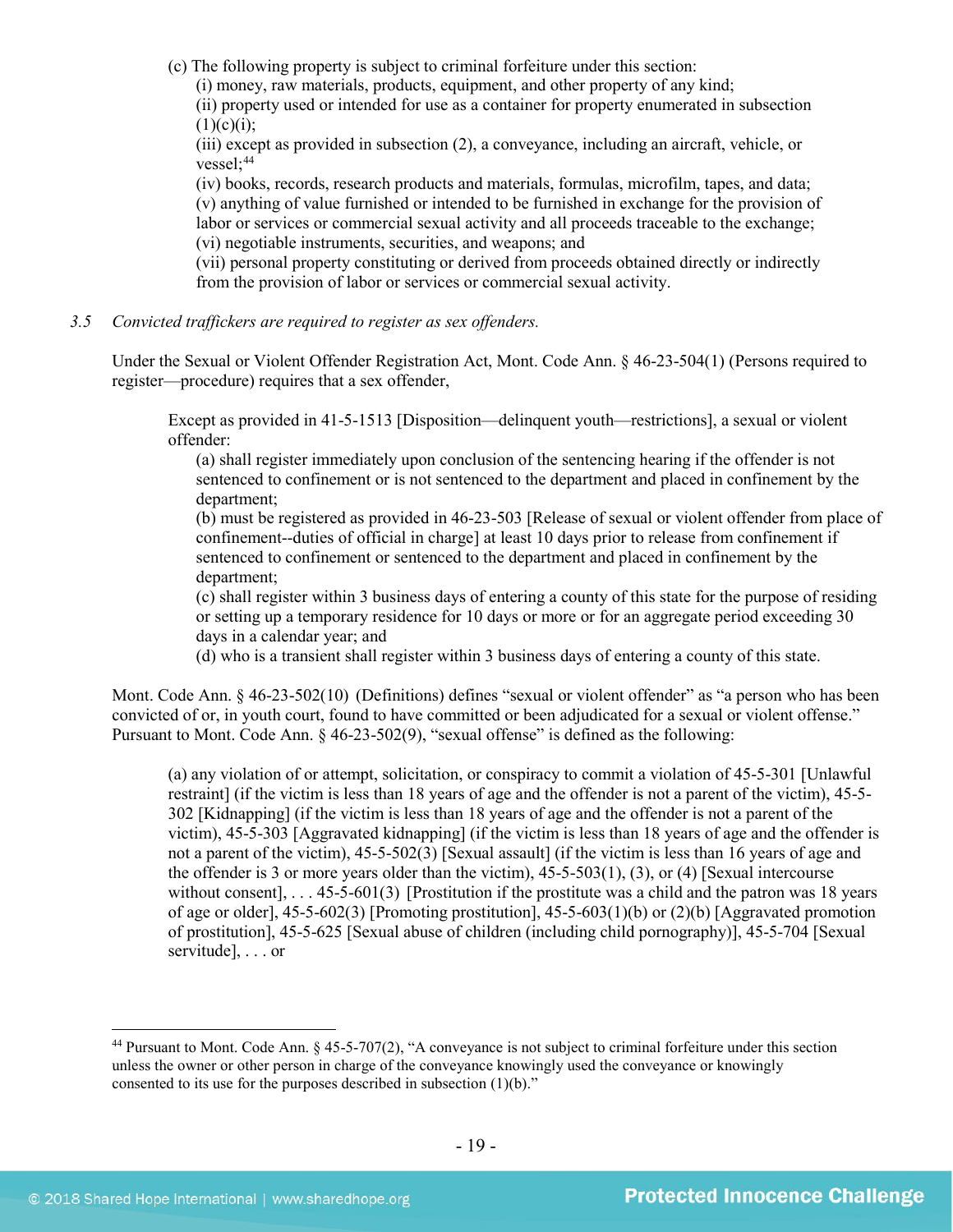(c) The following property is subject to criminal forfeiture under this section:

(i) money, raw materials, products, equipment, and other property of any kind;

(ii) property used or intended for use as a container for property enumerated in subsection (1)(c)(i);

(iii) except as provided in subsection (2), a conveyance, including an aircraft, vehicle, or vessel;[44]

(iv) books, records, research products and materials, formulas, microfilm, tapes, and data;

(v) anything of value furnished or intended to be furnished in exchange for the provision of labor or services or commercial sexual activity and all proceeds traceable to the exchange;

(vi) negotiable instruments, securities, and weapons; and

(vii) personal property constituting or derived from proceeds obtained directly or indirectly from the provision of labor or services or commercial sexual activity.

*3.5 Convicted traffickers are required to register as sex offenders.*

Under the Sexual or Violent Offender Registration Act, Mont. Code Ann. § 46-23-504(1) (Persons required to register—procedure) requires that a sex offender,

> Except as provided in 41-5-1513 [Disposition—delinquent youth—restrictions], a sexual or violent offender:
>
> (a) shall register immediately upon conclusion of the sentencing hearing if the offender is not sentenced to confinement or is not sentenced to the department and placed in confinement by the department;
>
> (b) must be registered as provided in 46-23-503 [Release of sexual or violent offender from place of confinement--duties of official in charge] at least 10 days prior to release from confinement if sentenced to confinement or sentenced to the department and placed in confinement by the department;
>
> (c) shall register within 3 business days of entering a county of this state for the purpose of residing or setting up a temporary residence for 10 days or more or for an aggregate period exceeding 30 days in a calendar year; and
>
> (d) who is a transient shall register within 3 business days of entering a county of this state.

Mont. Code Ann. § 46-23-502(10) (Definitions) defines "sexual or violent offender" as "a person who has been convicted of or, in youth court, found to have committed or been adjudicated for a sexual or violent offense." Pursuant to Mont. Code Ann. § 46-23-502(9), "sexual offense" is defined as the following:

> (a) any violation of or attempt, solicitation, or conspiracy to commit a violation of 45-5-301 [Unlawful restraint] (if the victim is less than 18 years of age and the offender is not a parent of the victim), 45-5-302 [Kidnapping] (if the victim is less than 18 years of age and the offender is not a parent of the victim), 45-5-303 [Aggravated kidnapping] (if the victim is less than 18 years of age and the offender is not a parent of the victim), 45-5-502(3) [Sexual assault] (if the victim is less than 16 years of age and the offender is 3 or more years older than the victim), 45-5-503(1), (3), or (4) [Sexual intercourse without consent], . . . 45-5-601(3) [Prostitution if the prostitute was a child and the patron was 18 years of age or older], 45-5-602(3) [Promoting prostitution], 45-5-603(1)(b) or (2)(b) [Aggravated promotion of prostitution], 45-5-625 [Sexual abuse of children (including child pornography)], 45-5-704 [Sexual servitude], . . . or

---

[44] Pursuant to Mont. Code Ann. § 45-5-707(2), "A conveyance is not subject to criminal forfeiture under this section unless the owner or other person in charge of the conveyance knowingly used the conveyance or knowingly consented to its use for the purposes described in subsection (1)(b)."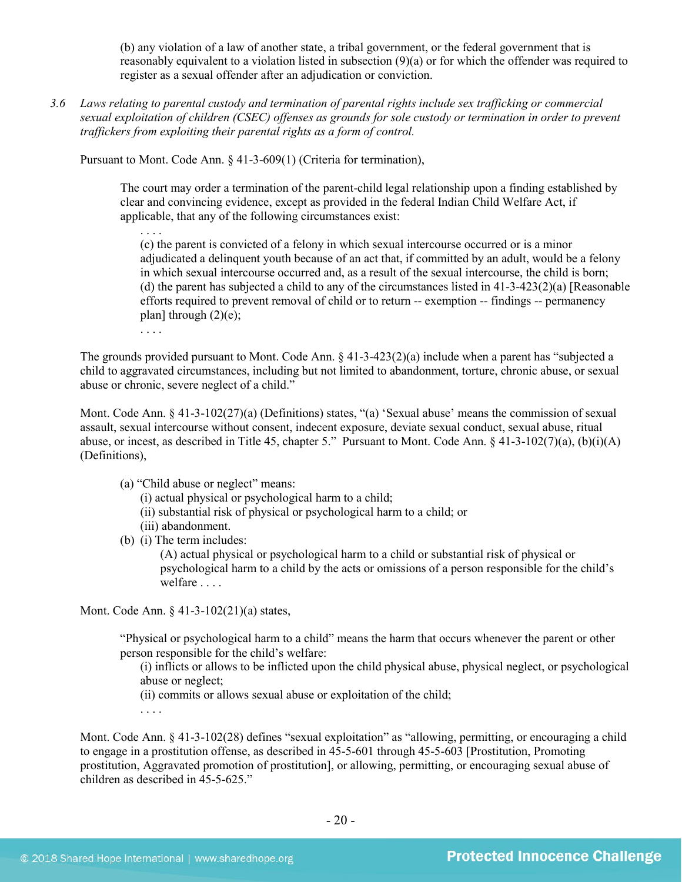(b) any violation of a law of another state, a tribal government, or the federal government that is reasonably equivalent to a violation listed in subsection (9)(a) or for which the offender was required to register as a sexual offender after an adjudication or conviction.

3.6 *Laws relating to parental custody and termination of parental rights include sex trafficking or commercial sexual exploitation of children (CSEC) offenses as grounds for sole custody or termination in order to prevent traffickers from exploiting their parental rights as a form of control.*

Pursuant to Mont. Code Ann. § 41-3-609(1) (Criteria for termination),

> The court may order a termination of the parent-child legal relationship upon a finding established by clear and convincing evidence, except as provided in the federal Indian Child Welfare Act, if applicable, that any of the following circumstances exist:
>
> . . . .
>
> (c) the parent is convicted of a felony in which sexual intercourse occurred or is a minor adjudicated a delinquent youth because of an act that, if committed by an adult, would be a felony in which sexual intercourse occurred and, as a result of the sexual intercourse, the child is born;
>
> (d) the parent has subjected a child to any of the circumstances listed in 41-3-423(2)(a) [Reasonable efforts required to prevent removal of child or to return -- exemption -- findings -- permanency plan] through (2)(e);
>
> . . . .

The grounds provided pursuant to Mont. Code Ann. § 41-3-423(2)(a) include when a parent has "subjected a child to aggravated circumstances, including but not limited to abandonment, torture, chronic abuse, or sexual abuse or chronic, severe neglect of a child."

Mont. Code Ann. § 41-3-102(27)(a) (Definitions) states, "(a) 'Sexual abuse' means the commission of sexual assault, sexual intercourse without consent, indecent exposure, deviate sexual conduct, sexual abuse, ritual abuse, or incest, as described in Title 45, chapter 5." Pursuant to Mont. Code Ann. § 41-3-102(7)(a), (b)(i)(A) (Definitions),

> (a) "Child abuse or neglect" means:
>
> (i) actual physical or psychological harm to a child;
>
> (ii) substantial risk of physical or psychological harm to a child; or
>
> (iii) abandonment.
>
> (b) (i) The term includes:
>
> (A) actual physical or psychological harm to a child or substantial risk of physical or psychological harm to a child by the acts or omissions of a person responsible for the child's welfare . . . .

Mont. Code Ann. § 41-3-102(21)(a) states,

> "Physical or psychological harm to a child" means the harm that occurs whenever the parent or other person responsible for the child's welfare:
>
> (i) inflicts or allows to be inflicted upon the child physical abuse, physical neglect, or psychological abuse or neglect;
>
> (ii) commits or allows sexual abuse or exploitation of the child;
>
> . . . .

Mont. Code Ann. § 41-3-102(28) defines "sexual exploitation" as "allowing, permitting, or encouraging a child to engage in a prostitution offense, as described in 45-5-601 through 45-5-603 [Prostitution, Promoting prostitution, Aggravated promotion of prostitution], or allowing, permitting, or encouraging sexual abuse of children as described in 45-5-625."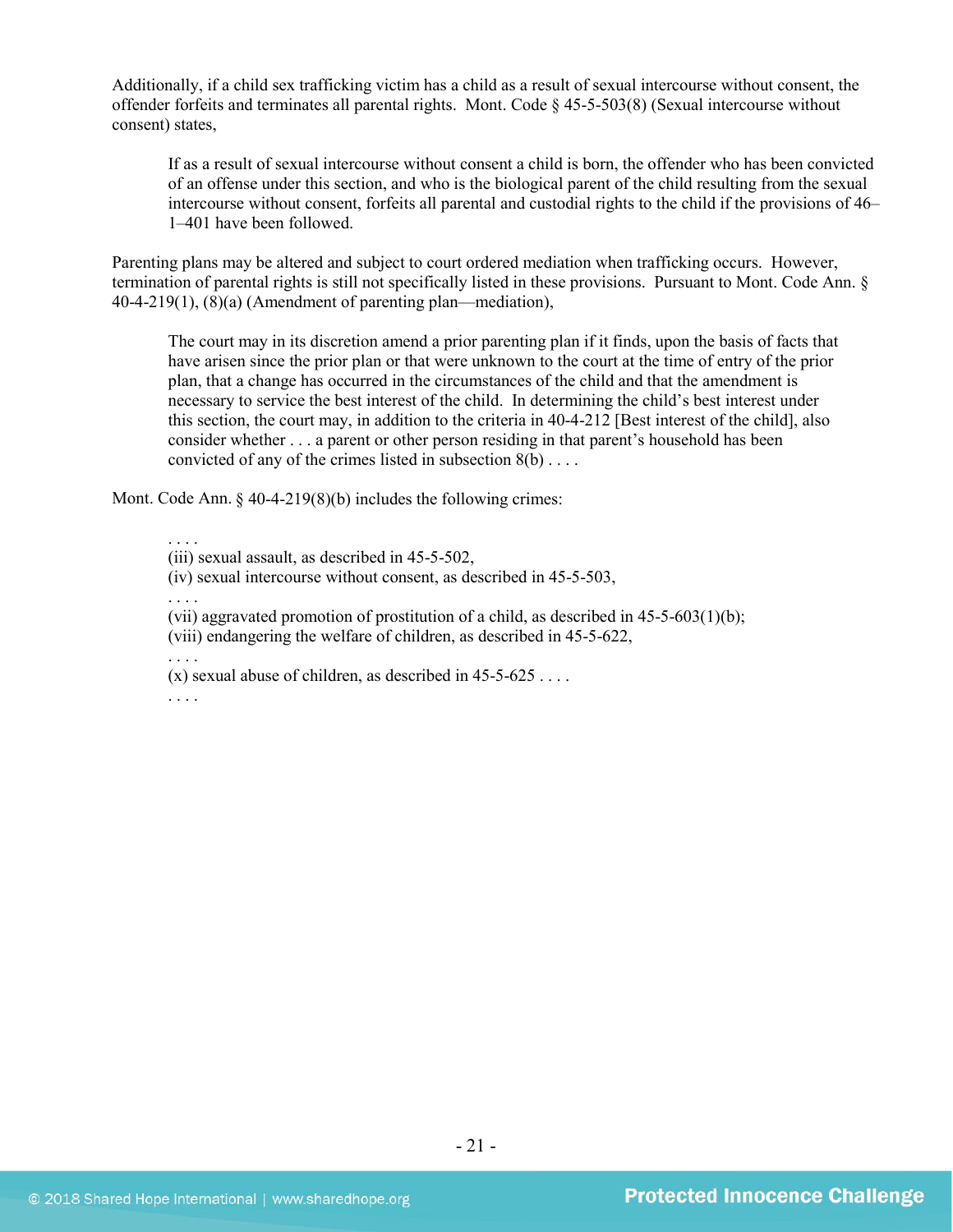Additionally, if a child sex trafficking victim has a child as a result of sexual intercourse without consent, the offender forfeits and terminates all parental rights. Mont. Code § 45-5-503(8) (Sexual intercourse without consent) states,

> If as a result of sexual intercourse without consent a child is born, the offender who has been convicted of an offense under this section, and who is the biological parent of the child resulting from the sexual intercourse without consent, forfeits all parental and custodial rights to the child if the provisions of 46–1–401 have been followed.

Parenting plans may be altered and subject to court ordered mediation when trafficking occurs. However, termination of parental rights is still not specifically listed in these provisions. Pursuant to Mont. Code Ann. § 40-4-219(1), (8)(a) (Amendment of parenting plan—mediation),

> The court may in its discretion amend a prior parenting plan if it finds, upon the basis of facts that have arisen since the prior plan or that were unknown to the court at the time of entry of the prior plan, that a change has occurred in the circumstances of the child and that the amendment is necessary to service the best interest of the child. In determining the child's best interest under this section, the court may, in addition to the criteria in 40-4-212 [Best interest of the child], also consider whether . . . a parent or other person residing in that parent's household has been convicted of any of the crimes listed in subsection 8(b) . . . .

Mont. Code Ann. § 40-4-219(8)(b) includes the following crimes:

> . . . .
> (iii) sexual assault, as described in 45-5-502,
> (iv) sexual intercourse without consent, as described in 45-5-503,
> . . . .
> (vii) aggravated promotion of prostitution of a child, as described in 45-5-603(1)(b);
> (viii) endangering the welfare of children, as described in 45-5-622,
> . . . .
> (x) sexual abuse of children, as described in 45-5-625 . . . .
> . . . .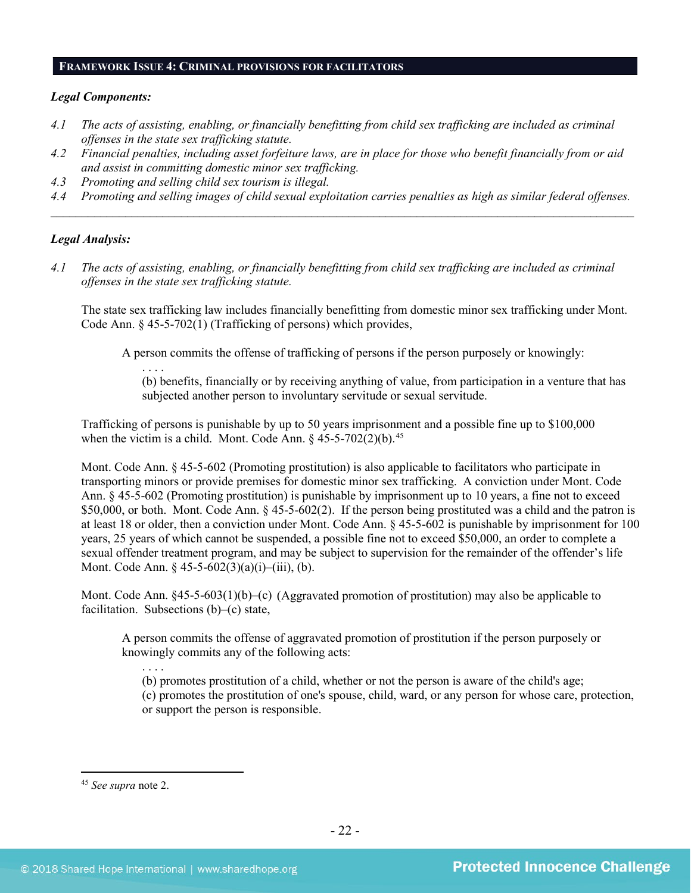## FRAMEWORK ISSUE 4: CRIMINAL PROVISIONS FOR FACILITATORS

***Legal Components:***

*4.1 The acts of assisting, enabling, or financially benefitting from child sex trafficking are included as criminal offenses in the state sex trafficking statute.*

*4.2 Financial penalties, including asset forfeiture laws, are in place for those who benefit financially from or aid and assist in committing domestic minor sex trafficking.*

*4.3 Promoting and selling child sex tourism is illegal.*

*4.4 Promoting and selling images of child sexual exploitation carries penalties as high as similar federal offenses.*

---

***Legal Analysis:***

*4.1 The acts of assisting, enabling, or financially benefitting from child sex trafficking are included as criminal offenses in the state sex trafficking statute.*

The state sex trafficking law includes financially benefitting from domestic minor sex trafficking under Mont. Code Ann. § 45-5-702(1) (Trafficking of persons) which provides,

> A person commits the offense of trafficking of persons if the person purposely or knowingly:
>
> . . . .
>
> (b) benefits, financially or by receiving anything of value, from participation in a venture that has subjected another person to involuntary servitude or sexual servitude.

Trafficking of persons is punishable by up to 50 years imprisonment and a possible fine up to $100,000 when the victim is a child. Mont. Code Ann. § 45-5-702(2)(b).[45]

Mont. Code Ann. § 45-5-602 (Promoting prostitution) is also applicable to facilitators who participate in transporting minors or provide premises for domestic minor sex trafficking. A conviction under Mont. Code Ann. § 45-5-602 (Promoting prostitution) is punishable by imprisonment up to 10 years, a fine not to exceed $50,000, or both. Mont. Code Ann. § 45-5-602(2). If the person being prostituted was a child and the patron is at least 18 or older, then a conviction under Mont. Code Ann. § 45-5-602 is punishable by imprisonment for 100 years, 25 years of which cannot be suspended, a possible fine not to exceed $50,000, an order to complete a sexual offender treatment program, and may be subject to supervision for the remainder of the offender's life Mont. Code Ann. § 45-5-602(3)(a)(i)–(iii), (b).

Mont. Code Ann. §45-5-603(1)(b)–(c) (Aggravated promotion of prostitution) may also be applicable to facilitation. Subsections (b)–(c) state,

> A person commits the offense of aggravated promotion of prostitution if the person purposely or knowingly commits any of the following acts:
>
> . . . .
>
> (b) promotes prostitution of a child, whether or not the person is aware of the child's age;
>
> (c) promotes the prostitution of one's spouse, child, ward, or any person for whose care, protection, or support the person is responsible.

---

[45] *See supra* note 2.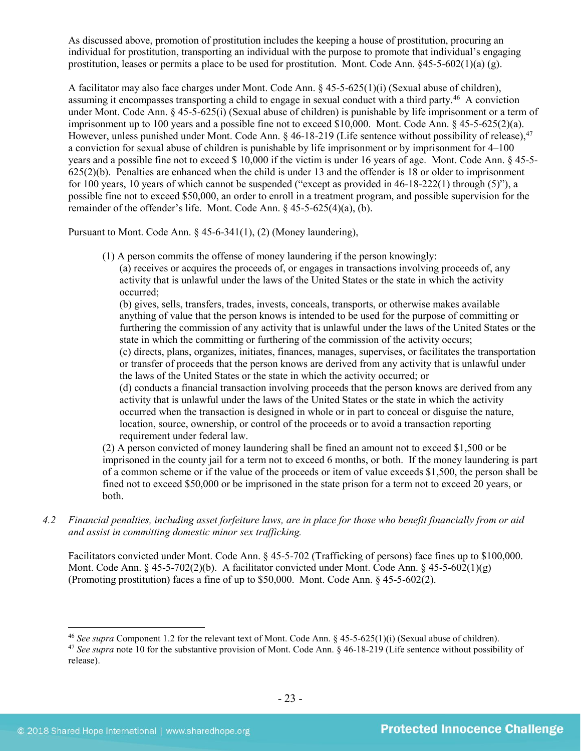As discussed above, promotion of prostitution includes the keeping a house of prostitution, procuring an individual for prostitution, transporting an individual with the purpose to promote that individual's engaging prostitution, leases or permits a place to be used for prostitution. Mont. Code Ann. §45-5-602(1)(a) (g).

A facilitator may also face charges under Mont. Code Ann. § 45-5-625(1)(i) (Sexual abuse of children), assuming it encompasses transporting a child to engage in sexual conduct with a third party.[46] A conviction under Mont. Code Ann. § 45-5-625(i) (Sexual abuse of children) is punishable by life imprisonment or a term of imprisonment up to 100 years and a possible fine not to exceed $10,000. Mont. Code Ann. § 45-5-625(2)(a). However, unless punished under Mont. Code Ann. § 46-18-219 (Life sentence without possibility of release),[47] a conviction for sexual abuse of children is punishable by life imprisonment or by imprisonment for 4–100 years and a possible fine not to exceed $ 10,000 if the victim is under 16 years of age. Mont. Code Ann. § 45-5-625(2)(b). Penalties are enhanced when the child is under 13 and the offender is 18 or older to imprisonment for 100 years, 10 years of which cannot be suspended ("except as provided in 46-18-222(1) through (5)"), a possible fine not to exceed $50,000, an order to enroll in a treatment program, and possible supervision for the remainder of the offender's life. Mont. Code Ann. § 45-5-625(4)(a), (b).

Pursuant to Mont. Code Ann. § 45-6-341(1), (2) (Money laundering),

> (1) A person commits the offense of money laundering if the person knowingly:
> (a) receives or acquires the proceeds of, or engages in transactions involving proceeds of, any activity that is unlawful under the laws of the United States or the state in which the activity occurred;
> (b) gives, sells, transfers, trades, invests, conceals, transports, or otherwise makes available anything of value that the person knows is intended to be used for the purpose of committing or furthering the commission of any activity that is unlawful under the laws of the United States or the state in which the committing or furthering of the commission of the activity occurs;
> (c) directs, plans, organizes, initiates, finances, manages, supervises, or facilitates the transportation or transfer of proceeds that the person knows are derived from any activity that is unlawful under the laws of the United States or the state in which the activity occurred; or
> (d) conducts a financial transaction involving proceeds that the person knows are derived from any activity that is unlawful under the laws of the United States or the state in which the activity occurred when the transaction is designed in whole or in part to conceal or disguise the nature, location, source, ownership, or control of the proceeds or to avoid a transaction reporting requirement under federal law.
> (2) A person convicted of money laundering shall be fined an amount not to exceed $1,500 or be imprisoned in the county jail for a term not to exceed 6 months, or both. If the money laundering is part of a common scheme or if the value of the proceeds or item of value exceeds $1,500, the person shall be fined not to exceed $50,000 or be imprisoned in the state prison for a term not to exceed 20 years, or both.

4.2 *Financial penalties, including asset forfeiture laws, are in place for those who benefit financially from or aid and assist in committing domestic minor sex trafficking.*

Facilitators convicted under Mont. Code Ann. § 45-5-702 (Trafficking of persons) face fines up to $100,000. Mont. Code Ann. § 45-5-702(2)(b). A facilitator convicted under Mont. Code Ann. § 45-5-602(1)(g) (Promoting prostitution) faces a fine of up to $50,000. Mont. Code Ann. § 45-5-602(2).

---

[46] *See supra* Component 1.2 for the relevant text of Mont. Code Ann. § 45-5-625(1)(i) (Sexual abuse of children).

[47] *See supra* note 10 for the substantive provision of Mont. Code Ann. § 46-18-219 (Life sentence without possibility of release).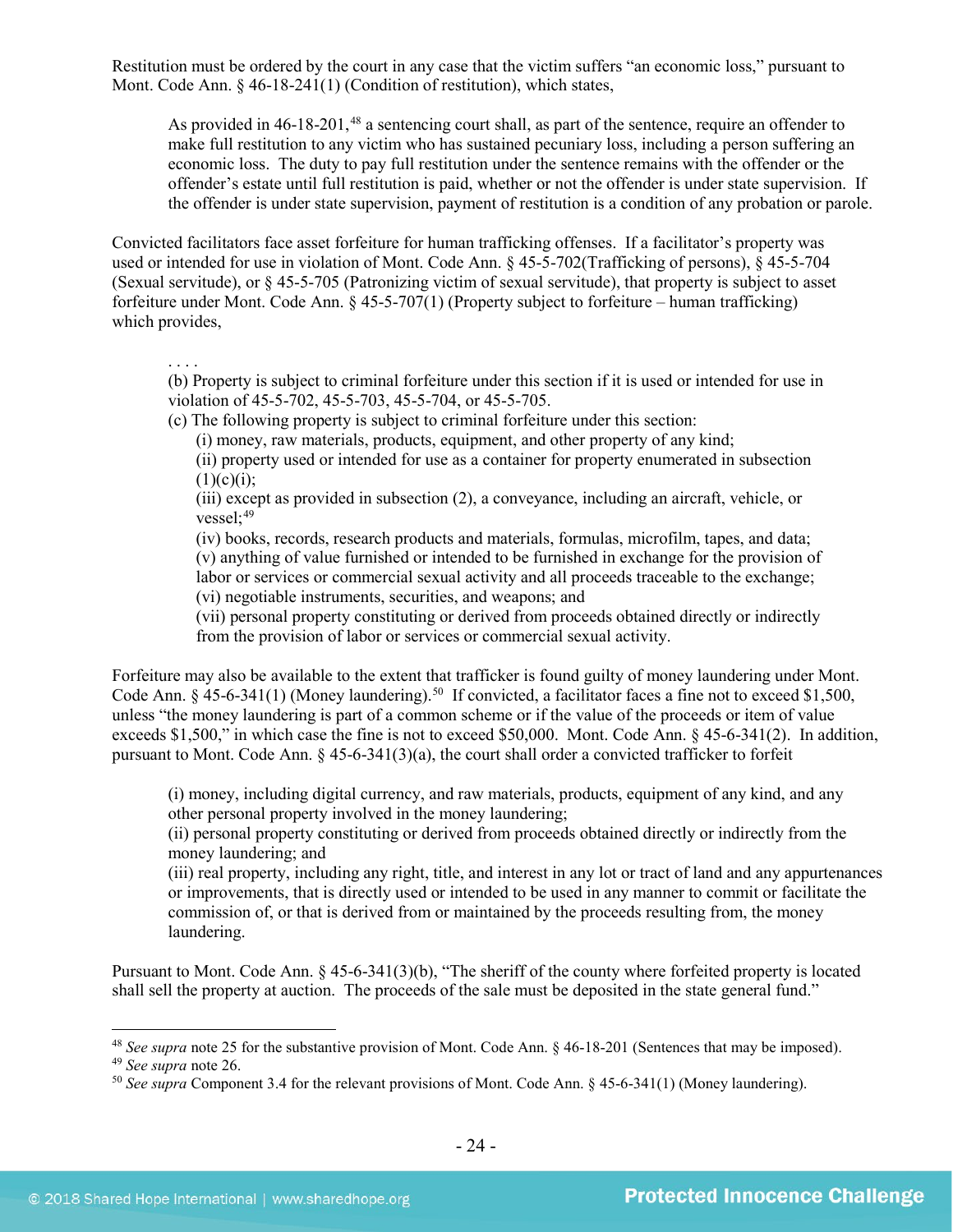Restitution must be ordered by the court in any case that the victim suffers "an economic loss," pursuant to Mont. Code Ann. § 46-18-241(1) (Condition of restitution), which states,

> As provided in 46-18-201,[48] a sentencing court shall, as part of the sentence, require an offender to make full restitution to any victim who has sustained pecuniary loss, including a person suffering an economic loss. The duty to pay full restitution under the sentence remains with the offender or the offender's estate until full restitution is paid, whether or not the offender is under state supervision. If the offender is under state supervision, payment of restitution is a condition of any probation or parole.

Convicted facilitators face asset forfeiture for human trafficking offenses. If a facilitator's property was used or intended for use in violation of Mont. Code Ann. § 45-5-702(Trafficking of persons), § 45-5-704 (Sexual servitude), or § 45-5-705 (Patronizing victim of sexual servitude), that property is subject to asset forfeiture under Mont. Code Ann. § 45-5-707(1) (Property subject to forfeiture – human trafficking) which provides,

> . . . .
> (b) Property is subject to criminal forfeiture under this section if it is used or intended for use in violation of 45-5-702, 45-5-703, 45-5-704, or 45-5-705.
> (c) The following property is subject to criminal forfeiture under this section:
> (i) money, raw materials, products, equipment, and other property of any kind;
> (ii) property used or intended for use as a container for property enumerated in subsection (1)(c)(i);
> (iii) except as provided in subsection (2), a conveyance, including an aircraft, vehicle, or vessel;[49]
> (iv) books, records, research products and materials, formulas, microfilm, tapes, and data;
> (v) anything of value furnished or intended to be furnished in exchange for the provision of labor or services or commercial sexual activity and all proceeds traceable to the exchange;
> (vi) negotiable instruments, securities, and weapons; and
> (vii) personal property constituting or derived from proceeds obtained directly or indirectly from the provision of labor or services or commercial sexual activity.

Forfeiture may also be available to the extent that trafficker is found guilty of money laundering under Mont. Code Ann. § 45-6-341(1) (Money laundering).[50] If convicted, a facilitator faces a fine not to exceed $1,500, unless "the money laundering is part of a common scheme or if the value of the proceeds or item of value exceeds $1,500," in which case the fine is not to exceed $50,000. Mont. Code Ann. § 45-6-341(2). In addition, pursuant to Mont. Code Ann. § 45-6-341(3)(a), the court shall order a convicted trafficker to forfeit

> (i) money, including digital currency, and raw materials, products, equipment of any kind, and any other personal property involved in the money laundering;
> (ii) personal property constituting or derived from proceeds obtained directly or indirectly from the money laundering; and
> (iii) real property, including any right, title, and interest in any lot or tract of land and any appurtenances or improvements, that is directly used or intended to be used in any manner to commit or facilitate the commission of, or that is derived from or maintained by the proceeds resulting from, the money laundering.

Pursuant to Mont. Code Ann. § 45-6-341(3)(b), "The sheriff of the county where forfeited property is located shall sell the property at auction. The proceeds of the sale must be deposited in the state general fund."

---

[48] *See supra* note 25 for the substantive provision of Mont. Code Ann. § 46-18-201 (Sentences that may be imposed).
[49] *See supra* note 26.
[50] *See supra* Component 3.4 for the relevant provisions of Mont. Code Ann. § 45-6-341(1) (Money laundering).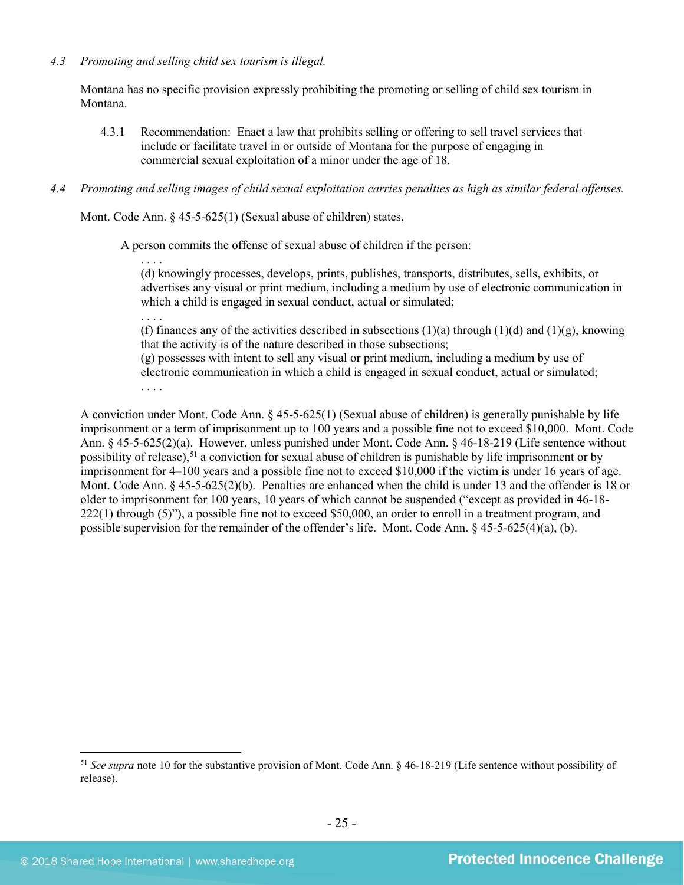*4.3 Promoting and selling child sex tourism is illegal.*

Montana has no specific provision expressly prohibiting the promoting or selling of child sex tourism in Montana.

> 4.3.1 Recommendation: Enact a law that prohibits selling or offering to sell travel services that include or facilitate travel in or outside of Montana for the purpose of engaging in commercial sexual exploitation of a minor under the age of 18.

*4.4 Promoting and selling images of child sexual exploitation carries penalties as high as similar federal offenses.*

Mont. Code Ann. § 45-5-625(1) (Sexual abuse of children) states,

> A person commits the offense of sexual abuse of children if the person:
>
> . . . .
>
> (d) knowingly processes, develops, prints, publishes, transports, distributes, sells, exhibits, or advertises any visual or print medium, including a medium by use of electronic communication in which a child is engaged in sexual conduct, actual or simulated;
>
> . . . .
>
> (f) finances any of the activities described in subsections (1)(a) through (1)(d) and (1)(g), knowing that the activity is of the nature described in those subsections;
>
> (g) possesses with intent to sell any visual or print medium, including a medium by use of electronic communication in which a child is engaged in sexual conduct, actual or simulated;
>
> . . . .

A conviction under Mont. Code Ann. § 45-5-625(1) (Sexual abuse of children) is generally punishable by life imprisonment or a term of imprisonment up to 100 years and a possible fine not to exceed $10,000. Mont. Code Ann. § 45-5-625(2)(a). However, unless punished under Mont. Code Ann. § 46-18-219 (Life sentence without possibility of release),[51] a conviction for sexual abuse of children is punishable by life imprisonment or by imprisonment for 4–100 years and a possible fine not to exceed $10,000 if the victim is under 16 years of age. Mont. Code Ann. § 45-5-625(2)(b). Penalties are enhanced when the child is under 13 and the offender is 18 or older to imprisonment for 100 years, 10 years of which cannot be suspended ("except as provided in 46-18-222(1) through (5)"), a possible fine not to exceed $50,000, an order to enroll in a treatment program, and possible supervision for the remainder of the offender's life. Mont. Code Ann. § 45-5-625(4)(a), (b).

---

[51] *See supra* note 10 for the substantive provision of Mont. Code Ann. § 46-18-219 (Life sentence without possibility of release).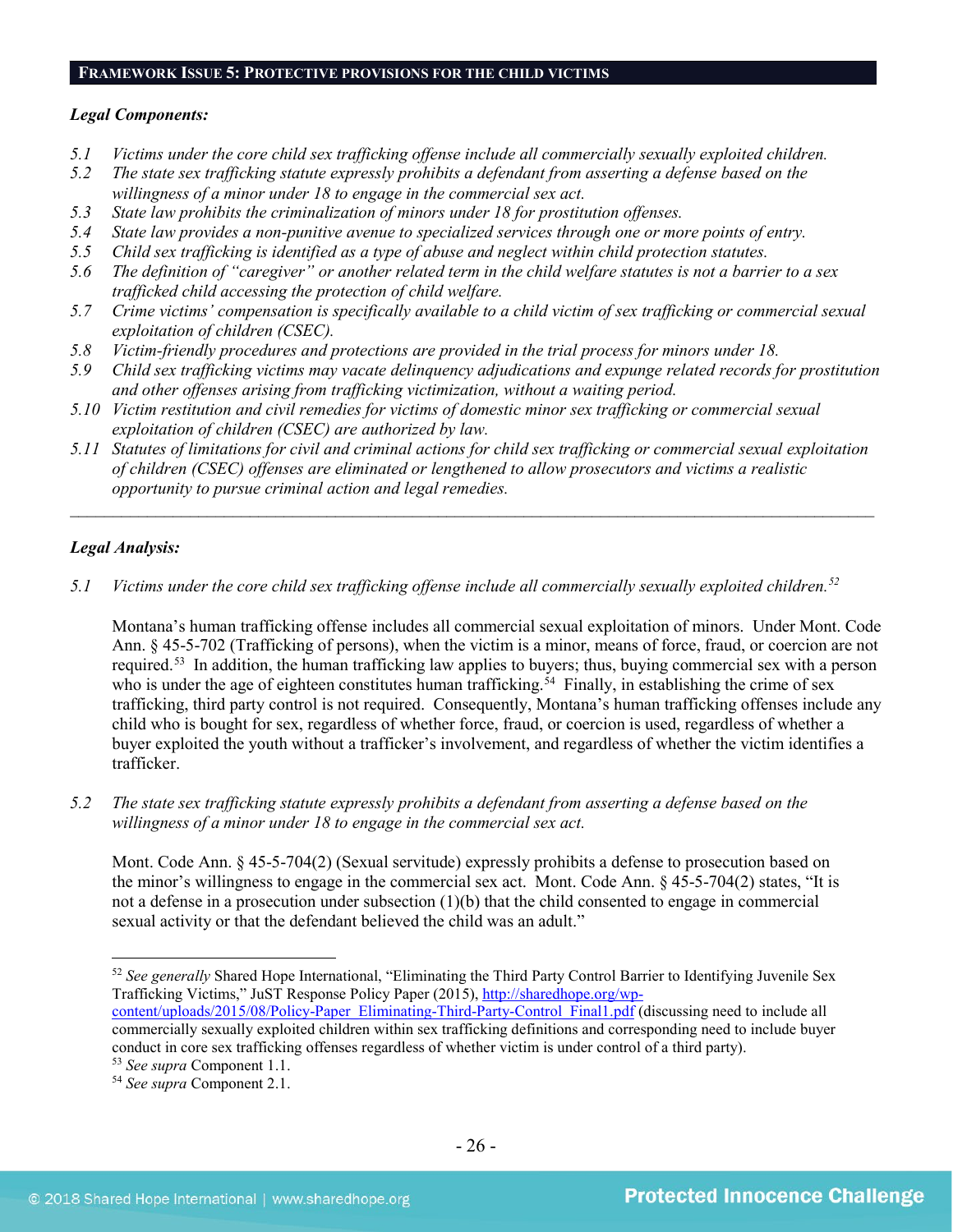## FRAMEWORK ISSUE 5: PROTECTIVE PROVISIONS FOR THE CHILD VICTIMS

***Legal Components:***

*5.1 Victims under the core child sex trafficking offense include all commercially sexually exploited children.*
*5.2 The state sex trafficking statute expressly prohibits a defendant from asserting a defense based on the willingness of a minor under 18 to engage in the commercial sex act.*
*5.3 State law prohibits the criminalization of minors under 18 for prostitution offenses.*
*5.4 State law provides a non-punitive avenue to specialized services through one or more points of entry.*
*5.5 Child sex trafficking is identified as a type of abuse and neglect within child protection statutes.*
*5.6 The definition of "caregiver" or another related term in the child welfare statutes is not a barrier to a sex trafficked child accessing the protection of child welfare.*
*5.7 Crime victims' compensation is specifically available to a child victim of sex trafficking or commercial sexual exploitation of children (CSEC).*
*5.8 Victim-friendly procedures and protections are provided in the trial process for minors under 18.*
*5.9 Child sex trafficking victims may vacate delinquency adjudications and expunge related records for prostitution and other offenses arising from trafficking victimization, without a waiting period.*
*5.10 Victim restitution and civil remedies for victims of domestic minor sex trafficking or commercial sexual exploitation of children (CSEC) are authorized by law.*
*5.11 Statutes of limitations for civil and criminal actions for child sex trafficking or commercial sexual exploitation of children (CSEC) offenses are eliminated or lengthened to allow prosecutors and victims a realistic opportunity to pursue criminal action and legal remedies.*

---

***Legal Analysis:***

*5.1 Victims under the core child sex trafficking offense include all commercially sexually exploited children.*[52]

Montana's human trafficking offense includes all commercial sexual exploitation of minors. Under Mont. Code Ann. § 45-5-702 (Trafficking of persons), when the victim is a minor, means of force, fraud, or coercion are not required.[53] In addition, the human trafficking law applies to buyers; thus, buying commercial sex with a person who is under the age of eighteen constitutes human trafficking.[54] Finally, in establishing the crime of sex trafficking, third party control is not required. Consequently, Montana's human trafficking offenses include any child who is bought for sex, regardless of whether force, fraud, or coercion is used, regardless of whether a buyer exploited the youth without a trafficker's involvement, and regardless of whether the victim identifies a trafficker.

*5.2 The state sex trafficking statute expressly prohibits a defendant from asserting a defense based on the willingness of a minor under 18 to engage in the commercial sex act.*

Mont. Code Ann. § 45-5-704(2) (Sexual servitude) expressly prohibits a defense to prosecution based on the minor's willingness to engage in the commercial sex act. Mont. Code Ann. § 45-5-704(2) states, "It is not a defense in a prosecution under subsection (1)(b) that the child consented to engage in commercial sexual activity or that the defendant believed the child was an adult."

---

[52] *See generally* Shared Hope International, "Eliminating the Third Party Control Barrier to Identifying Juvenile Sex Trafficking Victims," JuST Response Policy Paper (2015), http://sharedhope.org/wp-content/uploads/2015/08/Policy-Paper_Eliminating-Third-Party-Control_Final1.pdf (discussing need to include all commercially sexually exploited children within sex trafficking definitions and corresponding need to include buyer conduct in core sex trafficking offenses regardless of whether victim is under control of a third party).
[53] *See supra* Component 1.1.
[54] *See supra* Component 2.1.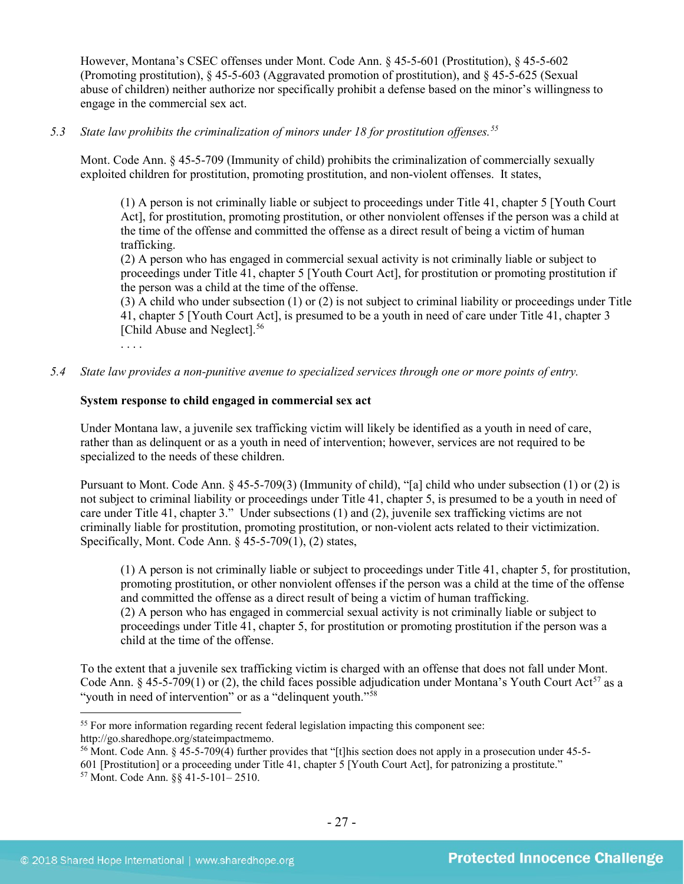However, Montana's CSEC offenses under Mont. Code Ann. § 45-5-601 (Prostitution), § 45-5-602 (Promoting prostitution), § 45-5-603 (Aggravated promotion of prostitution), and § 45-5-625 (Sexual abuse of children) neither authorize nor specifically prohibit a defense based on the minor's willingness to engage in the commercial sex act.

*5.3 State law prohibits the criminalization of minors under 18 for prostitution offenses.*[55]

Mont. Code Ann. § 45-5-709 (Immunity of child) prohibits the criminalization of commercially sexually exploited children for prostitution, promoting prostitution, and non-violent offenses. It states,

> (1) A person is not criminally liable or subject to proceedings under Title 41, chapter 5 [Youth Court Act], for prostitution, promoting prostitution, or other nonviolent offenses if the person was a child at the time of the offense and committed the offense as a direct result of being a victim of human trafficking.
> (2) A person who has engaged in commercial sexual activity is not criminally liable or subject to proceedings under Title 41, chapter 5 [Youth Court Act], for prostitution or promoting prostitution if the person was a child at the time of the offense.
> (3) A child who under subsection (1) or (2) is not subject to criminal liability or proceedings under Title 41, chapter 5 [Youth Court Act], is presumed to be a youth in need of care under Title 41, chapter 3 [Child Abuse and Neglect].[56]
> . . . .

*5.4 State law provides a non-punitive avenue to specialized services through one or more points of entry.*

**System response to child engaged in commercial sex act**

Under Montana law, a juvenile sex trafficking victim will likely be identified as a youth in need of care, rather than as delinquent or as a youth in need of intervention; however, services are not required to be specialized to the needs of these children.

Pursuant to Mont. Code Ann. § 45-5-709(3) (Immunity of child), "[a] child who under subsection (1) or (2) is not subject to criminal liability or proceedings under Title 41, chapter 5, is presumed to be a youth in need of care under Title 41, chapter 3." Under subsections (1) and (2), juvenile sex trafficking victims are not criminally liable for prostitution, promoting prostitution, or non-violent acts related to their victimization. Specifically, Mont. Code Ann. § 45-5-709(1), (2) states,

> (1) A person is not criminally liable or subject to proceedings under Title 41, chapter 5, for prostitution, promoting prostitution, or other nonviolent offenses if the person was a child at the time of the offense and committed the offense as a direct result of being a victim of human trafficking.
> (2) A person who has engaged in commercial sexual activity is not criminally liable or subject to proceedings under Title 41, chapter 5, for prostitution or promoting prostitution if the person was a child at the time of the offense.

To the extent that a juvenile sex trafficking victim is charged with an offense that does not fall under Mont. Code Ann. § 45-5-709(1) or (2), the child faces possible adjudication under Montana's Youth Court Act[57] as a "youth in need of intervention" or as a "delinquent youth."[58]

---

[55] For more information regarding recent federal legislation impacting this component see: http://go.sharedhope.org/stateimpactmemo.

[56] Mont. Code Ann. § 45-5-709(4) further provides that "[t]his section does not apply in a prosecution under 45-5-601 [Prostitution] or a proceeding under Title 41, chapter 5 [Youth Court Act], for patronizing a prostitute."

[57] Mont. Code Ann. §§ 41-5-101– 2510.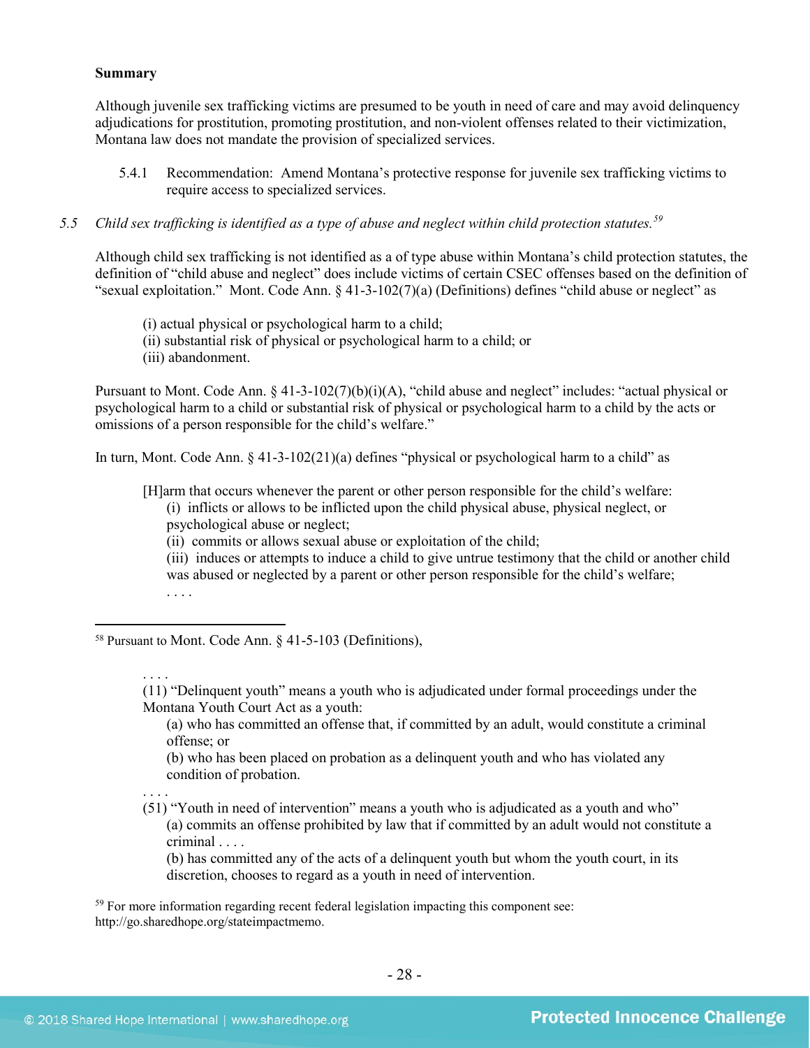**Summary**

Although juvenile sex trafficking victims are presumed to be youth in need of care and may avoid delinquency adjudications for prostitution, promoting prostitution, and non-violent offenses related to their victimization, Montana law does not mandate the provision of specialized services.

5.4.1 Recommendation: Amend Montana's protective response for juvenile sex trafficking victims to require access to specialized services.

5.5 *Child sex trafficking is identified as a type of abuse and neglect within child protection statutes.*[59]

Although child sex trafficking is not identified as a of type abuse within Montana's child protection statutes, the definition of "child abuse and neglect" does include victims of certain CSEC offenses based on the definition of "sexual exploitation." Mont. Code Ann. § 41-3-102(7)(a) (Definitions) defines "child abuse or neglect" as

> (i) actual physical or psychological harm to a child;
> (ii) substantial risk of physical or psychological harm to a child; or
> (iii) abandonment.

Pursuant to Mont. Code Ann. § 41-3-102(7)(b)(i)(A), "child abuse and neglect" includes: "actual physical or psychological harm to a child or substantial risk of physical or psychological harm to a child by the acts or omissions of a person responsible for the child's welfare."

In turn, Mont. Code Ann. § 41-3-102(21)(a) defines "physical or psychological harm to a child" as

> [H]arm that occurs whenever the parent or other person responsible for the child's welfare:
> (i) inflicts or allows to be inflicted upon the child physical abuse, physical neglect, or psychological abuse or neglect;
> (ii) commits or allows sexual abuse or exploitation of the child;
> (iii) induces or attempts to induce a child to give untrue testimony that the child or another child was abused or neglected by a parent or other person responsible for the child's welfare;
> . . . .

---

[58] Pursuant to Mont. Code Ann. § 41-5-103 (Definitions),

> . . . .
> (11) "Delinquent youth" means a youth who is adjudicated under formal proceedings under the Montana Youth Court Act as a youth:
> (a) who has committed an offense that, if committed by an adult, would constitute a criminal offense; or
> (b) who has been placed on probation as a delinquent youth and who has violated any condition of probation.
> . . . .
> (51) "Youth in need of intervention" means a youth who is adjudicated as a youth and who"
> (a) commits an offense prohibited by law that if committed by an adult would not constitute a criminal . . . .
> (b) has committed any of the acts of a delinquent youth but whom the youth court, in its discretion, chooses to regard as a youth in need of intervention.

[59] For more information regarding recent federal legislation impacting this component see: http://go.sharedhope.org/stateimpactmemo.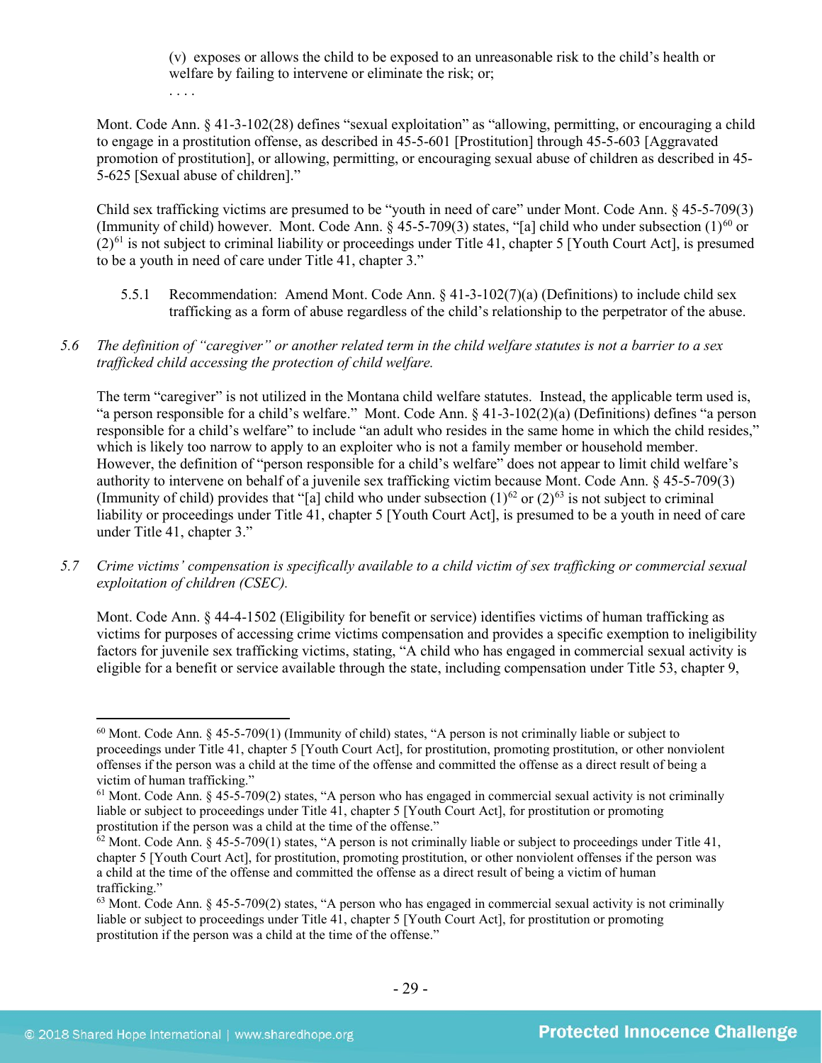(v) exposes or allows the child to be exposed to an unreasonable risk to the child's health or welfare by failing to intervene or eliminate the risk; or;

. . . .

Mont. Code Ann. § 41-3-102(28) defines "sexual exploitation" as "allowing, permitting, or encouraging a child to engage in a prostitution offense, as described in 45-5-601 [Prostitution] through 45-5-603 [Aggravated promotion of prostitution], or allowing, permitting, or encouraging sexual abuse of children as described in 45-5-625 [Sexual abuse of children]."

Child sex trafficking victims are presumed to be "youth in need of care" under Mont. Code Ann. § 45-5-709(3) (Immunity of child) however. Mont. Code Ann. § 45-5-709(3) states, "[a] child who under subsection (1)[60] or (2)[61] is not subject to criminal liability or proceedings under Title 41, chapter 5 [Youth Court Act], is presumed to be a youth in need of care under Title 41, chapter 3."

5.5.1 Recommendation: Amend Mont. Code Ann. § 41-3-102(7)(a) (Definitions) to include child sex trafficking as a form of abuse regardless of the child's relationship to the perpetrator of the abuse.

5.6 *The definition of "caregiver" or another related term in the child welfare statutes is not a barrier to a sex trafficked child accessing the protection of child welfare.*

The term "caregiver" is not utilized in the Montana child welfare statutes. Instead, the applicable term used is, "a person responsible for a child's welfare." Mont. Code Ann. § 41-3-102(2)(a) (Definitions) defines "a person responsible for a child's welfare" to include "an adult who resides in the same home in which the child resides," which is likely too narrow to apply to an exploiter who is not a family member or household member. However, the definition of "person responsible for a child's welfare" does not appear to limit child welfare's authority to intervene on behalf of a juvenile sex trafficking victim because Mont. Code Ann. § 45-5-709(3) (Immunity of child) provides that "[a] child who under subsection (1)[62] or (2)[63] is not subject to criminal liability or proceedings under Title 41, chapter 5 [Youth Court Act], is presumed to be a youth in need of care under Title 41, chapter 3."

5.7 *Crime victims' compensation is specifically available to a child victim of sex trafficking or commercial sexual exploitation of children (CSEC).*

Mont. Code Ann. § 44-4-1502 (Eligibility for benefit or service) identifies victims of human trafficking as victims for purposes of accessing crime victims compensation and provides a specific exemption to ineligibility factors for juvenile sex trafficking victims, stating, "A child who has engaged in commercial sexual activity is eligible for a benefit or service available through the state, including compensation under Title 53, chapter 9,

---

[60] Mont. Code Ann. § 45-5-709(1) (Immunity of child) states, "A person is not criminally liable or subject to proceedings under Title 41, chapter 5 [Youth Court Act], for prostitution, promoting prostitution, or other nonviolent offenses if the person was a child at the time of the offense and committed the offense as a direct result of being a victim of human trafficking."

[61] Mont. Code Ann. § 45-5-709(2) states, "A person who has engaged in commercial sexual activity is not criminally liable or subject to proceedings under Title 41, chapter 5 [Youth Court Act], for prostitution or promoting prostitution if the person was a child at the time of the offense."

[62] Mont. Code Ann. § 45-5-709(1) states, "A person is not criminally liable or subject to proceedings under Title 41, chapter 5 [Youth Court Act], for prostitution, promoting prostitution, or other nonviolent offenses if the person was a child at the time of the offense and committed the offense as a direct result of being a victim of human trafficking."

[63] Mont. Code Ann. § 45-5-709(2) states, "A person who has engaged in commercial sexual activity is not criminally liable or subject to proceedings under Title 41, chapter 5 [Youth Court Act], for prostitution or promoting prostitution if the person was a child at the time of the offense."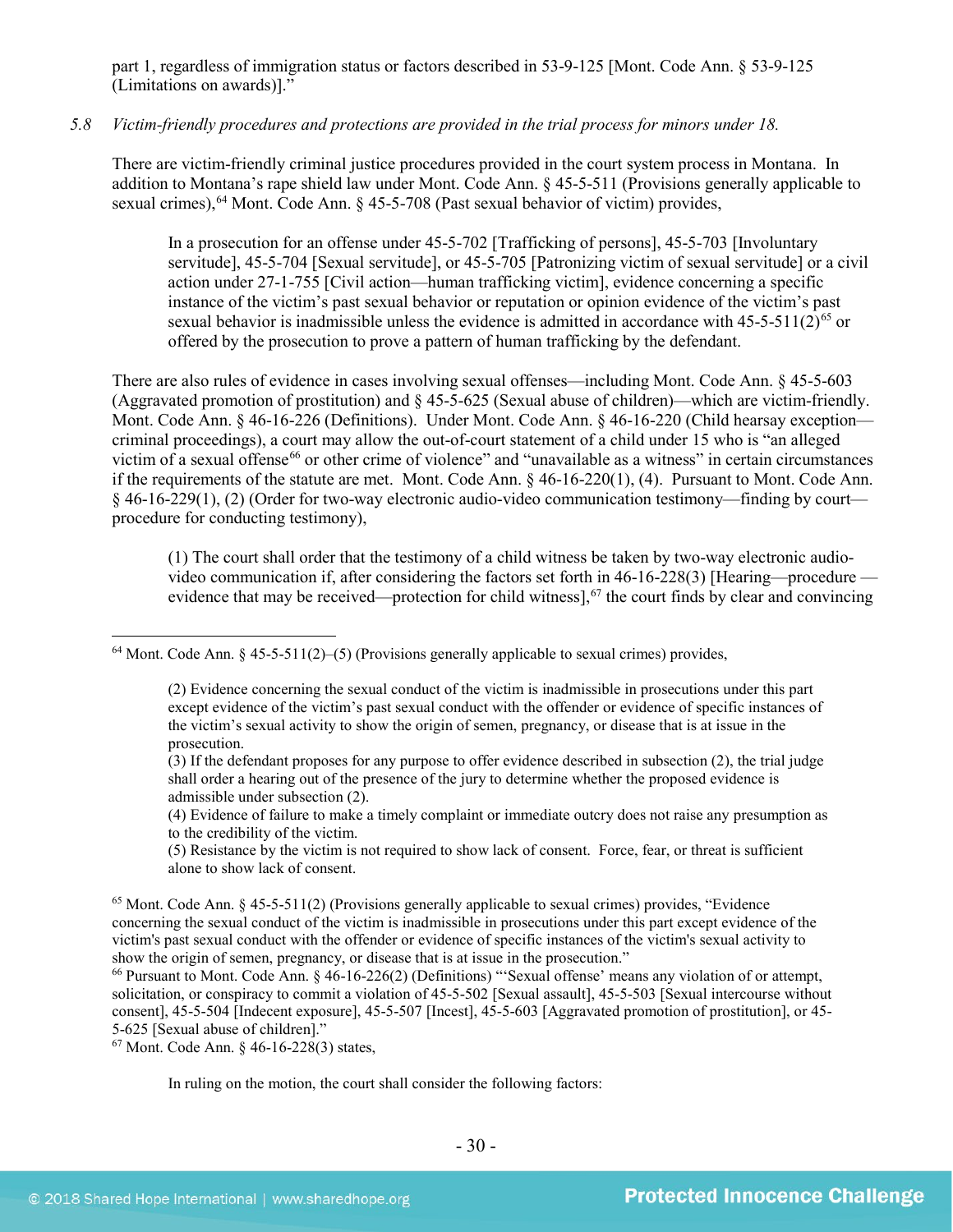part 1, regardless of immigration status or factors described in 53-9-125 [Mont. Code Ann. § 53-9-125 (Limitations on awards)]."

*5.8 Victim-friendly procedures and protections are provided in the trial process for minors under 18.*

There are victim-friendly criminal justice procedures provided in the court system process in Montana. In addition to Montana's rape shield law under Mont. Code Ann. § 45-5-511 (Provisions generally applicable to sexual crimes),[64] Mont. Code Ann. § 45-5-708 (Past sexual behavior of victim) provides,

> In a prosecution for an offense under 45-5-702 [Trafficking of persons], 45-5-703 [Involuntary servitude], 45-5-704 [Sexual servitude], or 45-5-705 [Patronizing victim of sexual servitude] or a civil action under 27-1-755 [Civil action—human trafficking victim], evidence concerning a specific instance of the victim's past sexual behavior or reputation or opinion evidence of the victim's past sexual behavior is inadmissible unless the evidence is admitted in accordance with 45-5-511(2)[65] or offered by the prosecution to prove a pattern of human trafficking by the defendant.

There are also rules of evidence in cases involving sexual offenses—including Mont. Code Ann. § 45-5-603 (Aggravated promotion of prostitution) and § 45-5-625 (Sexual abuse of children)—which are victim-friendly. Mont. Code Ann. § 46-16-226 (Definitions). Under Mont. Code Ann. § 46-16-220 (Child hearsay exception—criminal proceedings), a court may allow the out-of-court statement of a child under 15 who is "an alleged victim of a sexual offense[66] or other crime of violence" and "unavailable as a witness" in certain circumstances if the requirements of the statute are met. Mont. Code Ann. § 46-16-220(1), (4). Pursuant to Mont. Code Ann. § 46-16-229(1), (2) (Order for two-way electronic audio-video communication testimony—finding by court—procedure for conducting testimony),

> (1) The court shall order that the testimony of a child witness be taken by two-way electronic audio-video communication if, after considering the factors set forth in 46-16-228(3) [Hearing—procedure —evidence that may be received—protection for child witness],[67] the court finds by clear and convincing

---

[64] Mont. Code Ann. § 45-5-511(2)–(5) (Provisions generally applicable to sexual crimes) provides,

> (2) Evidence concerning the sexual conduct of the victim is inadmissible in prosecutions under this part except evidence of the victim's past sexual conduct with the offender or evidence of specific instances of the victim's sexual activity to show the origin of semen, pregnancy, or disease that is at issue in the prosecution.
> (3) If the defendant proposes for any purpose to offer evidence described in subsection (2), the trial judge shall order a hearing out of the presence of the jury to determine whether the proposed evidence is admissible under subsection (2).
> (4) Evidence of failure to make a timely complaint or immediate outcry does not raise any presumption as to the credibility of the victim.
> (5) Resistance by the victim is not required to show lack of consent. Force, fear, or threat is sufficient alone to show lack of consent.

[65] Mont. Code Ann. § 45-5-511(2) (Provisions generally applicable to sexual crimes) provides, "Evidence concerning the sexual conduct of the victim is inadmissible in prosecutions under this part except evidence of the victim's past sexual conduct with the offender or evidence of specific instances of the victim's sexual activity to show the origin of semen, pregnancy, or disease that is at issue in the prosecution."

[66] Pursuant to Mont. Code Ann. § 46-16-226(2) (Definitions) "'Sexual offense' means any violation of or attempt, solicitation, or conspiracy to commit a violation of 45-5-502 [Sexual assault], 45-5-503 [Sexual intercourse without consent], 45-5-504 [Indecent exposure], 45-5-507 [Incest], 45-5-603 [Aggravated promotion of prostitution], or 45-5-625 [Sexual abuse of children]."

[67] Mont. Code Ann. § 46-16-228(3) states,

> In ruling on the motion, the court shall consider the following factors: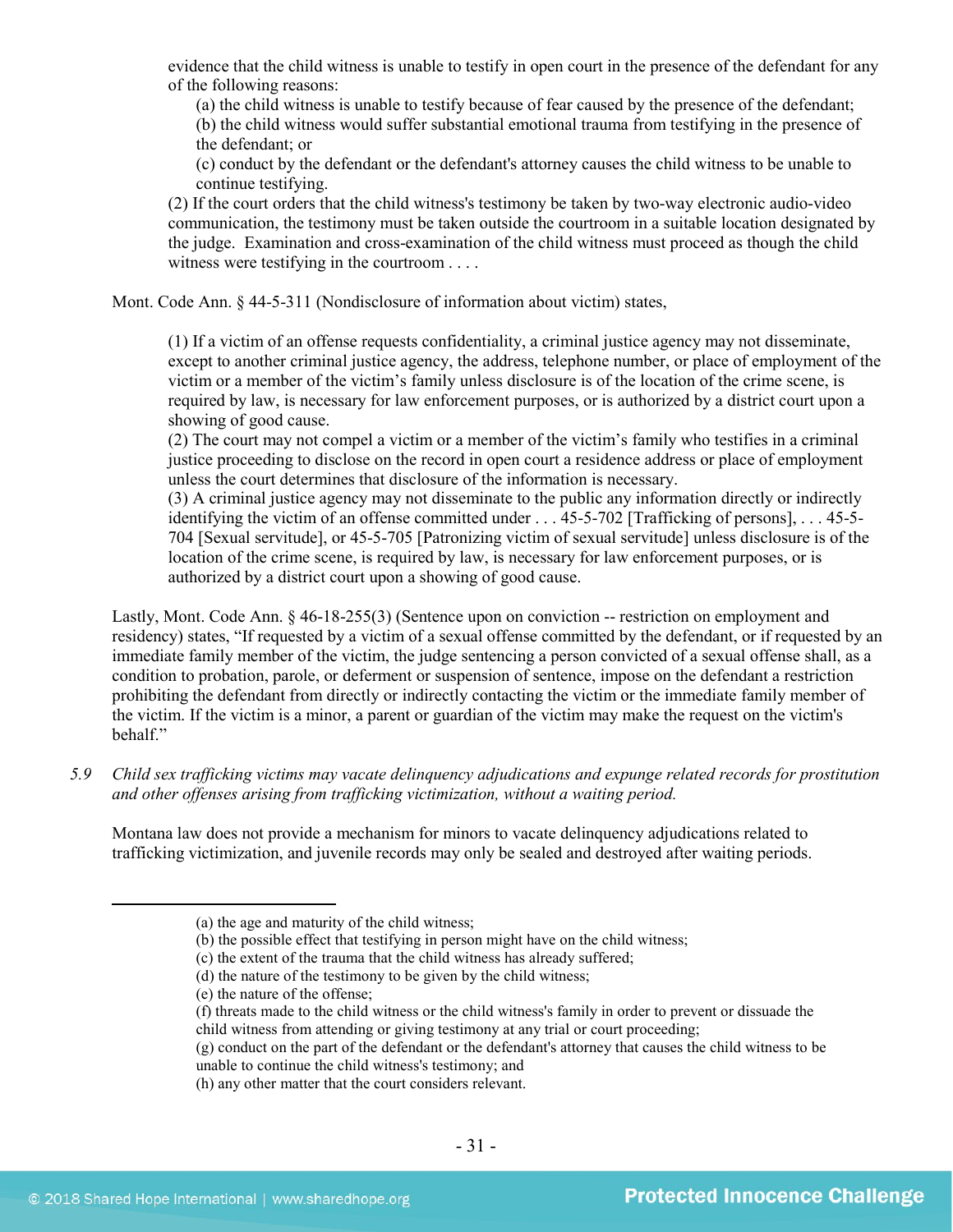evidence that the child witness is unable to testify in open court in the presence of the defendant for any of the following reasons:

(a) the child witness is unable to testify because of fear caused by the presence of the defendant;
(b) the child witness would suffer substantial emotional trauma from testifying in the presence of the defendant; or
(c) conduct by the defendant or the defendant's attorney causes the child witness to be unable to continue testifying.

(2) If the court orders that the child witness's testimony be taken by two-way electronic audio-video communication, the testimony must be taken outside the courtroom in a suitable location designated by the judge. Examination and cross-examination of the child witness must proceed as though the child witness were testifying in the courtroom . . . .

Mont. Code Ann. § 44-5-311 (Nondisclosure of information about victim) states,

> (1) If a victim of an offense requests confidentiality, a criminal justice agency may not disseminate, except to another criminal justice agency, the address, telephone number, or place of employment of the victim or a member of the victim's family unless disclosure is of the location of the crime scene, is required by law, is necessary for law enforcement purposes, or is authorized by a district court upon a showing of good cause.
> (2) The court may not compel a victim or a member of the victim's family who testifies in a criminal justice proceeding to disclose on the record in open court a residence address or place of employment unless the court determines that disclosure of the information is necessary.
> (3) A criminal justice agency may not disseminate to the public any information directly or indirectly identifying the victim of an offense committed under . . . 45-5-702 [Trafficking of persons], . . . 45-5-704 [Sexual servitude], or 45-5-705 [Patronizing victim of sexual servitude] unless disclosure is of the location of the crime scene, is required by law, is necessary for law enforcement purposes, or is authorized by a district court upon a showing of good cause.

Lastly, Mont. Code Ann. § 46-18-255(3) (Sentence upon on conviction -- restriction on employment and residency) states, "If requested by a victim of a sexual offense committed by the defendant, or if requested by an immediate family member of the victim, the judge sentencing a person convicted of a sexual offense shall, as a condition to probation, parole, or deferment or suspension of sentence, impose on the defendant a restriction prohibiting the defendant from directly or indirectly contacting the victim or the immediate family member of the victim. If the victim is a minor, a parent or guardian of the victim may make the request on the victim's behalf."

*5.9 Child sex trafficking victims may vacate delinquency adjudications and expunge related records for prostitution and other offenses arising from trafficking victimization, without a waiting period.*

Montana law does not provide a mechanism for minors to vacate delinquency adjudications related to trafficking victimization, and juvenile records may only be sealed and destroyed after waiting periods.

---

(a) the age and maturity of the child witness;
(b) the possible effect that testifying in person might have on the child witness;
(c) the extent of the trauma that the child witness has already suffered;
(d) the nature of the testimony to be given by the child witness;
(e) the nature of the offense;
(f) threats made to the child witness or the child witness's family in order to prevent or dissuade the child witness from attending or giving testimony at any trial or court proceeding;
(g) conduct on the part of the defendant or the defendant's attorney that causes the child witness to be unable to continue the child witness's testimony; and
(h) any other matter that the court considers relevant.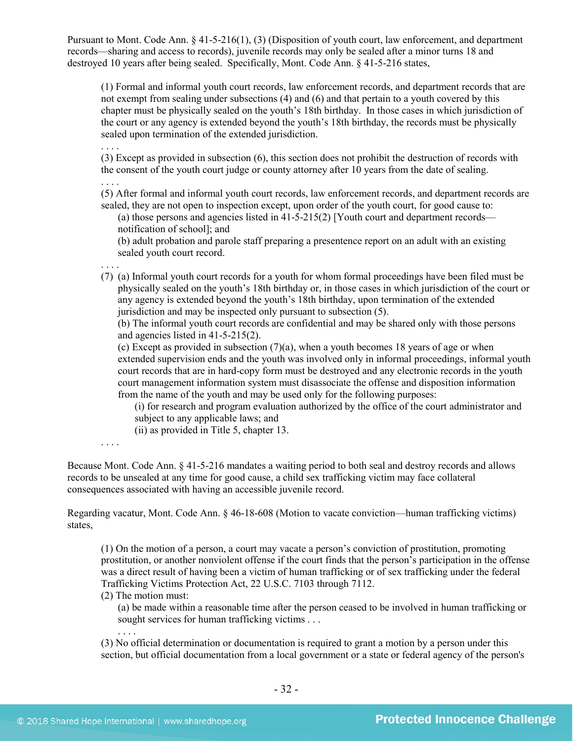Pursuant to Mont. Code Ann. § 41-5-216(1), (3) (Disposition of youth court, law enforcement, and department records—sharing and access to records), juvenile records may only be sealed after a minor turns 18 and destroyed 10 years after being sealed. Specifically, Mont. Code Ann. § 41-5-216 states,

> (1) Formal and informal youth court records, law enforcement records, and department records that are not exempt from sealing under subsections (4) and (6) and that pertain to a youth covered by this chapter must be physically sealed on the youth's 18th birthday. In those cases in which jurisdiction of the court or any agency is extended beyond the youth's 18th birthday, the records must be physically sealed upon termination of the extended jurisdiction.
>
> . . . .
>
> (3) Except as provided in subsection (6), this section does not prohibit the destruction of records with the consent of the youth court judge or county attorney after 10 years from the date of sealing.
>
> . . . .
>
> (5) After formal and informal youth court records, law enforcement records, and department records are sealed, they are not open to inspection except, upon order of the youth court, for good cause to:
>
> (a) those persons and agencies listed in 41-5-215(2) [Youth court and department records—notification of school]; and
>
> (b) adult probation and parole staff preparing a presentence report on an adult with an existing sealed youth court record.
>
> . . . .
>
> (7) (a) Informal youth court records for a youth for whom formal proceedings have been filed must be physically sealed on the youth's 18th birthday or, in those cases in which jurisdiction of the court or any agency is extended beyond the youth's 18th birthday, upon termination of the extended jurisdiction and may be inspected only pursuant to subsection (5).
>
> (b) The informal youth court records are confidential and may be shared only with those persons and agencies listed in 41-5-215(2).
>
> (c) Except as provided in subsection (7)(a), when a youth becomes 18 years of age or when extended supervision ends and the youth was involved only in informal proceedings, informal youth court records that are in hard-copy form must be destroyed and any electronic records in the youth court management information system must disassociate the offense and disposition information from the name of the youth and may be used only for the following purposes:
>
> (i) for research and program evaluation authorized by the office of the court administrator and subject to any applicable laws; and
>
> (ii) as provided in Title 5, chapter 13.
>
> . . . .

Because Mont. Code Ann. § 41-5-216 mandates a waiting period to both seal and destroy records and allows records to be unsealed at any time for good cause, a child sex trafficking victim may face collateral consequences associated with having an accessible juvenile record.

Regarding vacatur, Mont. Code Ann. § 46-18-608 (Motion to vacate conviction—human trafficking victims) states,

> (1) On the motion of a person, a court may vacate a person's conviction of prostitution, promoting prostitution, or another nonviolent offense if the court finds that the person's participation in the offense was a direct result of having been a victim of human trafficking or of sex trafficking under the federal Trafficking Victims Protection Act, 22 U.S.C. 7103 through 7112.
>
> (2) The motion must:
>
> (a) be made within a reasonable time after the person ceased to be involved in human trafficking or sought services for human trafficking victims . . .
>
> . . . .
>
> (3) No official determination or documentation is required to grant a motion by a person under this section, but official documentation from a local government or a state or federal agency of the person's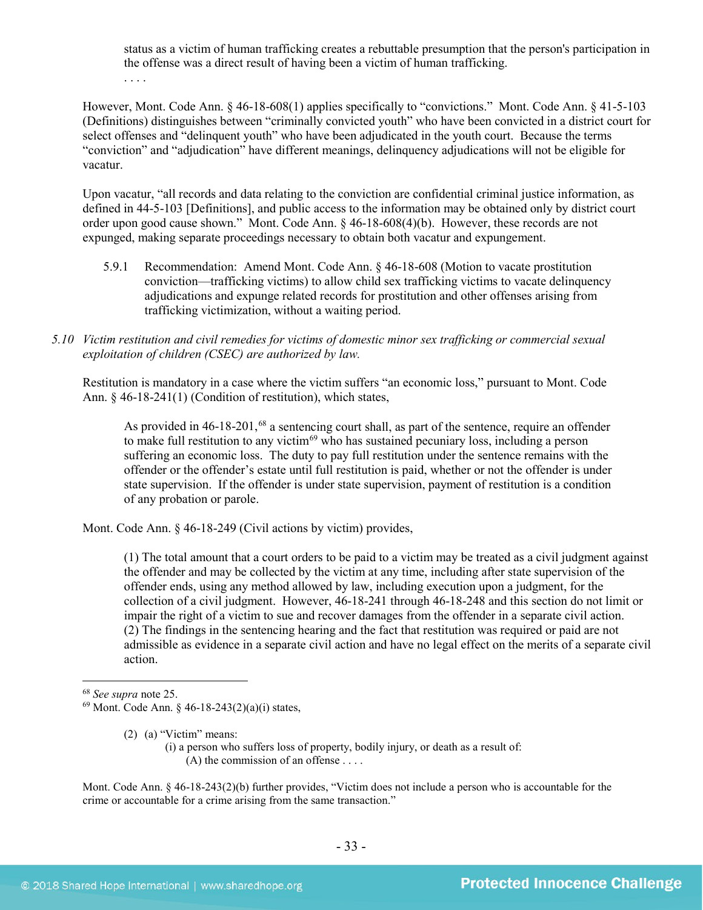> status as a victim of human trafficking creates a rebuttable presumption that the person's participation in the offense was a direct result of having been a victim of human trafficking.
>
> . . . .

However, Mont. Code Ann. § 46-18-608(1) applies specifically to "convictions." Mont. Code Ann. § 41-5-103 (Definitions) distinguishes between "criminally convicted youth" who have been convicted in a district court for select offenses and "delinquent youth" who have been adjudicated in the youth court. Because the terms "conviction" and "adjudication" have different meanings, delinquency adjudications will not be eligible for vacatur.

Upon vacatur, "all records and data relating to the conviction are confidential criminal justice information, as defined in 44-5-103 [Definitions], and public access to the information may be obtained only by district court order upon good cause shown." Mont. Code Ann. § 46-18-608(4)(b). However, these records are not expunged, making separate proceedings necessary to obtain both vacatur and expungement.

5.9.1 Recommendation: Amend Mont. Code Ann. § 46-18-608 (Motion to vacate prostitution conviction—trafficking victims) to allow child sex trafficking victims to vacate delinquency adjudications and expunge related records for prostitution and other offenses arising from trafficking victimization, without a waiting period.

*5.10 Victim restitution and civil remedies for victims of domestic minor sex trafficking or commercial sexual exploitation of children (CSEC) are authorized by law.*

Restitution is mandatory in a case where the victim suffers "an economic loss," pursuant to Mont. Code Ann. § 46-18-241(1) (Condition of restitution), which states,

> As provided in 46-18-201,[68] a sentencing court shall, as part of the sentence, require an offender to make full restitution to any victim[69] who has sustained pecuniary loss, including a person suffering an economic loss. The duty to pay full restitution under the sentence remains with the offender or the offender's estate until full restitution is paid, whether or not the offender is under state supervision. If the offender is under state supervision, payment of restitution is a condition of any probation or parole.

Mont. Code Ann. § 46-18-249 (Civil actions by victim) provides,

> (1) The total amount that a court orders to be paid to a victim may be treated as a civil judgment against the offender and may be collected by the victim at any time, including after state supervision of the offender ends, using any method allowed by law, including execution upon a judgment, for the collection of a civil judgment. However, 46-18-241 through 46-18-248 and this section do not limit or impair the right of a victim to sue and recover damages from the offender in a separate civil action.
> (2) The findings in the sentencing hearing and the fact that restitution was required or paid are not admissible as evidence in a separate civil action and have no legal effect on the merits of a separate civil action.

---

[68] *See supra* note 25.

[69] Mont. Code Ann. § 46-18-243(2)(a)(i) states,

> (2) (a) "Victim" means:
> (i) a person who suffers loss of property, bodily injury, or death as a result of:
> (A) the commission of an offense . . . .

Mont. Code Ann. § 46-18-243(2)(b) further provides, "Victim does not include a person who is accountable for the crime or accountable for a crime arising from the same transaction."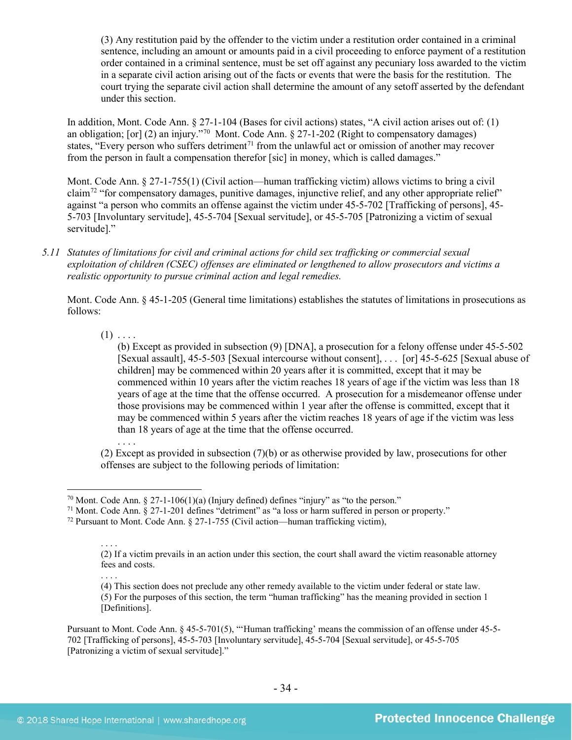> (3) Any restitution paid by the offender to the victim under a restitution order contained in a criminal sentence, including an amount or amounts paid in a civil proceeding to enforce payment of a restitution order contained in a criminal sentence, must be set off against any pecuniary loss awarded to the victim in a separate civil action arising out of the facts or events that were the basis for the restitution. The court trying the separate civil action shall determine the amount of any setoff asserted by the defendant under this section.

In addition, Mont. Code Ann. § 27-1-104 (Bases for civil actions) states, "A civil action arises out of: (1) an obligation; [or] (2) an injury."[70] Mont. Code Ann. § 27-1-202 (Right to compensatory damages) states, "Every person who suffers detriment[71] from the unlawful act or omission of another may recover from the person in fault a compensation therefor [sic] in money, which is called damages."

Mont. Code Ann. § 27-1-755(1) (Civil action—human trafficking victim) allows victims to bring a civil claim[72] "for compensatory damages, punitive damages, injunctive relief, and any other appropriate relief" against "a person who commits an offense against the victim under 45-5-702 [Trafficking of persons], 45-5-703 [Involuntary servitude], 45-5-704 [Sexual servitude], or 45-5-705 [Patronizing a victim of sexual servitude]."

5.11 *Statutes of limitations for civil and criminal actions for child sex trafficking or commercial sexual exploitation of children (CSEC) offenses are eliminated or lengthened to allow prosecutors and victims a realistic opportunity to pursue criminal action and legal remedies.*

Mont. Code Ann. § 45-1-205 (General time limitations) establishes the statutes of limitations in prosecutions as follows:

> (1) . . . .
>
> (b) Except as provided in subsection (9) [DNA], a prosecution for a felony offense under 45-5-502 [Sexual assault], 45-5-503 [Sexual intercourse without consent], . . . [or] 45-5-625 [Sexual abuse of children] may be commenced within 20 years after it is committed, except that it may be commenced within 10 years after the victim reaches 18 years of age if the victim was less than 18 years of age at the time that the offense occurred. A prosecution for a misdemeanor offense under those provisions may be commenced within 1 year after the offense is committed, except that it may be commenced within 5 years after the victim reaches 18 years of age if the victim was less than 18 years of age at the time that the offense occurred.
>
> . . . .
>
> (2) Except as provided in subsection (7)(b) or as otherwise provided by law, prosecutions for other offenses are subject to the following periods of limitation:

---

[70] Mont. Code Ann. § 27-1-106(1)(a) (Injury defined) defines "injury" as "to the person."

[71] Mont. Code Ann. § 27-1-201 defines "detriment" as "a loss or harm suffered in person or property."

[72] Pursuant to Mont. Code Ann. § 27-1-755 (Civil action—human trafficking victim),

> . . . .
>
> (2) If a victim prevails in an action under this section, the court shall award the victim reasonable attorney fees and costs.
>
> . . . .
>
> (4) This section does not preclude any other remedy available to the victim under federal or state law.
>
> (5) For the purposes of this section, the term "human trafficking" has the meaning provided in section 1 [Definitions].

Pursuant to Mont. Code Ann. § 45-5-701(5), "'Human trafficking' means the commission of an offense under 45-5-702 [Trafficking of persons], 45-5-703 [Involuntary servitude], 45-5-704 [Sexual servitude], or 45-5-705 [Patronizing a victim of sexual servitude]."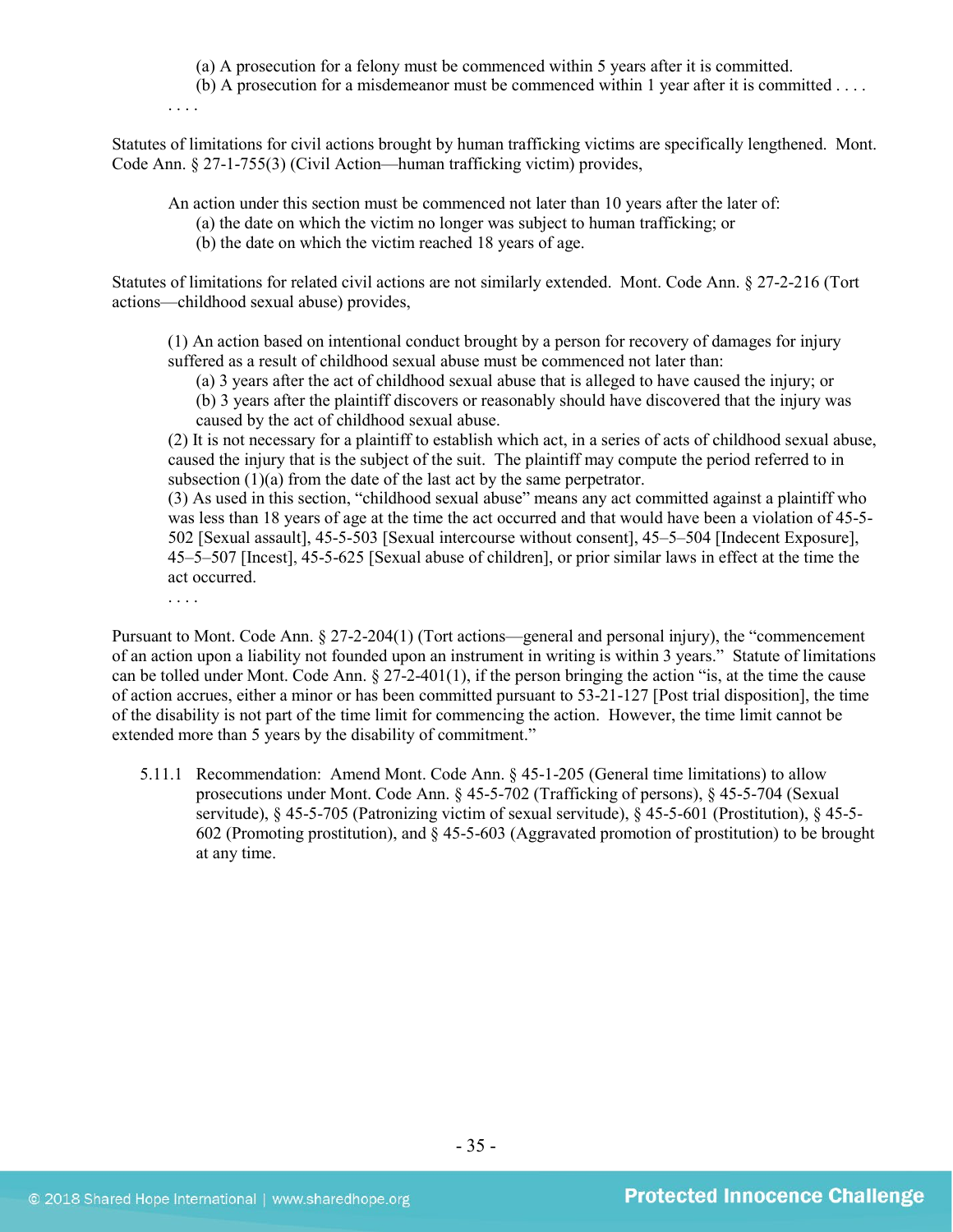(a) A prosecution for a felony must be commenced within 5 years after it is committed.
(b) A prosecution for a misdemeanor must be commenced within 1 year after it is committed . . . .

. . . .

Statutes of limitations for civil actions brought by human trafficking victims are specifically lengthened. Mont. Code Ann. § 27-1-755(3) (Civil Action—human trafficking victim) provides,

> An action under this section must be commenced not later than 10 years after the later of:
> (a) the date on which the victim no longer was subject to human trafficking; or
> (b) the date on which the victim reached 18 years of age.

Statutes of limitations for related civil actions are not similarly extended. Mont. Code Ann. § 27-2-216 (Tort actions—childhood sexual abuse) provides,

> (1) An action based on intentional conduct brought by a person for recovery of damages for injury suffered as a result of childhood sexual abuse must be commenced not later than:
> (a) 3 years after the act of childhood sexual abuse that is alleged to have caused the injury; or
> (b) 3 years after the plaintiff discovers or reasonably should have discovered that the injury was caused by the act of childhood sexual abuse.
> (2) It is not necessary for a plaintiff to establish which act, in a series of acts of childhood sexual abuse, caused the injury that is the subject of the suit. The plaintiff may compute the period referred to in subsection (1)(a) from the date of the last act by the same perpetrator.
> (3) As used in this section, "childhood sexual abuse" means any act committed against a plaintiff who was less than 18 years of age at the time the act occurred and that would have been a violation of 45-5-502 [Sexual assault], 45-5-503 [Sexual intercourse without consent], 45–5–504 [Indecent Exposure], 45–5–507 [Incest], 45-5-625 [Sexual abuse of children], or prior similar laws in effect at the time the act occurred.
> . . . .

Pursuant to Mont. Code Ann. § 27-2-204(1) (Tort actions—general and personal injury), the "commencement of an action upon a liability not founded upon an instrument in writing is within 3 years." Statute of limitations can be tolled under Mont. Code Ann. § 27-2-401(1), if the person bringing the action "is, at the time the cause of action accrues, either a minor or has been committed pursuant to 53-21-127 [Post trial disposition], the time of the disability is not part of the time limit for commencing the action. However, the time limit cannot be extended more than 5 years by the disability of commitment."

5.11.1 Recommendation: Amend Mont. Code Ann. § 45-1-205 (General time limitations) to allow prosecutions under Mont. Code Ann. § 45-5-702 (Trafficking of persons), § 45-5-704 (Sexual servitude), § 45-5-705 (Patronizing victim of sexual servitude), § 45-5-601 (Prostitution), § 45-5-602 (Promoting prostitution), and § 45-5-603 (Aggravated promotion of prostitution) to be brought at any time.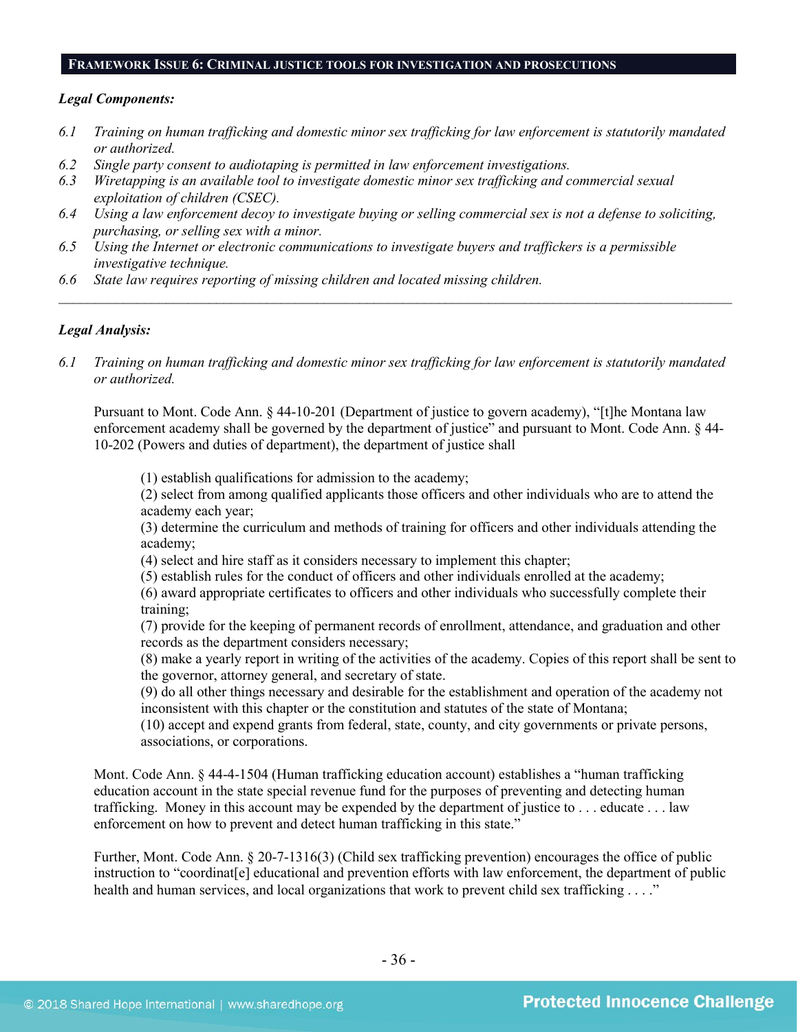## FRAMEWORK ISSUE 6: CRIMINAL JUSTICE TOOLS FOR INVESTIGATION AND PROSECUTIONS

***Legal Components:***

*6.1 Training on human trafficking and domestic minor sex trafficking for law enforcement is statutorily mandated or authorized.*

*6.2 Single party consent to audiotaping is permitted in law enforcement investigations.*

*6.3 Wiretapping is an available tool to investigate domestic minor sex trafficking and commercial sexual exploitation of children (CSEC).*

*6.4 Using a law enforcement decoy to investigate buying or selling commercial sex is not a defense to soliciting, purchasing, or selling sex with a minor.*

*6.5 Using the Internet or electronic communications to investigate buyers and traffickers is a permissible investigative technique.*

*6.6 State law requires reporting of missing children and located missing children.*

---

***Legal Analysis:***

*6.1 Training on human trafficking and domestic minor sex trafficking for law enforcement is statutorily mandated or authorized.*

Pursuant to Mont. Code Ann. § 44-10-201 (Department of justice to govern academy), "[t]he Montana law enforcement academy shall be governed by the department of justice" and pursuant to Mont. Code Ann. § 44-10-202 (Powers and duties of department), the department of justice shall

> (1) establish qualifications for admission to the academy;
> (2) select from among qualified applicants those officers and other individuals who are to attend the academy each year;
> (3) determine the curriculum and methods of training for officers and other individuals attending the academy;
> (4) select and hire staff as it considers necessary to implement this chapter;
> (5) establish rules for the conduct of officers and other individuals enrolled at the academy;
> (6) award appropriate certificates to officers and other individuals who successfully complete their training;
> (7) provide for the keeping of permanent records of enrollment, attendance, and graduation and other records as the department considers necessary;
> (8) make a yearly report in writing of the activities of the academy. Copies of this report shall be sent to the governor, attorney general, and secretary of state.
> (9) do all other things necessary and desirable for the establishment and operation of the academy not inconsistent with this chapter or the constitution and statutes of the state of Montana;
> (10) accept and expend grants from federal, state, county, and city governments or private persons, associations, or corporations.

Mont. Code Ann. § 44-4-1504 (Human trafficking education account) establishes a "human trafficking education account in the state special revenue fund for the purposes of preventing and detecting human trafficking. Money in this account may be expended by the department of justice to . . . educate . . . law enforcement on how to prevent and detect human trafficking in this state."

Further, Mont. Code Ann. § 20-7-1316(3) (Child sex trafficking prevention) encourages the office of public instruction to "coordinat[e] educational and prevention efforts with law enforcement, the department of public health and human services, and local organizations that work to prevent child sex trafficking . . . ."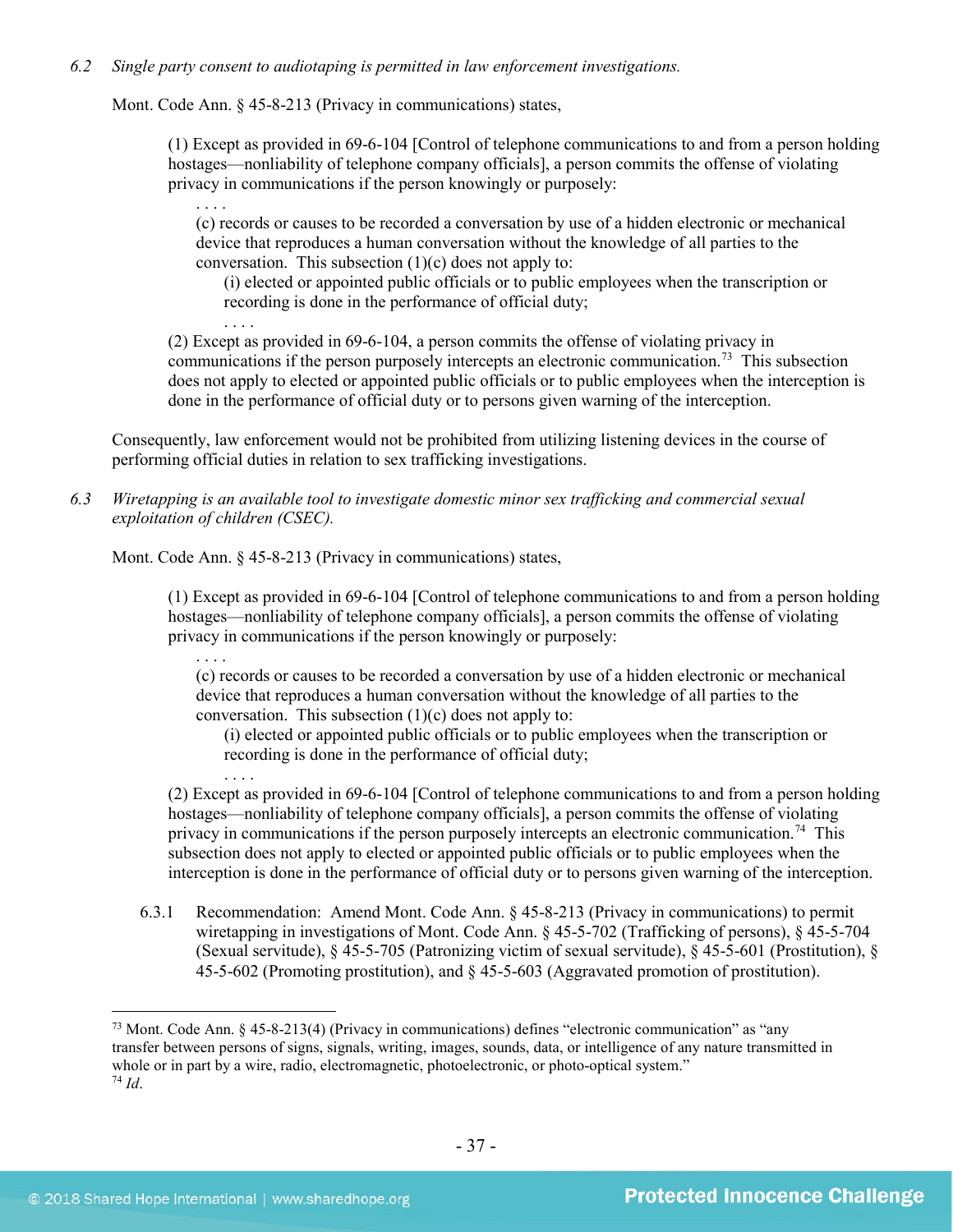*6.2 Single party consent to audiotaping is permitted in law enforcement investigations.*

Mont. Code Ann. § 45-8-213 (Privacy in communications) states,

> (1) Except as provided in 69-6-104 [Control of telephone communications to and from a person holding hostages—nonliability of telephone company officials], a person commits the offense of violating privacy in communications if the person knowingly or purposely:
>
> . . . .
>
> (c) records or causes to be recorded a conversation by use of a hidden electronic or mechanical device that reproduces a human conversation without the knowledge of all parties to the conversation. This subsection (1)(c) does not apply to:
>
> (i) elected or appointed public officials or to public employees when the transcription or recording is done in the performance of official duty;
>
> . . . .
>
> (2) Except as provided in 69-6-104, a person commits the offense of violating privacy in communications if the person purposely intercepts an electronic communication.[73] This subsection does not apply to elected or appointed public officials or to public employees when the interception is done in the performance of official duty or to persons given warning of the interception.

Consequently, law enforcement would not be prohibited from utilizing listening devices in the course of performing official duties in relation to sex trafficking investigations.

*6.3 Wiretapping is an available tool to investigate domestic minor sex trafficking and commercial sexual exploitation of children (CSEC).*

Mont. Code Ann. § 45-8-213 (Privacy in communications) states,

> (1) Except as provided in 69-6-104 [Control of telephone communications to and from a person holding hostages—nonliability of telephone company officials], a person commits the offense of violating privacy in communications if the person knowingly or purposely:
>
> . . . .
>
> (c) records or causes to be recorded a conversation by use of a hidden electronic or mechanical device that reproduces a human conversation without the knowledge of all parties to the conversation. This subsection (1)(c) does not apply to:
>
> (i) elected or appointed public officials or to public employees when the transcription or recording is done in the performance of official duty;
>
> . . . .
>
> (2) Except as provided in 69-6-104 [Control of telephone communications to and from a person holding hostages—nonliability of telephone company officials], a person commits the offense of violating privacy in communications if the person purposely intercepts an electronic communication.[74] This subsection does not apply to elected or appointed public officials or to public employees when the interception is done in the performance of official duty or to persons given warning of the interception.

6.3.1 Recommendation: Amend Mont. Code Ann. § 45-8-213 (Privacy in communications) to permit wiretapping in investigations of Mont. Code Ann. § 45-5-702 (Trafficking of persons), § 45-5-704 (Sexual servitude), § 45-5-705 (Patronizing victim of sexual servitude), § 45-5-601 (Prostitution), § 45-5-602 (Promoting prostitution), and § 45-5-603 (Aggravated promotion of prostitution).

---

[73] Mont. Code Ann. § 45-8-213(4) (Privacy in communications) defines "electronic communication" as "any transfer between persons of signs, signals, writing, images, sounds, data, or intelligence of any nature transmitted in whole or in part by a wire, radio, electromagnetic, photoelectronic, or photo-optical system."

[74] *Id.*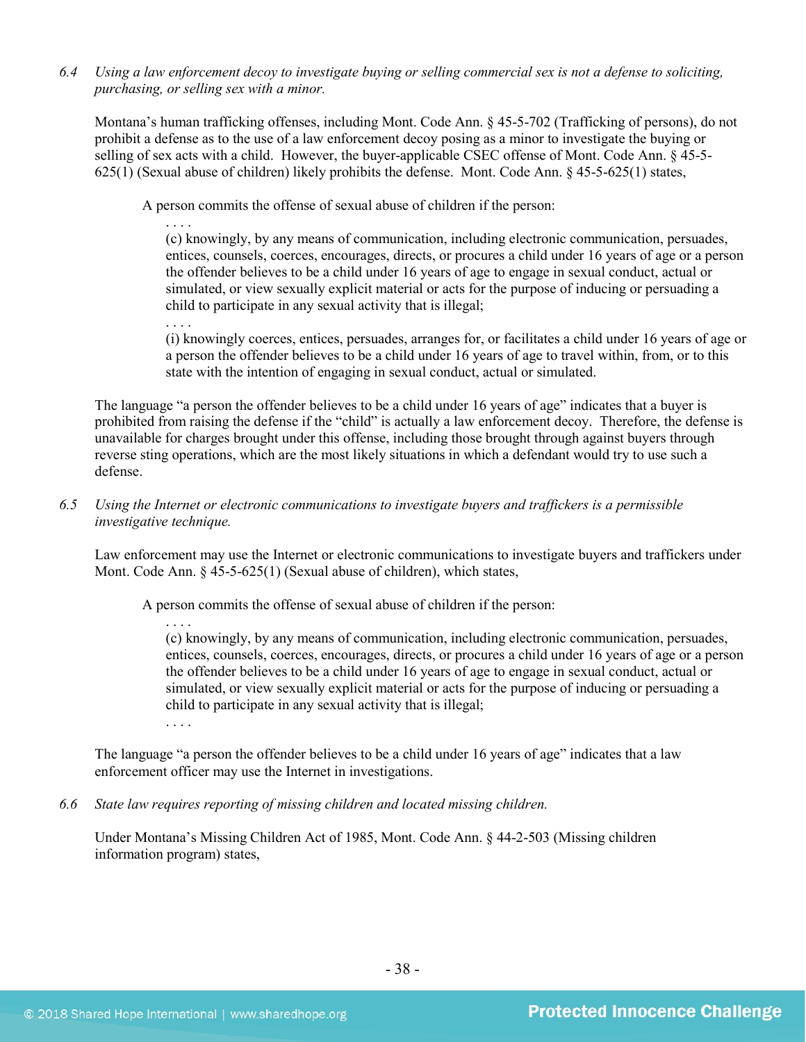*6.4 Using a law enforcement decoy to investigate buying or selling commercial sex is not a defense to soliciting, purchasing, or selling sex with a minor.*

Montana's human trafficking offenses, including Mont. Code Ann. § 45-5-702 (Trafficking of persons), do not prohibit a defense as to the use of a law enforcement decoy posing as a minor to investigate the buying or selling of sex acts with a child. However, the buyer-applicable CSEC offense of Mont. Code Ann. § 45-5-625(1) (Sexual abuse of children) likely prohibits the defense. Mont. Code Ann. § 45-5-625(1) states,

> A person commits the offense of sexual abuse of children if the person:
>
> . . . .
>
> (c) knowingly, by any means of communication, including electronic communication, persuades, entices, counsels, coerces, encourages, directs, or procures a child under 16 years of age or a person the offender believes to be a child under 16 years of age to engage in sexual conduct, actual or simulated, or view sexually explicit material or acts for the purpose of inducing or persuading a child to participate in any sexual activity that is illegal;
>
> . . . .
>
> (i) knowingly coerces, entices, persuades, arranges for, or facilitates a child under 16 years of age or a person the offender believes to be a child under 16 years of age to travel within, from, or to this state with the intention of engaging in sexual conduct, actual or simulated.

The language "a person the offender believes to be a child under 16 years of age" indicates that a buyer is prohibited from raising the defense if the "child" is actually a law enforcement decoy. Therefore, the defense is unavailable for charges brought under this offense, including those brought through against buyers through reverse sting operations, which are the most likely situations in which a defendant would try to use such a defense.

*6.5 Using the Internet or electronic communications to investigate buyers and traffickers is a permissible investigative technique.*

Law enforcement may use the Internet or electronic communications to investigate buyers and traffickers under Mont. Code Ann. § 45-5-625(1) (Sexual abuse of children), which states,

> A person commits the offense of sexual abuse of children if the person:
>
> . . . .
>
> (c) knowingly, by any means of communication, including electronic communication, persuades, entices, counsels, coerces, encourages, directs, or procures a child under 16 years of age or a person the offender believes to be a child under 16 years of age to engage in sexual conduct, actual or simulated, or view sexually explicit material or acts for the purpose of inducing or persuading a child to participate in any sexual activity that is illegal;
>
> . . . .

The language "a person the offender believes to be a child under 16 years of age" indicates that a law enforcement officer may use the Internet in investigations.

*6.6 State law requires reporting of missing children and located missing children.*

Under Montana's Missing Children Act of 1985, Mont. Code Ann. § 44-2-503 (Missing children information program) states,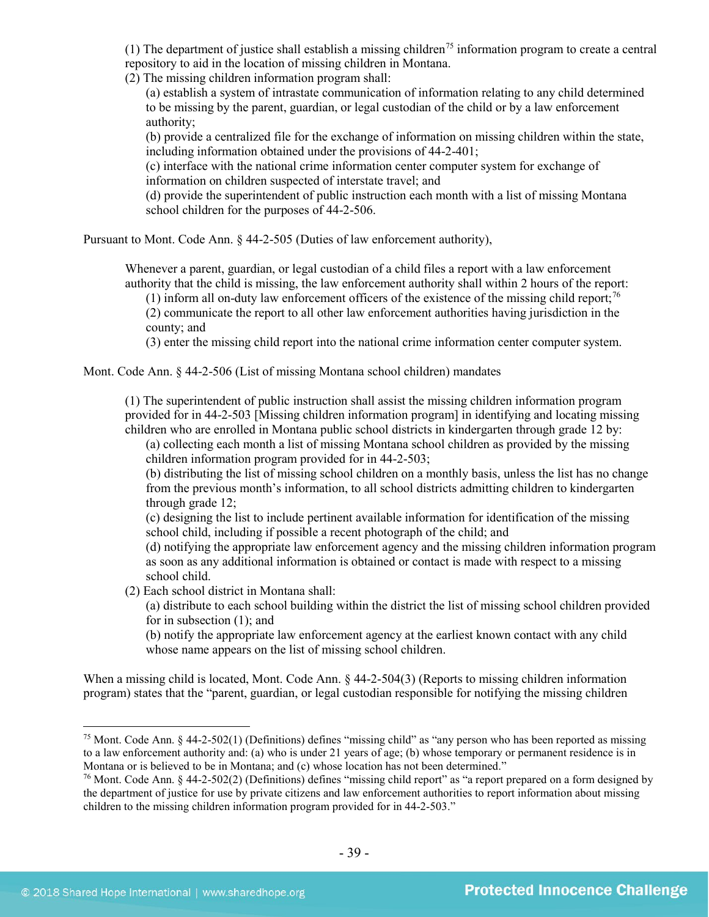(1) The department of justice shall establish a missing children[75] information program to create a central repository to aid in the location of missing children in Montana.

(2) The missing children information program shall:

(a) establish a system of intrastate communication of information relating to any child determined to be missing by the parent, guardian, or legal custodian of the child or by a law enforcement authority;

(b) provide a centralized file for the exchange of information on missing children within the state, including information obtained under the provisions of 44-2-401;

(c) interface with the national crime information center computer system for exchange of information on children suspected of interstate travel; and

(d) provide the superintendent of public instruction each month with a list of missing Montana school children for the purposes of 44-2-506.

Pursuant to Mont. Code Ann. § 44-2-505 (Duties of law enforcement authority),

> Whenever a parent, guardian, or legal custodian of a child files a report with a law enforcement authority that the child is missing, the law enforcement authority shall within 2 hours of the report:
>
> (1) inform all on-duty law enforcement officers of the existence of the missing child report;[76]
>
> (2) communicate the report to all other law enforcement authorities having jurisdiction in the county; and
>
> (3) enter the missing child report into the national crime information center computer system.

Mont. Code Ann. § 44-2-506 (List of missing Montana school children) mandates

> (1) The superintendent of public instruction shall assist the missing children information program provided for in 44-2-503 [Missing children information program] in identifying and locating missing children who are enrolled in Montana public school districts in kindergarten through grade 12 by:
>
> (a) collecting each month a list of missing Montana school children as provided by the missing children information program provided for in 44-2-503;
>
> (b) distributing the list of missing school children on a monthly basis, unless the list has no change from the previous month's information, to all school districts admitting children to kindergarten through grade 12;
>
> (c) designing the list to include pertinent available information for identification of the missing school child, including if possible a recent photograph of the child; and
>
> (d) notifying the appropriate law enforcement agency and the missing children information program as soon as any additional information is obtained or contact is made with respect to a missing school child.
>
> (2) Each school district in Montana shall:
>
> (a) distribute to each school building within the district the list of missing school children provided for in subsection (1); and
>
> (b) notify the appropriate law enforcement agency at the earliest known contact with any child whose name appears on the list of missing school children.

When a missing child is located, Mont. Code Ann. § 44-2-504(3) (Reports to missing children information program) states that the "parent, guardian, or legal custodian responsible for notifying the missing children

---

[75] Mont. Code Ann. § 44-2-502(1) (Definitions) defines "missing child" as "any person who has been reported as missing to a law enforcement authority and: (a) who is under 21 years of age; (b) whose temporary or permanent residence is in Montana or is believed to be in Montana; and (c) whose location has not been determined."

[76] Mont. Code Ann. § 44-2-502(2) (Definitions) defines "missing child report" as "a report prepared on a form designed by the department of justice for use by private citizens and law enforcement authorities to report information about missing children to the missing children information program provided for in 44-2-503."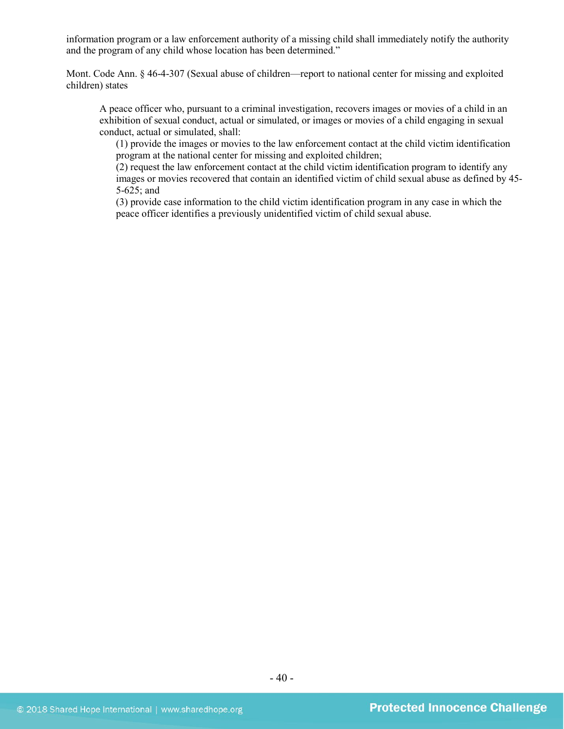information program or a law enforcement authority of a missing child shall immediately notify the authority and the program of any child whose location has been determined."

Mont. Code Ann. § 46-4-307 (Sexual abuse of children—report to national center for missing and exploited children) states

> A peace officer who, pursuant to a criminal investigation, recovers images or movies of a child in an exhibition of sexual conduct, actual or simulated, or images or movies of a child engaging in sexual conduct, actual or simulated, shall:
>
> (1) provide the images or movies to the law enforcement contact at the child victim identification program at the national center for missing and exploited children;
>
> (2) request the law enforcement contact at the child victim identification program to identify any images or movies recovered that contain an identified victim of child sexual abuse as defined by 45-5-625; and
>
> (3) provide case information to the child victim identification program in any case in which the peace officer identifies a previously unidentified victim of child sexual abuse.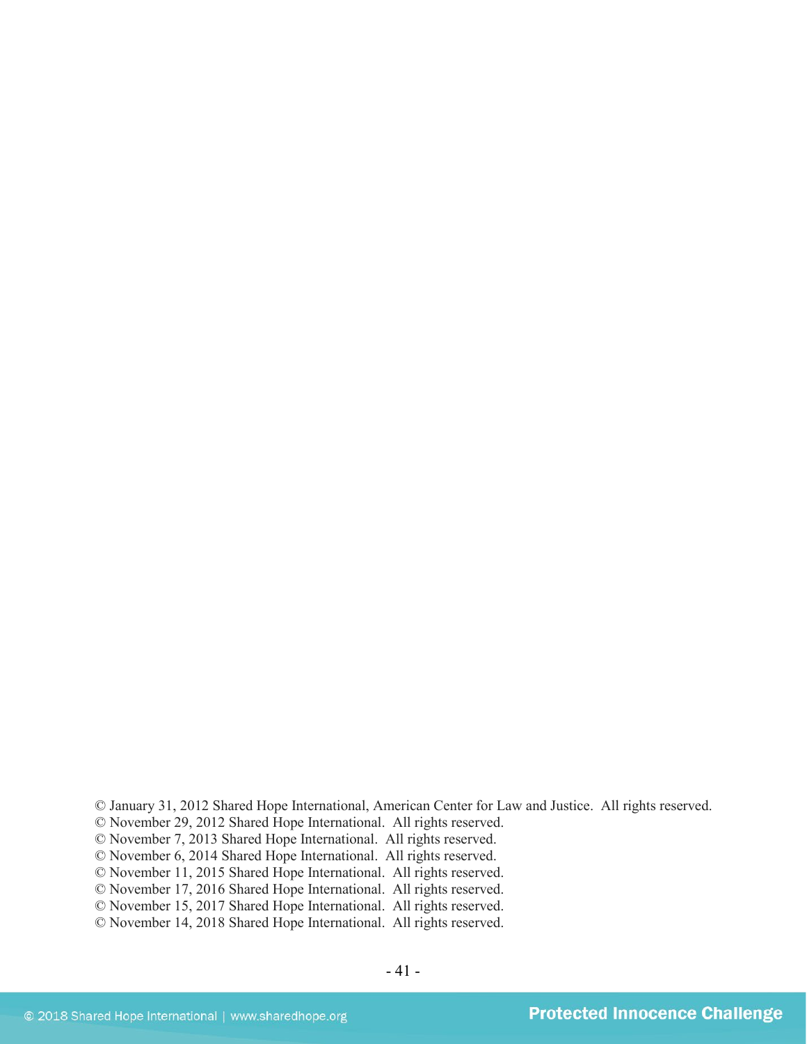© January 31, 2012 Shared Hope International, American Center for Law and Justice. All rights reserved.
© November 29, 2012 Shared Hope International. All rights reserved.
© November 7, 2013 Shared Hope International. All rights reserved.
© November 6, 2014 Shared Hope International. All rights reserved.
© November 11, 2015 Shared Hope International. All rights reserved.
© November 17, 2016 Shared Hope International. All rights reserved.
© November 15, 2017 Shared Hope International. All rights reserved.
© November 14, 2018 Shared Hope International. All rights reserved.